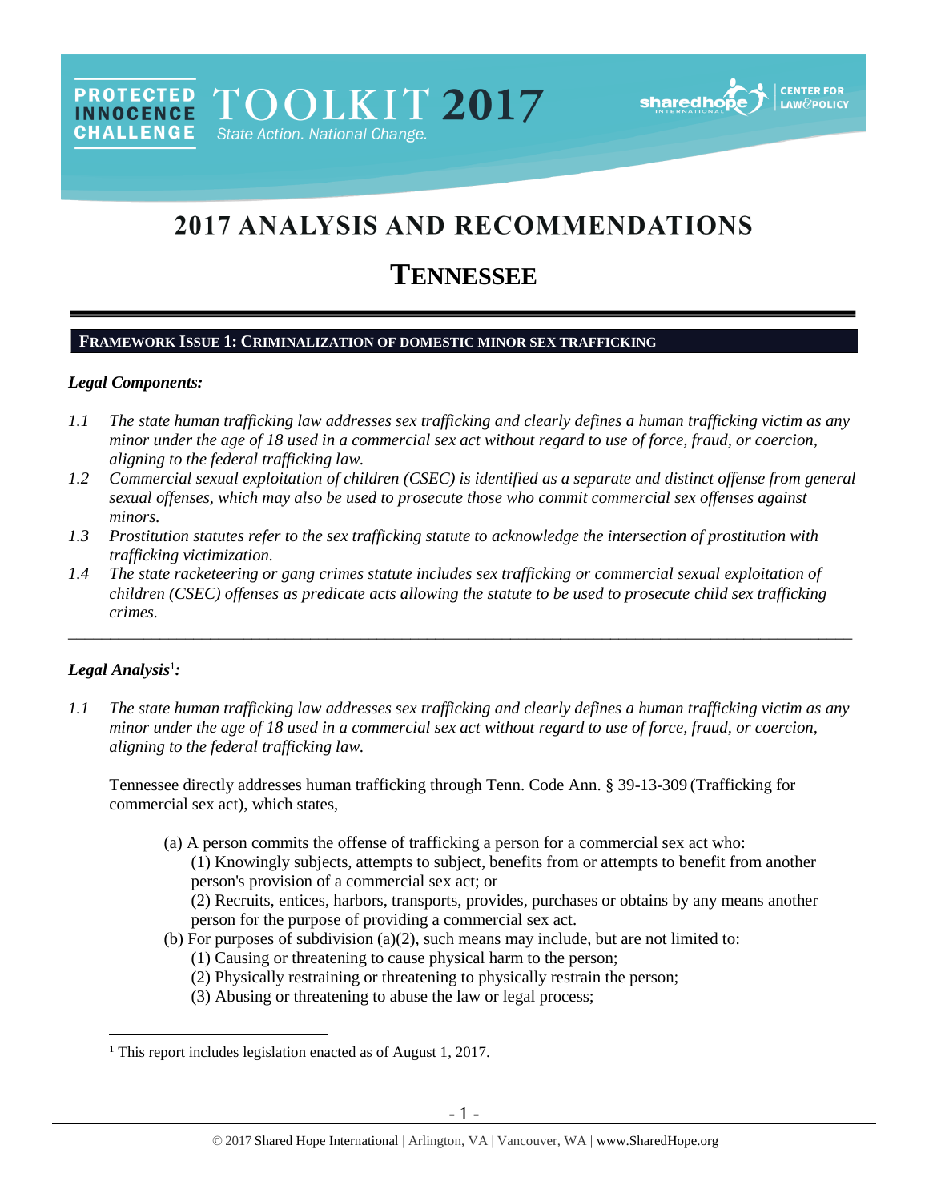PROTECTED INNOCENCE CHALLENGE TOOLKIT 2017 State Action. National Change.

# 2017 ANALYSIS AND RECOMMENDATIONS

# TENNESSEE

## FRAMEWORK ISSUE 1: CRIMINALIZATION OF DOMESTIC MINOR SEX TRAFFICKING

### *Legal Components:*

*1.1 The state human trafficking law addresses sex trafficking and clearly defines a human trafficking victim as any minor under the age of 18 used in a commercial sex act without regard to use of force, fraud, or coercion, aligning to the federal trafficking law.*

*1.2 Commercial sexual exploitation of children (CSEC) is identified as a separate and distinct offense from general sexual offenses, which may also be used to prosecute those who commit commercial sex offenses against minors.*

*1.3 Prostitution statutes refer to the sex trafficking statute to acknowledge the intersection of prostitution with trafficking victimization.*

*1.4 The state racketeering or gang crimes statute includes sex trafficking or commercial sexual exploitation of children (CSEC) offenses as predicate acts allowing the statute to be used to prosecute child sex trafficking crimes.*

---

### *Legal Analysis*[1]*:*

*1.1 The state human trafficking law addresses sex trafficking and clearly defines a human trafficking victim as any minor under the age of 18 used in a commercial sex act without regard to use of force, fraud, or coercion, aligning to the federal trafficking law.*

Tennessee directly addresses human trafficking through Tenn. Code Ann. § 39-13-309 (Trafficking for commercial sex act), which states,

> (a) A person commits the offense of trafficking a person for a commercial sex act who:
> (1) Knowingly subjects, attempts to subject, benefits from or attempts to benefit from another person's provision of a commercial sex act; or
> (2) Recruits, entices, harbors, transports, provides, purchases or obtains by any means another person for the purpose of providing a commercial sex act.
> (b) For purposes of subdivision (a)(2), such means may include, but are not limited to:
> (1) Causing or threatening to cause physical harm to the person;
> (2) Physically restraining or threatening to physically restrain the person;
> (3) Abusing or threatening to abuse the law or legal process;

[1] This report includes legislation enacted as of August 1, 2017.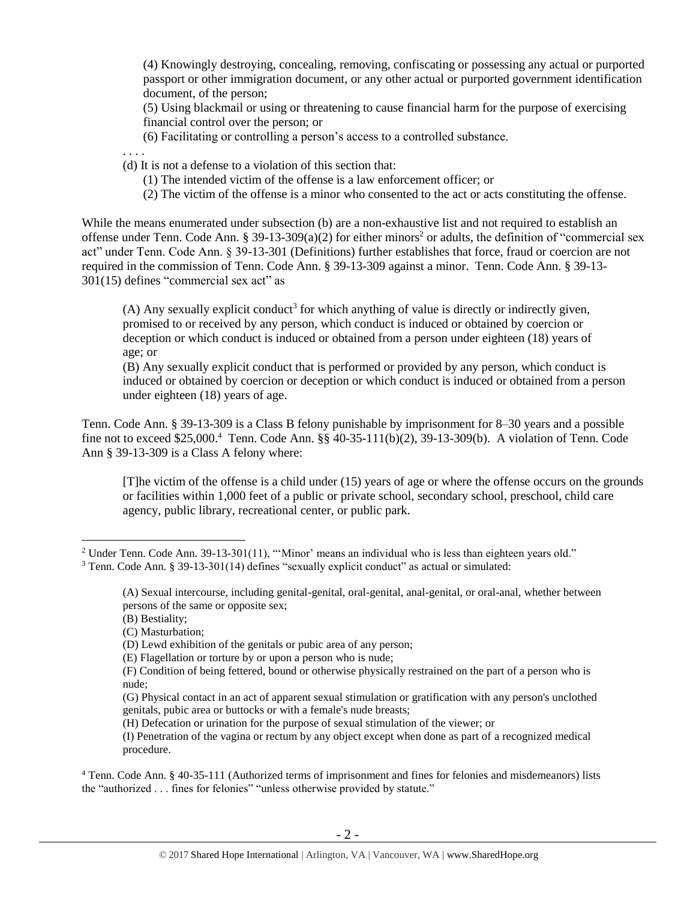(4) Knowingly destroying, concealing, removing, confiscating or possessing any actual or purported passport or other immigration document, or any other actual or purported government identification document, of the person;

(5) Using blackmail or using or threatening to cause financial harm for the purpose of exercising financial control over the person; or

(6) Facilitating or controlling a person's access to a controlled substance.

. . . .

(d) It is not a defense to a violation of this section that:

(1) The intended victim of the offense is a law enforcement officer; or

(2) The victim of the offense is a minor who consented to the act or acts constituting the offense.

While the means enumerated under subsection (b) are a non-exhaustive list and not required to establish an offense under Tenn. Code Ann. § 39-13-309(a)(2) for either minors[2] or adults, the definition of "commercial sex act" under Tenn. Code Ann. § 39-13-301 (Definitions) further establishes that force, fraud or coercion are not required in the commission of Tenn. Code Ann. § 39-13-309 against a minor. Tenn. Code Ann. § 39-13-301(15) defines "commercial sex act" as

> (A) Any sexually explicit conduct[3] for which anything of value is directly or indirectly given, promised to or received by any person, which conduct is induced or obtained by coercion or deception or which conduct is induced or obtained from a person under eighteen (18) years of age; or
>
> (B) Any sexually explicit conduct that is performed or provided by any person, which conduct is induced or obtained by coercion or deception or which conduct is induced or obtained from a person under eighteen (18) years of age.

Tenn. Code Ann. § 39-13-309 is a Class B felony punishable by imprisonment for 8–30 years and a possible fine not to exceed $25,000.[4] Tenn. Code Ann. §§ 40-35-111(b)(2), 39-13-309(b). A violation of Tenn. Code Ann § 39-13-309 is a Class A felony where:

> [T]he victim of the offense is a child under (15) years of age or where the offense occurs on the grounds or facilities within 1,000 feet of a public or private school, secondary school, preschool, child care agency, public library, recreational center, or public park.

---

[2] Under Tenn. Code Ann. 39-13-301(11), "'Minor' means an individual who is less than eighteen years old."

[3] Tenn. Code Ann. § 39-13-301(14) defines "sexually explicit conduct" as actual or simulated:

> (A) Sexual intercourse, including genital-genital, oral-genital, anal-genital, or oral-anal, whether between persons of the same or opposite sex;
>
> (B) Bestiality;
>
> (C) Masturbation;
>
> (D) Lewd exhibition of the genitals or pubic area of any person;
>
> (E) Flagellation or torture by or upon a person who is nude;
>
> (F) Condition of being fettered, bound or otherwise physically restrained on the part of a person who is nude;
>
> (G) Physical contact in an act of apparent sexual stimulation or gratification with any person's unclothed genitals, pubic area or buttocks or with a female's nude breasts;
>
> (H) Defecation or urination for the purpose of sexual stimulation of the viewer; or
>
> (I) Penetration of the vagina or rectum by any object except when done as part of a recognized medical procedure.

[4] Tenn. Code Ann. § 40-35-111 (Authorized terms of imprisonment and fines for felonies and misdemeanors) lists the "authorized . . . fines for felonies" "unless otherwise provided by statute."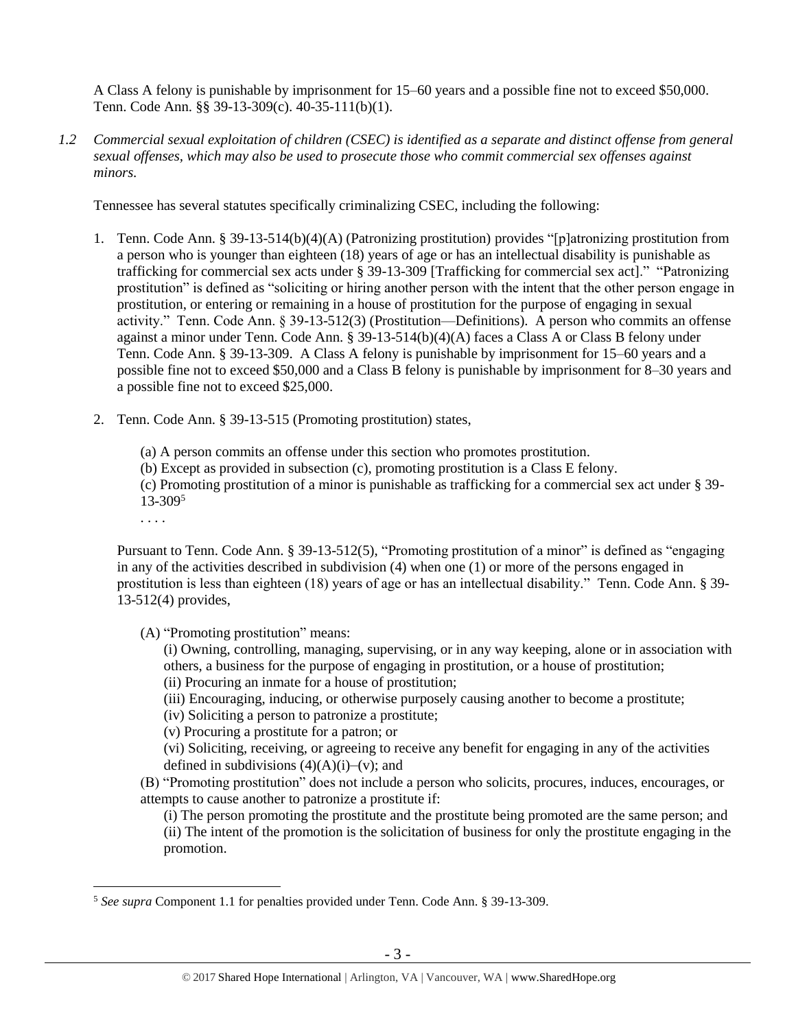A Class A felony is punishable by imprisonment for 15–60 years and a possible fine not to exceed $50,000. Tenn. Code Ann. §§ 39-13-309(c). 40-35-111(b)(1).

*1.2 Commercial sexual exploitation of children (CSEC) is identified as a separate and distinct offense from general sexual offenses, which may also be used to prosecute those who commit commercial sex offenses against minors.*

Tennessee has several statutes specifically criminalizing CSEC, including the following:

1. Tenn. Code Ann. § 39-13-514(b)(4)(A) (Patronizing prostitution) provides "[p]atronizing prostitution from a person who is younger than eighteen (18) years of age or has an intellectual disability is punishable as trafficking for commercial sex acts under § 39-13-309 [Trafficking for commercial sex act]." "Patronizing prostitution" is defined as "soliciting or hiring another person with the intent that the other person engage in prostitution, or entering or remaining in a house of prostitution for the purpose of engaging in sexual activity." Tenn. Code Ann. § 39-13-512(3) (Prostitution—Definitions). A person who commits an offense against a minor under Tenn. Code Ann. § 39-13-514(b)(4)(A) faces a Class A or Class B felony under Tenn. Code Ann. § 39-13-309. A Class A felony is punishable by imprisonment for 15–60 years and a possible fine not to exceed $50,000 and a Class B felony is punishable by imprisonment for 8–30 years and a possible fine not to exceed $25,000.

2. Tenn. Code Ann. § 39-13-515 (Promoting prostitution) states,

   (a) A person commits an offense under this section who promotes prostitution.
   (b) Except as provided in subsection (c), promoting prostitution is a Class E felony.
   (c) Promoting prostitution of a minor is punishable as trafficking for a commercial sex act under § 39-13-309[5]
   . . . .

Pursuant to Tenn. Code Ann. § 39-13-512(5), "Promoting prostitution of a minor" is defined as "engaging in any of the activities described in subdivision (4) when one (1) or more of the persons engaged in prostitution is less than eighteen (18) years of age or has an intellectual disability." Tenn. Code Ann. § 39-13-512(4) provides,

> (A) "Promoting prostitution" means:
>
> > (i) Owning, controlling, managing, supervising, or in any way keeping, alone or in association with others, a business for the purpose of engaging in prostitution, or a house of prostitution;
> > (ii) Procuring an inmate for a house of prostitution;
> > (iii) Encouraging, inducing, or otherwise purposely causing another to become a prostitute;
> > (iv) Soliciting a person to patronize a prostitute;
> > (v) Procuring a prostitute for a patron; or
> > (vi) Soliciting, receiving, or agreeing to receive any benefit for engaging in any of the activities defined in subdivisions (4)(A)(i)–(v); and
>
> (B) "Promoting prostitution" does not include a person who solicits, procures, induces, encourages, or attempts to cause another to patronize a prostitute if:
>
> > (i) The person promoting the prostitute and the prostitute being promoted are the same person; and
> > (ii) The intent of the promotion is the solicitation of business for only the prostitute engaging in the promotion.

---

[5] *See supra* Component 1.1 for penalties provided under Tenn. Code Ann. § 39-13-309.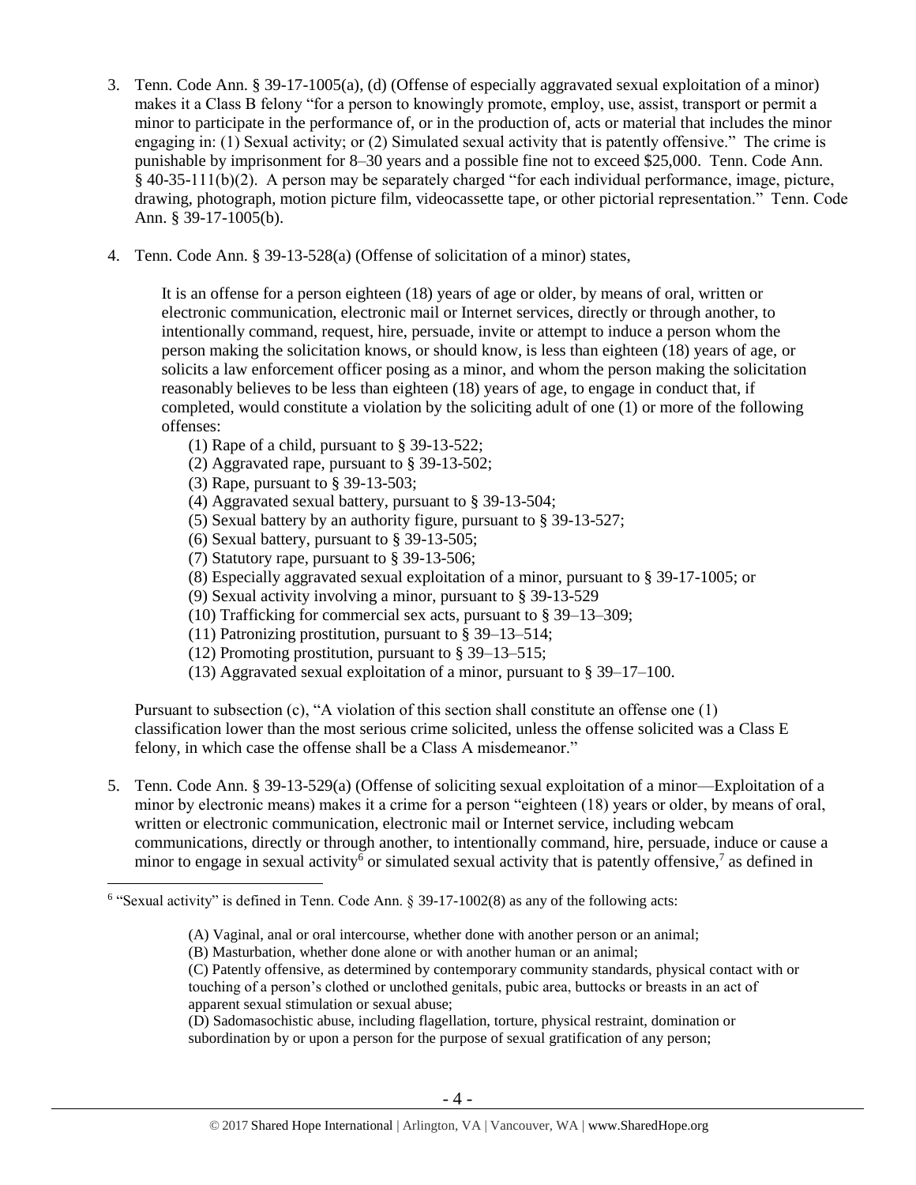3. Tenn. Code Ann. § 39-17-1005(a), (d) (Offense of especially aggravated sexual exploitation of a minor) makes it a Class B felony "for a person to knowingly promote, employ, use, assist, transport or permit a minor to participate in the performance of, or in the production of, acts or material that includes the minor engaging in: (1) Sexual activity; or (2) Simulated sexual activity that is patently offensive." The crime is punishable by imprisonment for 8–30 years and a possible fine not to exceed $25,000. Tenn. Code Ann. § 40-35-111(b)(2). A person may be separately charged "for each individual performance, image, picture, drawing, photograph, motion picture film, videocassette tape, or other pictorial representation." Tenn. Code Ann. § 39-17-1005(b).

4. Tenn. Code Ann. § 39-13-528(a) (Offense of solicitation of a minor) states,

   It is an offense for a person eighteen (18) years of age or older, by means of oral, written or electronic communication, electronic mail or Internet services, directly or through another, to intentionally command, request, hire, persuade, invite or attempt to induce a person whom the person making the solicitation knows, or should know, is less than eighteen (18) years of age, or solicits a law enforcement officer posing as a minor, and whom the person making the solicitation reasonably believes to be less than eighteen (18) years of age, to engage in conduct that, if completed, would constitute a violation by the soliciting adult of one (1) or more of the following offenses:

   (1) Rape of a child, pursuant to § 39-13-522;
   (2) Aggravated rape, pursuant to § 39-13-502;
   (3) Rape, pursuant to § 39-13-503;
   (4) Aggravated sexual battery, pursuant to § 39-13-504;
   (5) Sexual battery by an authority figure, pursuant to § 39-13-527;
   (6) Sexual battery, pursuant to § 39-13-505;
   (7) Statutory rape, pursuant to § 39-13-506;
   (8) Especially aggravated sexual exploitation of a minor, pursuant to § 39-17-1005; or
   (9) Sexual activity involving a minor, pursuant to § 39-13-529
   (10) Trafficking for commercial sex acts, pursuant to § 39–13–309;
   (11) Patronizing prostitution, pursuant to § 39–13–514;
   (12) Promoting prostitution, pursuant to § 39–13–515;
   (13) Aggravated sexual exploitation of a minor, pursuant to § 39–17–100.

   Pursuant to subsection (c), "A violation of this section shall constitute an offense one (1) classification lower than the most serious crime solicited, unless the offense solicited was a Class E felony, in which case the offense shall be a Class A misdemeanor."

5. Tenn. Code Ann. § 39-13-529(a) (Offense of soliciting sexual exploitation of a minor—Exploitation of a minor by electronic means) makes it a crime for a person "eighteen (18) years or older, by means of oral, written or electronic communication, electronic mail or Internet service, including webcam communications, directly or through another, to intentionally command, hire, persuade, induce or cause a minor to engage in sexual activity[6] or simulated sexual activity that is patently offensive,[7] as defined in

---

[6] "Sexual activity" is defined in Tenn. Code Ann. § 39-17-1002(8) as any of the following acts:

(A) Vaginal, anal or oral intercourse, whether done with another person or an animal;
(B) Masturbation, whether done alone or with another human or an animal;
(C) Patently offensive, as determined by contemporary community standards, physical contact with or touching of a person's clothed or unclothed genitals, pubic area, buttocks or breasts in an act of apparent sexual stimulation or sexual abuse;
(D) Sadomasochistic abuse, including flagellation, torture, physical restraint, domination or subordination by or upon a person for the purpose of sexual gratification of any person;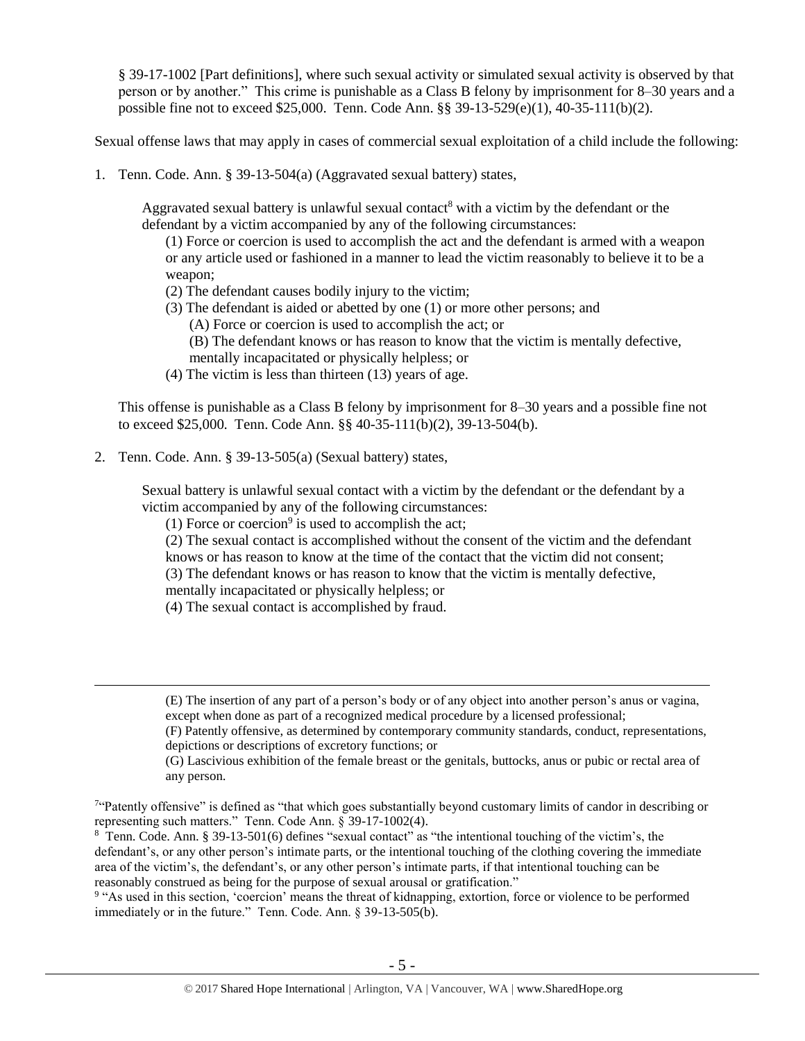§ 39-17-1002 [Part definitions], where such sexual activity or simulated sexual activity is observed by that person or by another." This crime is punishable as a Class B felony by imprisonment for 8–30 years and a possible fine not to exceed $25,000. Tenn. Code Ann. §§ 39-13-529(e)(1), 40-35-111(b)(2).

Sexual offense laws that may apply in cases of commercial sexual exploitation of a child include the following:

1. Tenn. Code Ann. § 39-13-504(a) (Aggravated sexual battery) states,

   > Aggravated sexual battery is unlawful sexual contact[8] with a victim by the defendant or the defendant by a victim accompanied by any of the following circumstances:
   >
   > (1) Force or coercion is used to accomplish the act and the defendant is armed with a weapon or any article used or fashioned in a manner to lead the victim reasonably to believe it to be a weapon;
   > (2) The defendant causes bodily injury to the victim;
   > (3) The defendant is aided or abetted by one (1) or more other persons; and
   > (A) Force or coercion is used to accomplish the act; or
   > (B) The defendant knows or has reason to know that the victim is mentally defective, mentally incapacitated or physically helpless; or
   > (4) The victim is less than thirteen (13) years of age.

   This offense is punishable as a Class B felony by imprisonment for 8–30 years and a possible fine not to exceed $25,000. Tenn. Code Ann. §§ 40-35-111(b)(2), 39-13-504(b).

2. Tenn. Code Ann. § 39-13-505(a) (Sexual battery) states,

   > Sexual battery is unlawful sexual contact with a victim by the defendant or the defendant by a victim accompanied by any of the following circumstances:
   >
   > (1) Force or coercion[9] is used to accomplish the act;
   > (2) The sexual contact is accomplished without the consent of the victim and the defendant knows or has reason to know at the time of the contact that the victim did not consent;
   > (3) The defendant knows or has reason to know that the victim is mentally defective, mentally incapacitated or physically helpless; or
   > (4) The sexual contact is accomplished by fraud.

---

> (E) The insertion of any part of a person's body or of any object into another person's anus or vagina, except when done as part of a recognized medical procedure by a licensed professional;
> (F) Patently offensive, as determined by contemporary community standards, conduct, representations, depictions or descriptions of excretory functions; or
> (G) Lascivious exhibition of the female breast or the genitals, buttocks, anus or pubic or rectal area of any person.

[7] "Patently offensive" is defined as "that which goes substantially beyond customary limits of candor in describing or representing such matters." Tenn. Code Ann. § 39-17-1002(4).

[8] Tenn. Code Ann. § 39-13-501(6) defines "sexual contact" as "the intentional touching of the victim's, the defendant's, or any other person's intimate parts, or the intentional touching of the clothing covering the immediate area of the victim's, the defendant's, or any other person's intimate parts, if that intentional touching can be reasonably construed as being for the purpose of sexual arousal or gratification."

[9] "As used in this section, 'coercion' means the threat of kidnapping, extortion, force or violence to be performed immediately or in the future." Tenn. Code Ann. § 39-13-505(b).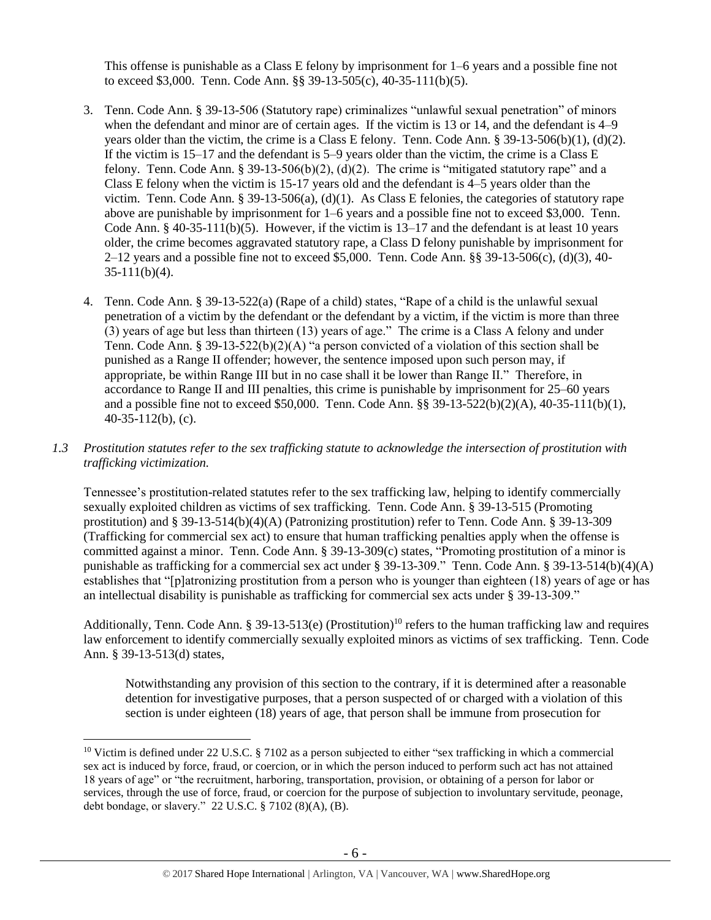This offense is punishable as a Class E felony by imprisonment for 1–6 years and a possible fine not to exceed $3,000. Tenn. Code Ann. §§ 39-13-505(c), 40-35-111(b)(5).

3. Tenn. Code Ann. § 39-13-506 (Statutory rape) criminalizes "unlawful sexual penetration" of minors when the defendant and minor are of certain ages. If the victim is 13 or 14, and the defendant is 4–9 years older than the victim, the crime is a Class E felony. Tenn. Code Ann. § 39-13-506(b)(1), (d)(2). If the victim is 15–17 and the defendant is 5–9 years older than the victim, the crime is a Class E felony. Tenn. Code Ann. § 39-13-506(b)(2), (d)(2). The crime is "mitigated statutory rape" and a Class E felony when the victim is 15-17 years old and the defendant is 4–5 years older than the victim. Tenn. Code Ann. § 39-13-506(a), (d)(1). As Class E felonies, the categories of statutory rape above are punishable by imprisonment for 1–6 years and a possible fine not to exceed $3,000. Tenn. Code Ann. § 40-35-111(b)(5). However, if the victim is 13–17 and the defendant is at least 10 years older, the crime becomes aggravated statutory rape, a Class D felony punishable by imprisonment for 2–12 years and a possible fine not to exceed $5,000. Tenn. Code Ann. §§ 39-13-506(c), (d)(3), 40-35-111(b)(4).

4. Tenn. Code Ann. § 39-13-522(a) (Rape of a child) states, "Rape of a child is the unlawful sexual penetration of a victim by the defendant or the defendant by a victim, if the victim is more than three (3) years of age but less than thirteen (13) years of age." The crime is a Class A felony and under Tenn. Code Ann. § 39-13-522(b)(2)(A) "a person convicted of a violation of this section shall be punished as a Range II offender; however, the sentence imposed upon such person may, if appropriate, be within Range III but in no case shall it be lower than Range II." Therefore, in accordance to Range II and III penalties, this crime is punishable by imprisonment for 25–60 years and a possible fine not to exceed $50,000. Tenn. Code Ann. §§ 39-13-522(b)(2)(A), 40-35-111(b)(1), 40-35-112(b), (c).

*1.3 Prostitution statutes refer to the sex trafficking statute to acknowledge the intersection of prostitution with trafficking victimization.*

Tennessee's prostitution-related statutes refer to the sex trafficking law, helping to identify commercially sexually exploited children as victims of sex trafficking. Tenn. Code Ann. § 39-13-515 (Promoting prostitution) and § 39-13-514(b)(4)(A) (Patronizing prostitution) refer to Tenn. Code Ann. § 39-13-309 (Trafficking for commercial sex act) to ensure that human trafficking penalties apply when the offense is committed against a minor. Tenn. Code Ann. § 39-13-309(c) states, "Promoting prostitution of a minor is punishable as trafficking for a commercial sex act under § 39-13-309." Tenn. Code Ann. § 39-13-514(b)(4)(A) establishes that "[p]atronizing prostitution from a person who is younger than eighteen (18) years of age or has an intellectual disability is punishable as trafficking for commercial sex acts under § 39-13-309."

Additionally, Tenn. Code Ann. § 39-13-513(e) (Prostitution)[10] refers to the human trafficking law and requires law enforcement to identify commercially sexually exploited minors as victims of sex trafficking. Tenn. Code Ann. § 39-13-513(d) states,

> Notwithstanding any provision of this section to the contrary, if it is determined after a reasonable detention for investigative purposes, that a person suspected of or charged with a violation of this section is under eighteen (18) years of age, that person shall be immune from prosecution for

[10] Victim is defined under 22 U.S.C. § 7102 as a person subjected to either "sex trafficking in which a commercial sex act is induced by force, fraud, or coercion, or in which the person induced to perform such act has not attained 18 years of age" or "the recruitment, harboring, transportation, provision, or obtaining of a person for labor or services, through the use of force, fraud, or coercion for the purpose of subjection to involuntary servitude, peonage, debt bondage, or slavery." 22 U.S.C. § 7102 (8)(A), (B).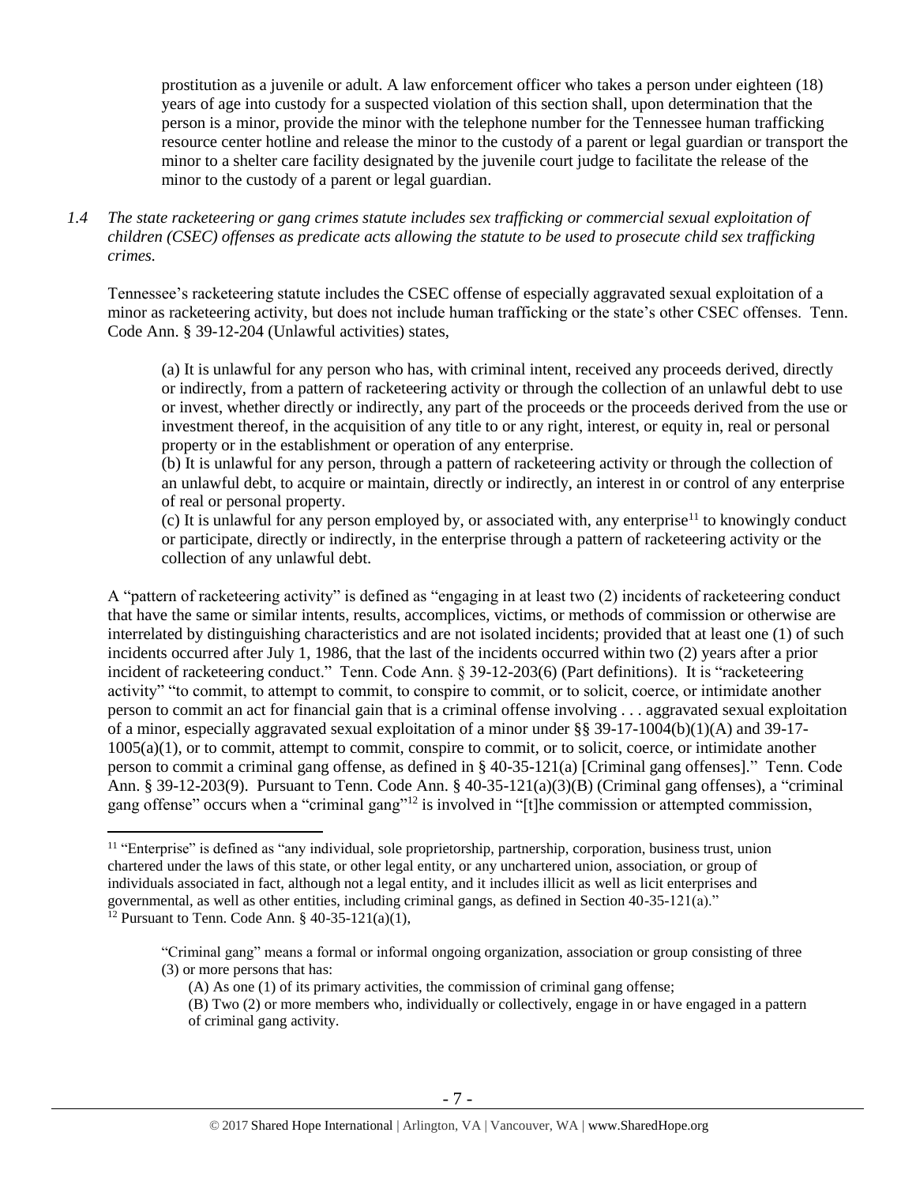prostitution as a juvenile or adult. A law enforcement officer who takes a person under eighteen (18) years of age into custody for a suspected violation of this section shall, upon determination that the person is a minor, provide the minor with the telephone number for the Tennessee human trafficking resource center hotline and release the minor to the custody of a parent or legal guardian or transport the minor to a shelter care facility designated by the juvenile court judge to facilitate the release of the minor to the custody of a parent or legal guardian.

*1.4 The state racketeering or gang crimes statute includes sex trafficking or commercial sexual exploitation of children (CSEC) offenses as predicate acts allowing the statute to be used to prosecute child sex trafficking crimes.*

Tennessee's racketeering statute includes the CSEC offense of especially aggravated sexual exploitation of a minor as racketeering activity, but does not include human trafficking or the state's other CSEC offenses. Tenn. Code Ann. § 39-12-204 (Unlawful activities) states,

> (a) It is unlawful for any person who has, with criminal intent, received any proceeds derived, directly or indirectly, from a pattern of racketeering activity or through the collection of an unlawful debt to use or invest, whether directly or indirectly, any part of the proceeds or the proceeds derived from the use or investment thereof, in the acquisition of any title to or any right, interest, or equity in, real or personal property or in the establishment or operation of any enterprise.
> (b) It is unlawful for any person, through a pattern of racketeering activity or through the collection of an unlawful debt, to acquire or maintain, directly or indirectly, an interest in or control of any enterprise of real or personal property.
> (c) It is unlawful for any person employed by, or associated with, any enterprise[11] to knowingly conduct or participate, directly or indirectly, in the enterprise through a pattern of racketeering activity or the collection of any unlawful debt.

A "pattern of racketeering activity" is defined as "engaging in at least two (2) incidents of racketeering conduct that have the same or similar intents, results, accomplices, victims, or methods of commission or otherwise are interrelated by distinguishing characteristics and are not isolated incidents; provided that at least one (1) of such incidents occurred after July 1, 1986, that the last of the incidents occurred within two (2) years after a prior incident of racketeering conduct." Tenn. Code Ann. § 39-12-203(6) (Part definitions). It is "racketeering activity" "to commit, to attempt to commit, to conspire to commit, or to solicit, coerce, or intimidate another person to commit an act for financial gain that is a criminal offense involving . . . aggravated sexual exploitation of a minor, especially aggravated sexual exploitation of a minor under §§ 39-17-1004(b)(1)(A) and 39-17-1005(a)(1), or to commit, attempt to commit, conspire to commit, or to solicit, coerce, or intimidate another person to commit a criminal gang offense, as defined in § 40-35-121(a) [Criminal gang offenses]." Tenn. Code Ann. § 39-12-203(9). Pursuant to Tenn. Code Ann. § 40-35-121(a)(3)(B) (Criminal gang offenses), a "criminal gang offense" occurs when a "criminal gang"[12] is involved in "[t]he commission or attempted commission,

---

[11] "Enterprise" is defined as "any individual, sole proprietorship, partnership, corporation, business trust, union chartered under the laws of this state, or other legal entity, or any unchartered union, association, or group of individuals associated in fact, although not a legal entity, and it includes illicit as well as licit enterprises and governmental, as well as other entities, including criminal gangs, as defined in Section 40-35-121(a)."

[12] Pursuant to Tenn. Code Ann. § 40-35-121(a)(1),

> "Criminal gang" means a formal or informal ongoing organization, association or group consisting of three (3) or more persons that has:
>
> (A) As one (1) of its primary activities, the commission of criminal gang offense;
> (B) Two (2) or more members who, individually or collectively, engage in or have engaged in a pattern of criminal gang activity.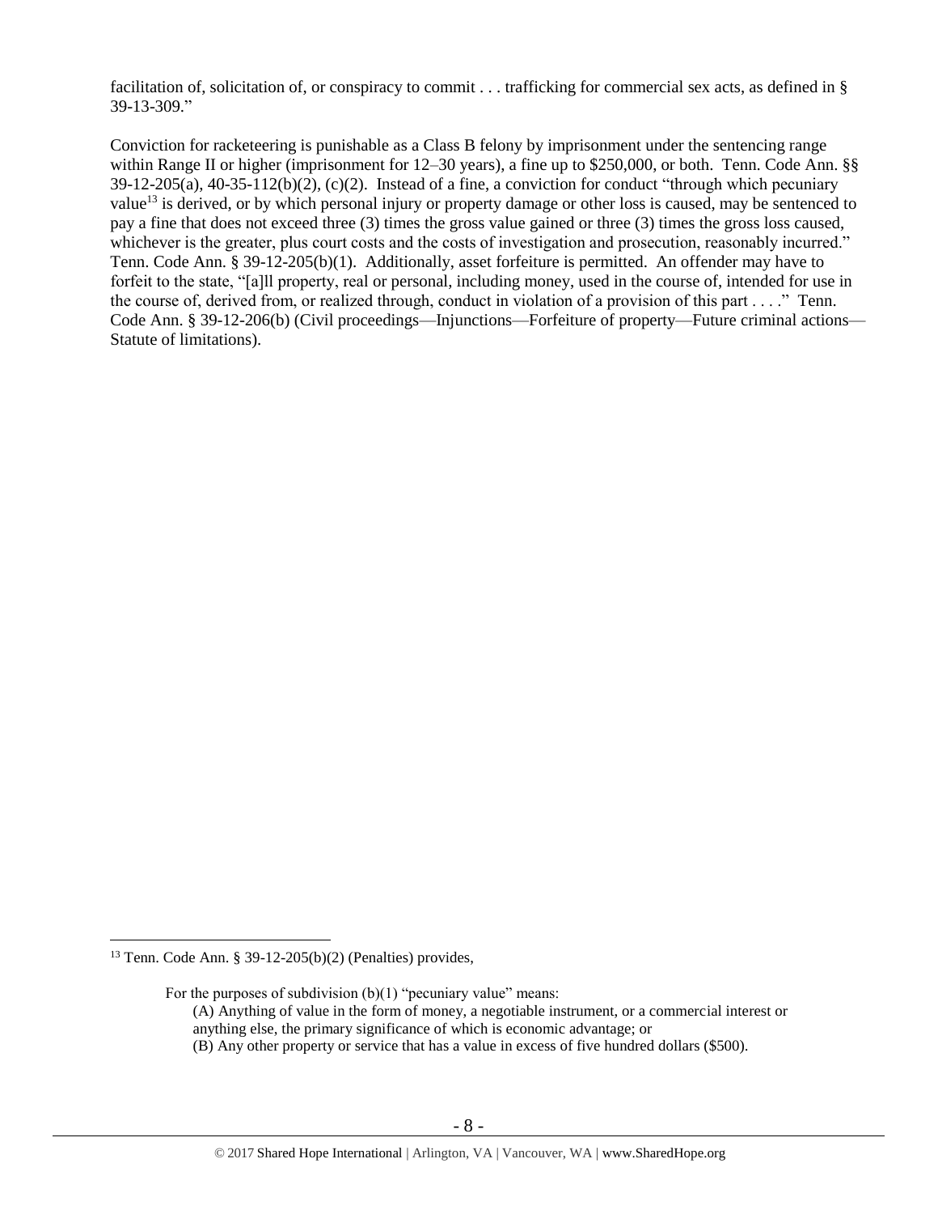facilitation of, solicitation of, or conspiracy to commit . . . trafficking for commercial sex acts, as defined in § 39-13-309."

Conviction for racketeering is punishable as a Class B felony by imprisonment under the sentencing range within Range II or higher (imprisonment for 12–30 years), a fine up to $250,000, or both. Tenn. Code Ann. §§ 39-12-205(a), 40-35-112(b)(2), (c)(2). Instead of a fine, a conviction for conduct "through which pecuniary value[13] is derived, or by which personal injury or property damage or other loss is caused, may be sentenced to pay a fine that does not exceed three (3) times the gross value gained or three (3) times the gross loss caused, whichever is the greater, plus court costs and the costs of investigation and prosecution, reasonably incurred." Tenn. Code Ann. § 39-12-205(b)(1). Additionally, asset forfeiture is permitted. An offender may have to forfeit to the state, "[a]ll property, real or personal, including money, used in the course of, intended for use in the course of, derived from, or realized through, conduct in violation of a provision of this part . . . ." Tenn. Code Ann. § 39-12-206(b) (Civil proceedings—Injunctions—Forfeiture of property—Future criminal actions—Statute of limitations).

---

[13] Tenn. Code Ann. § 39-12-205(b)(2) (Penalties) provides,

> For the purposes of subdivision (b)(1) "pecuniary value" means:
> (A) Anything of value in the form of money, a negotiable instrument, or a commercial interest or anything else, the primary significance of which is economic advantage; or
> (B) Any other property or service that has a value in excess of five hundred dollars ($500).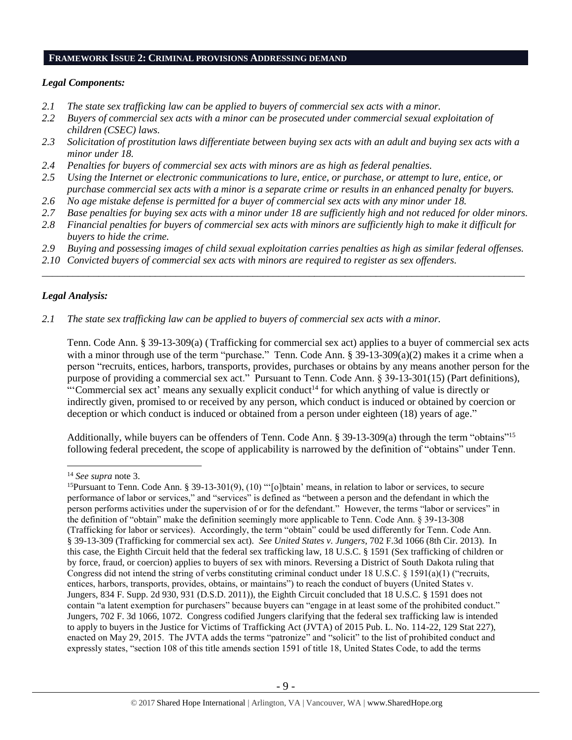## FRAMEWORK ISSUE 2: CRIMINAL PROVISIONS ADDRESSING DEMAND

### *Legal Components:*

*2.1 The state sex trafficking law can be applied to buyers of commercial sex acts with a minor.*
*2.2 Buyers of commercial sex acts with a minor can be prosecuted under commercial sexual exploitation of children (CSEC) laws.*
*2.3 Solicitation of prostitution laws differentiate between buying sex acts with an adult and buying sex acts with a minor under 18.*
*2.4 Penalties for buyers of commercial sex acts with minors are as high as federal penalties.*
*2.5 Using the Internet or electronic communications to lure, entice, or purchase, or attempt to lure, entice, or purchase commercial sex acts with a minor is a separate crime or results in an enhanced penalty for buyers.*
*2.6 No age mistake defense is permitted for a buyer of commercial sex acts with any minor under 18.*
*2.7 Base penalties for buying sex acts with a minor under 18 are sufficiently high and not reduced for older minors.*
*2.8 Financial penalties for buyers of commercial sex acts with minors are sufficiently high to make it difficult for buyers to hide the crime.*
*2.9 Buying and possessing images of child sexual exploitation carries penalties as high as similar federal offenses.*
*2.10 Convicted buyers of commercial sex acts with minors are required to register as sex offenders.*

---

### *Legal Analysis:*

*2.1 The state sex trafficking law can be applied to buyers of commercial sex acts with a minor.*

Tenn. Code Ann. § 39-13-309(a) (Trafficking for commercial sex act) applies to a buyer of commercial sex acts with a minor through use of the term "purchase." Tenn. Code Ann. § 39-13-309(a)(2) makes it a crime when a person "recruits, entices, harbors, transports, provides, purchases or obtains by any means another person for the purpose of providing a commercial sex act." Pursuant to Tenn. Code Ann. § 39-13-301(15) (Part definitions), "'Commercial sex act' means any sexually explicit conduct[14] for which anything of value is directly or indirectly given, promised to or received by any person, which conduct is induced or obtained by coercion or deception or which conduct is induced or obtained from a person under eighteen (18) years of age."

Additionally, while buyers can be offenders of Tenn. Code Ann. § 39-13-309(a) through the term "obtains"[15] following federal precedent, the scope of applicability is narrowed by the definition of "obtains" under Tenn.

---

[14] *See supra* note 3.

[15] Pursuant to Tenn. Code Ann. § 39-13-301(9), (10) "'[o]btain' means, in relation to labor or services, to secure performance of labor or services," and "services" is defined as "between a person and the defendant in which the person performs activities under the supervision of or for the defendant." However, the terms "labor or services" in the definition of "obtain" make the definition seemingly more applicable to Tenn. Code Ann. § 39-13-308 (Trafficking for labor or services). Accordingly, the term "obtain" could be used differently for Tenn. Code Ann. § 39-13-309 (Trafficking for commercial sex act). *See United States v. Jungers*, 702 F.3d 1066 (8th Cir. 2013). In this case, the Eighth Circuit held that the federal sex trafficking law, 18 U.S.C. § 1591 (Sex trafficking of children or by force, fraud, or coercion) applies to buyers of sex with minors. Reversing a District of South Dakota ruling that Congress did not intend the string of verbs constituting criminal conduct under 18 U.S.C. § 1591(a)(1) ("recruits, entices, harbors, transports, provides, obtains, or maintains") to reach the conduct of buyers (United States v. Jungers, 834 F. Supp. 2d 930, 931 (D.S.D. 2011)), the Eighth Circuit concluded that 18 U.S.C. § 1591 does not contain "a latent exemption for purchasers" because buyers can "engage in at least some of the prohibited conduct." Jungers, 702 F. 3d 1066, 1072. Congress codified Jungers clarifying that the federal sex trafficking law is intended to apply to buyers in the Justice for Victims of Trafficking Act (JVTA) of 2015 Pub. L. No. 114-22, 129 Stat 227), enacted on May 29, 2015. The JVTA adds the terms "patronize" and "solicit" to the list of prohibited conduct and expressly states, "section 108 of this title amends section 1591 of title 18, United States Code, to add the terms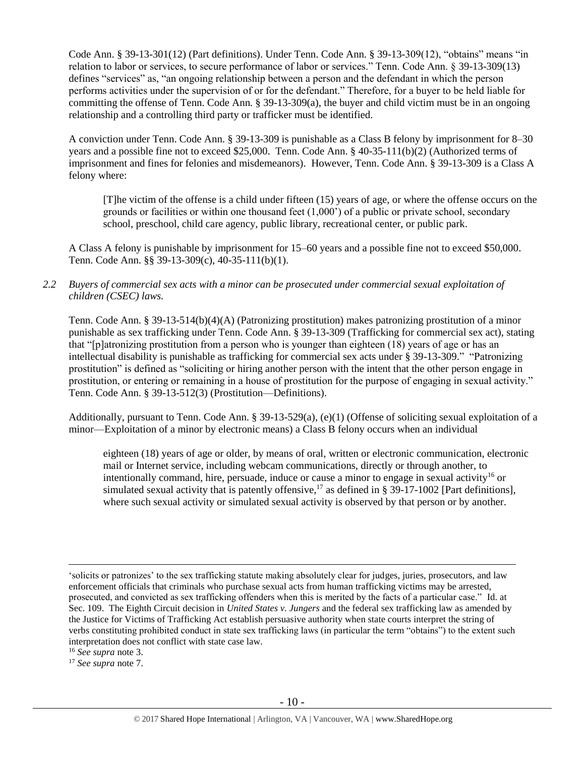Code Ann. § 39-13-301(12) (Part definitions). Under Tenn. Code Ann. § 39-13-309(12), "obtains" means "in relation to labor or services, to secure performance of labor or services." Tenn. Code Ann. § 39-13-309(13) defines "services" as, "an ongoing relationship between a person and the defendant in which the person performs activities under the supervision of or for the defendant." Therefore, for a buyer to be held liable for committing the offense of Tenn. Code Ann. § 39-13-309(a), the buyer and child victim must be in an ongoing relationship and a controlling third party or trafficker must be identified.

A conviction under Tenn. Code Ann. § 39-13-309 is punishable as a Class B felony by imprisonment for 8–30 years and a possible fine not to exceed $25,000. Tenn. Code Ann. § 40-35-111(b)(2) (Authorized terms of imprisonment and fines for felonies and misdemeanors). However, Tenn. Code Ann. § 39-13-309 is a Class A felony where:

> [T]he victim of the offense is a child under fifteen (15) years of age, or where the offense occurs on the grounds or facilities or within one thousand feet (1,000') of a public or private school, secondary school, preschool, child care agency, public library, recreational center, or public park.

A Class A felony is punishable by imprisonment for 15–60 years and a possible fine not to exceed $50,000. Tenn. Code Ann. §§ 39-13-309(c), 40-35-111(b)(1).

*2.2 Buyers of commercial sex acts with a minor can be prosecuted under commercial sexual exploitation of children (CSEC) laws.*

Tenn. Code Ann. § 39-13-514(b)(4)(A) (Patronizing prostitution) makes patronizing prostitution of a minor punishable as sex trafficking under Tenn. Code Ann. § 39-13-309 (Trafficking for commercial sex act), stating that "[p]atronizing prostitution from a person who is younger than eighteen (18) years of age or has an intellectual disability is punishable as trafficking for commercial sex acts under § 39-13-309." "Patronizing prostitution" is defined as "soliciting or hiring another person with the intent that the other person engage in prostitution, or entering or remaining in a house of prostitution for the purpose of engaging in sexual activity." Tenn. Code Ann. § 39-13-512(3) (Prostitution—Definitions).

Additionally, pursuant to Tenn. Code Ann. § 39-13-529(a), (e)(1) (Offense of soliciting sexual exploitation of a minor—Exploitation of a minor by electronic means) a Class B felony occurs when an individual

> eighteen (18) years of age or older, by means of oral, written or electronic communication, electronic mail or Internet service, including webcam communications, directly or through another, to intentionally command, hire, persuade, induce or cause a minor to engage in sexual activity[16] or simulated sexual activity that is patently offensive,[17] as defined in § 39-17-1002 [Part definitions], where such sexual activity or simulated sexual activity is observed by that person or by another.

---

'solicits or patronizes' to the sex trafficking statute making absolutely clear for judges, juries, prosecutors, and law enforcement officials that criminals who purchase sexual acts from human trafficking victims may be arrested, prosecuted, and convicted as sex trafficking offenders when this is merited by the facts of a particular case." Id. at Sec. 109. The Eighth Circuit decision in *United States v. Jungers* and the federal sex trafficking law as amended by the Justice for Victims of Trafficking Act establish persuasive authority when state courts interpret the string of verbs constituting prohibited conduct in state sex trafficking laws (in particular the term "obtains") to the extent such interpretation does not conflict with state case law.

[16] *See supra* note 3.

[17] *See supra* note 7.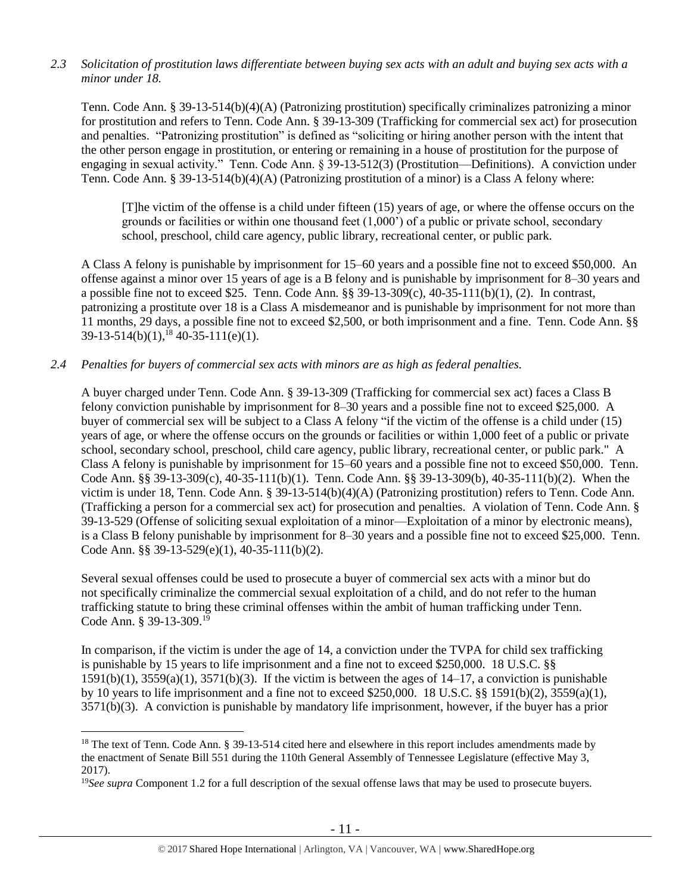*2.3 Solicitation of prostitution laws differentiate between buying sex acts with an adult and buying sex acts with a minor under 18.*

Tenn. Code Ann. § 39-13-514(b)(4)(A) (Patronizing prostitution) specifically criminalizes patronizing a minor for prostitution and refers to Tenn. Code Ann. § 39-13-309 (Trafficking for commercial sex act) for prosecution and penalties. "Patronizing prostitution" is defined as "soliciting or hiring another person with the intent that the other person engage in prostitution, or entering or remaining in a house of prostitution for the purpose of engaging in sexual activity." Tenn. Code Ann. § 39-13-512(3) (Prostitution—Definitions). A conviction under Tenn. Code Ann. § 39-13-514(b)(4)(A) (Patronizing prostitution of a minor) is a Class A felony where:

> [T]he victim of the offense is a child under fifteen (15) years of age, or where the offense occurs on the grounds or facilities or within one thousand feet (1,000') of a public or private school, secondary school, preschool, child care agency, public library, recreational center, or public park.

A Class A felony is punishable by imprisonment for 15–60 years and a possible fine not to exceed $50,000. An offense against a minor over 15 years of age is a B felony and is punishable by imprisonment for 8–30 years and a possible fine not to exceed $25. Tenn. Code Ann. §§ 39-13-309(c), 40-35-111(b)(1), (2). In contrast, patronizing a prostitute over 18 is a Class A misdemeanor and is punishable by imprisonment for not more than 11 months, 29 days, a possible fine not to exceed $2,500, or both imprisonment and a fine. Tenn. Code Ann. §§ 39-13-514(b)(1),[18] 40-35-111(e)(1).

*2.4 Penalties for buyers of commercial sex acts with minors are as high as federal penalties.*

A buyer charged under Tenn. Code Ann. § 39-13-309 (Trafficking for commercial sex act) faces a Class B felony conviction punishable by imprisonment for 8–30 years and a possible fine not to exceed $25,000. A buyer of commercial sex will be subject to a Class A felony "if the victim of the offense is a child under (15) years of age, or where the offense occurs on the grounds or facilities or within 1,000 feet of a public or private school, secondary school, preschool, child care agency, public library, recreational center, or public park." A Class A felony is punishable by imprisonment for 15–60 years and a possible fine not to exceed $50,000. Tenn. Code Ann. §§ 39-13-309(c), 40-35-111(b)(1). Tenn. Code Ann. §§ 39-13-309(b), 40-35-111(b)(2). When the victim is under 18, Tenn. Code Ann. § 39-13-514(b)(4)(A) (Patronizing prostitution) refers to Tenn. Code Ann. (Trafficking a person for a commercial sex act) for prosecution and penalties. A violation of Tenn. Code Ann. § 39-13-529 (Offense of soliciting sexual exploitation of a minor—Exploitation of a minor by electronic means), is a Class B felony punishable by imprisonment for 8–30 years and a possible fine not to exceed $25,000. Tenn. Code Ann. §§ 39-13-529(e)(1), 40-35-111(b)(2).

Several sexual offenses could be used to prosecute a buyer of commercial sex acts with a minor but do not specifically criminalize the commercial sexual exploitation of a child, and do not refer to the human trafficking statute to bring these criminal offenses within the ambit of human trafficking under Tenn. Code Ann. § 39-13-309.[19]

In comparison, if the victim is under the age of 14, a conviction under the TVPA for child sex trafficking is punishable by 15 years to life imprisonment and a fine not to exceed $250,000. 18 U.S.C. §§ 1591(b)(1), 3559(a)(1), 3571(b)(3). If the victim is between the ages of 14–17, a conviction is punishable by 10 years to life imprisonment and a fine not to exceed $250,000. 18 U.S.C. §§ 1591(b)(2), 3559(a)(1), 3571(b)(3). A conviction is punishable by mandatory life imprisonment, however, if the buyer has a prior

---

[18] The text of Tenn. Code Ann. § 39-13-514 cited here and elsewhere in this report includes amendments made by the enactment of Senate Bill 551 during the 110th General Assembly of Tennessee Legislature (effective May 3, 2017).

[19] *See supra* Component 1.2 for a full description of the sexual offense laws that may be used to prosecute buyers.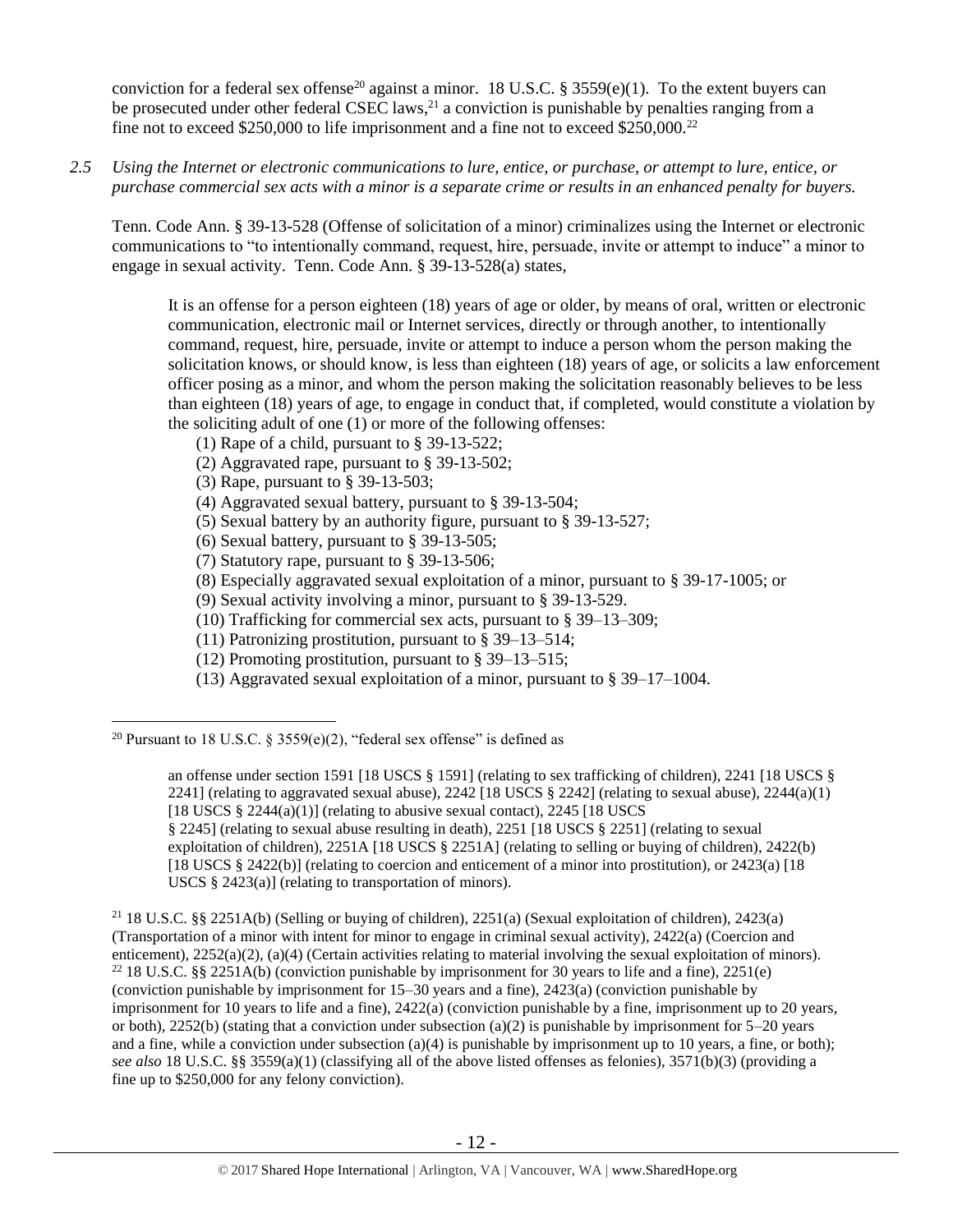conviction for a federal sex offense[20] against a minor. 18 U.S.C. § 3559(e)(1). To the extent buyers can be prosecuted under other federal CSEC laws,[21] a conviction is punishable by penalties ranging from a fine not to exceed $250,000 to life imprisonment and a fine not to exceed $250,000.[22]

*2.5 Using the Internet or electronic communications to lure, entice, or purchase, or attempt to lure, entice, or purchase commercial sex acts with a minor is a separate crime or results in an enhanced penalty for buyers.*

Tenn. Code Ann. § 39-13-528 (Offense of solicitation of a minor) criminalizes using the Internet or electronic communications to "to intentionally command, request, hire, persuade, invite or attempt to induce" a minor to engage in sexual activity. Tenn. Code Ann. § 39-13-528(a) states,

> It is an offense for a person eighteen (18) years of age or older, by means of oral, written or electronic communication, electronic mail or Internet services, directly or through another, to intentionally command, request, hire, persuade, invite or attempt to induce a person whom the person making the solicitation knows, or should know, is less than eighteen (18) years of age, or solicits a law enforcement officer posing as a minor, and whom the person making the solicitation reasonably believes to be less than eighteen (18) years of age, to engage in conduct that, if completed, would constitute a violation by the soliciting adult of one (1) or more of the following offenses:
>
> (1) Rape of a child, pursuant to § 39-13-522;
> (2) Aggravated rape, pursuant to § 39-13-502;
> (3) Rape, pursuant to § 39-13-503;
> (4) Aggravated sexual battery, pursuant to § 39-13-504;
> (5) Sexual battery by an authority figure, pursuant to § 39-13-527;
> (6) Sexual battery, pursuant to § 39-13-505;
> (7) Statutory rape, pursuant to § 39-13-506;
> (8) Especially aggravated sexual exploitation of a minor, pursuant to § 39-17-1005; or
> (9) Sexual activity involving a minor, pursuant to § 39-13-529.
> (10) Trafficking for commercial sex acts, pursuant to § 39–13–309;
> (11) Patronizing prostitution, pursuant to § 39–13–514;
> (12) Promoting prostitution, pursuant to § 39–13–515;
> (13) Aggravated sexual exploitation of a minor, pursuant to § 39–17–1004.

---

[20] Pursuant to 18 U.S.C. § 3559(e)(2), "federal sex offense" is defined as

> an offense under section 1591 [18 USCS § 1591] (relating to sex trafficking of children), 2241 [18 USCS § 2241] (relating to aggravated sexual abuse), 2242 [18 USCS § 2242] (relating to sexual abuse), 2244(a)(1) [18 USCS § 2244(a)(1)] (relating to abusive sexual contact), 2245 [18 USCS § 2245] (relating to sexual abuse resulting in death), 2251 [18 USCS § 2251] (relating to sexual exploitation of children), 2251A [18 USCS § 2251A] (relating to selling or buying of children), 2422(b) [18 USCS § 2422(b)] (relating to coercion and enticement of a minor into prostitution), or 2423(a) [18 USCS § 2423(a)] (relating to transportation of minors).

[21] 18 U.S.C. §§ 2251A(b) (Selling or buying of children), 2251(a) (Sexual exploitation of children), 2423(a) (Transportation of a minor with intent for minor to engage in criminal sexual activity), 2422(a) (Coercion and enticement), 2252(a)(2), (a)(4) (Certain activities relating to material involving the sexual exploitation of minors).

[22] 18 U.S.C. §§ 2251A(b) (conviction punishable by imprisonment for 30 years to life and a fine), 2251(e) (conviction punishable by imprisonment for 15–30 years and a fine), 2423(a) (conviction punishable by imprisonment for 10 years to life and a fine), 2422(a) (conviction punishable by a fine, imprisonment up to 20 years, or both), 2252(b) (stating that a conviction under subsection (a)(2) is punishable by imprisonment for 5–20 years and a fine, while a conviction under subsection (a)(4) is punishable by imprisonment up to 10 years, a fine, or both); *see also* 18 U.S.C. §§ 3559(a)(1) (classifying all of the above listed offenses as felonies), 3571(b)(3) (providing a fine up to $250,000 for any felony conviction).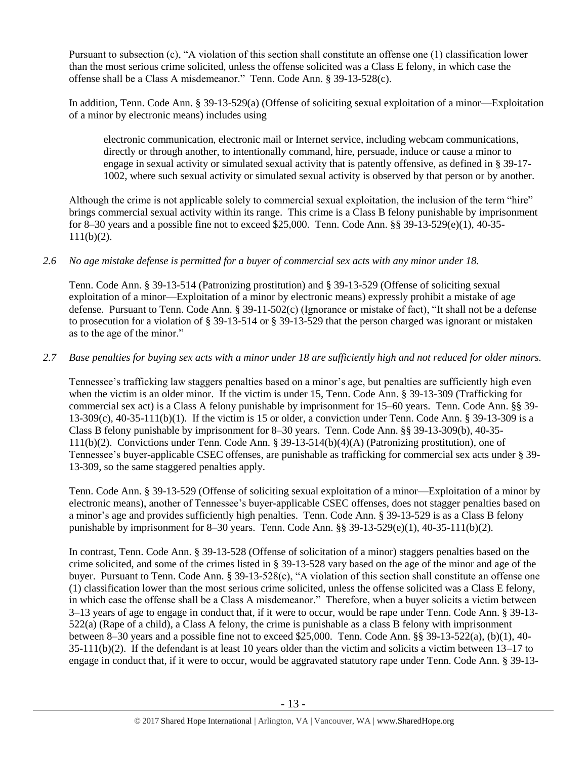Pursuant to subsection (c), "A violation of this section shall constitute an offense one (1) classification lower than the most serious crime solicited, unless the offense solicited was a Class E felony, in which case the offense shall be a Class A misdemeanor." Tenn. Code Ann. § 39-13-528(c).

In addition, Tenn. Code Ann. § 39-13-529(a) (Offense of soliciting sexual exploitation of a minor—Exploitation of a minor by electronic means) includes using

> electronic communication, electronic mail or Internet service, including webcam communications, directly or through another, to intentionally command, hire, persuade, induce or cause a minor to engage in sexual activity or simulated sexual activity that is patently offensive, as defined in § 39-17-1002, where such sexual activity or simulated sexual activity is observed by that person or by another.

Although the crime is not applicable solely to commercial sexual exploitation, the inclusion of the term "hire" brings commercial sexual activity within its range. This crime is a Class B felony punishable by imprisonment for 8–30 years and a possible fine not to exceed $25,000. Tenn. Code Ann. §§ 39-13-529(e)(1), 40-35-111(b)(2).

*2.6 No age mistake defense is permitted for a buyer of commercial sex acts with any minor under 18.*

Tenn. Code Ann. § 39-13-514 (Patronizing prostitution) and § 39-13-529 (Offense of soliciting sexual exploitation of a minor—Exploitation of a minor by electronic means) expressly prohibit a mistake of age defense. Pursuant to Tenn. Code Ann. § 39-11-502(c) (Ignorance or mistake of fact), "It shall not be a defense to prosecution for a violation of § 39-13-514 or § 39-13-529 that the person charged was ignorant or mistaken as to the age of the minor."

*2.7 Base penalties for buying sex acts with a minor under 18 are sufficiently high and not reduced for older minors.*

Tennessee's trafficking law staggers penalties based on a minor's age, but penalties are sufficiently high even when the victim is an older minor. If the victim is under 15, Tenn. Code Ann. § 39-13-309 (Trafficking for commercial sex act) is a Class A felony punishable by imprisonment for 15–60 years. Tenn. Code Ann. §§ 39-13-309(c), 40-35-111(b)(1). If the victim is 15 or older, a conviction under Tenn. Code Ann. § 39-13-309 is a Class B felony punishable by imprisonment for 8–30 years. Tenn. Code Ann. §§ 39-13-309(b), 40-35-111(b)(2). Convictions under Tenn. Code Ann. § 39-13-514(b)(4)(A) (Patronizing prostitution), one of Tennessee's buyer-applicable CSEC offenses, are punishable as trafficking for commercial sex acts under § 39-13-309, so the same staggered penalties apply.

Tenn. Code Ann. § 39-13-529 (Offense of soliciting sexual exploitation of a minor—Exploitation of a minor by electronic means), another of Tennessee's buyer-applicable CSEC offenses, does not stagger penalties based on a minor's age and provides sufficiently high penalties. Tenn. Code Ann. § 39-13-529 is as a Class B felony punishable by imprisonment for 8–30 years. Tenn. Code Ann. §§ 39-13-529(e)(1), 40-35-111(b)(2).

In contrast, Tenn. Code Ann. § 39-13-528 (Offense of solicitation of a minor) staggers penalties based on the crime solicited, and some of the crimes listed in § 39-13-528 vary based on the age of the minor and age of the buyer. Pursuant to Tenn. Code Ann. § 39-13-528(c), "A violation of this section shall constitute an offense one (1) classification lower than the most serious crime solicited, unless the offense solicited was a Class E felony, in which case the offense shall be a Class A misdemeanor." Therefore, when a buyer solicits a victim between 3–13 years of age to engage in conduct that, if it were to occur, would be rape under Tenn. Code Ann. § 39-13-522(a) (Rape of a child), a Class A felony, the crime is punishable as a class B felony with imprisonment between 8–30 years and a possible fine not to exceed $25,000. Tenn. Code Ann. §§ 39-13-522(a), (b)(1), 40-35-111(b)(2). If the defendant is at least 10 years older than the victim and solicits a victim between 13–17 to engage in conduct that, if it were to occur, would be aggravated statutory rape under Tenn. Code Ann. § 39-13-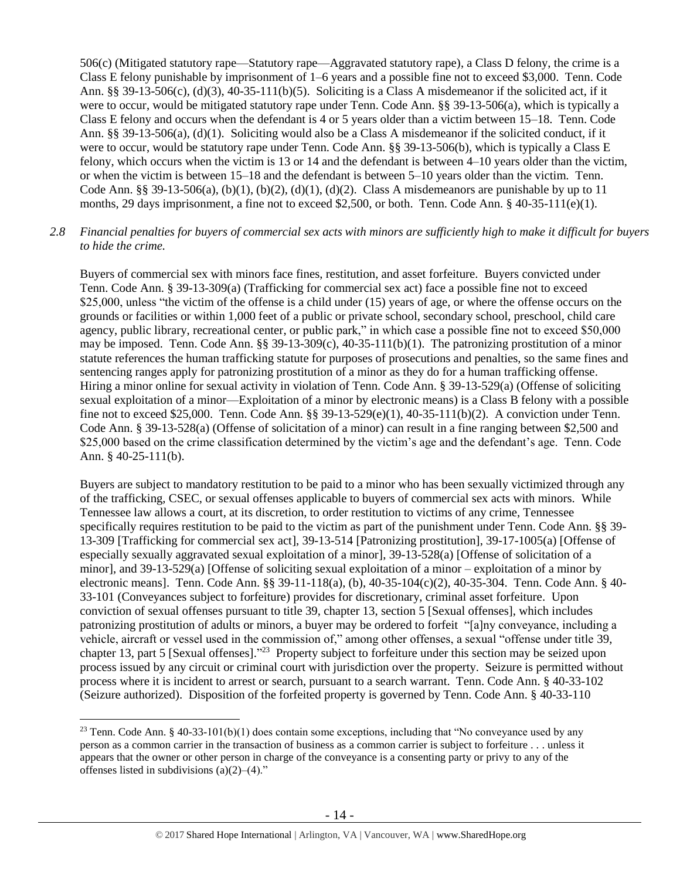506(c) (Mitigated statutory rape—Statutory rape—Aggravated statutory rape), a Class D felony, the crime is a Class E felony punishable by imprisonment of 1–6 years and a possible fine not to exceed $3,000. Tenn. Code Ann. §§ 39-13-506(c), (d)(3), 40-35-111(b)(5). Soliciting is a Class A misdemeanor if the solicited act, if it were to occur, would be mitigated statutory rape under Tenn. Code Ann. §§ 39-13-506(a), which is typically a Class E felony and occurs when the defendant is 4 or 5 years older than a victim between 15–18. Tenn. Code Ann. §§ 39-13-506(a), (d)(1). Soliciting would also be a Class A misdemeanor if the solicited conduct, if it were to occur, would be statutory rape under Tenn. Code Ann. §§ 39-13-506(b), which is typically a Class E felony, which occurs when the victim is 13 or 14 and the defendant is between 4–10 years older than the victim, or when the victim is between 15–18 and the defendant is between 5–10 years older than the victim. Tenn. Code Ann. §§ 39-13-506(a), (b)(1), (b)(2), (d)(1), (d)(2). Class A misdemeanors are punishable by up to 11 months, 29 days imprisonment, a fine not to exceed $2,500, or both. Tenn. Code Ann. § 40-35-111(e)(1).

*2.8 Financial penalties for buyers of commercial sex acts with minors are sufficiently high to make it difficult for buyers to hide the crime.*

Buyers of commercial sex with minors face fines, restitution, and asset forfeiture. Buyers convicted under Tenn. Code Ann. § 39-13-309(a) (Trafficking for commercial sex act) face a possible fine not to exceed $25,000, unless "the victim of the offense is a child under (15) years of age, or where the offense occurs on the grounds or facilities or within 1,000 feet of a public or private school, secondary school, preschool, child care agency, public library, recreational center, or public park," in which case a possible fine not to exceed $50,000 may be imposed. Tenn. Code Ann. §§ 39-13-309(c), 40-35-111(b)(1). The patronizing prostitution of a minor statute references the human trafficking statute for purposes of prosecutions and penalties, so the same fines and sentencing ranges apply for patronizing prostitution of a minor as they do for a human trafficking offense. Hiring a minor online for sexual activity in violation of Tenn. Code Ann. § 39-13-529(a) (Offense of soliciting sexual exploitation of a minor—Exploitation of a minor by electronic means) is a Class B felony with a possible fine not to exceed $25,000. Tenn. Code Ann. §§ 39-13-529(e)(1), 40-35-111(b)(2). A conviction under Tenn. Code Ann. § 39-13-528(a) (Offense of solicitation of a minor) can result in a fine ranging between $2,500 and $25,000 based on the crime classification determined by the victim's age and the defendant's age. Tenn. Code Ann. § 40-25-111(b).

Buyers are subject to mandatory restitution to be paid to a minor who has been sexually victimized through any of the trafficking, CSEC, or sexual offenses applicable to buyers of commercial sex acts with minors. While Tennessee law allows a court, at its discretion, to order restitution to victims of any crime, Tennessee specifically requires restitution to be paid to the victim as part of the punishment under Tenn. Code Ann. §§ 39-13-309 [Trafficking for commercial sex act], 39-13-514 [Patronizing prostitution], 39-17-1005(a) [Offense of especially sexually aggravated sexual exploitation of a minor], 39-13-528(a) [Offense of solicitation of a minor], and 39-13-529(a) [Offense of soliciting sexual exploitation of a minor – exploitation of a minor by electronic means]. Tenn. Code Ann. §§ 39-11-118(a), (b), 40-35-104(c)(2), 40-35-304. Tenn. Code Ann. § 40-33-101 (Conveyances subject to forfeiture) provides for discretionary, criminal asset forfeiture. Upon conviction of sexual offenses pursuant to title 39, chapter 13, section 5 [Sexual offenses], which includes patronizing prostitution of adults or minors, a buyer may be ordered to forfeit "[a]ny conveyance, including a vehicle, aircraft or vessel used in the commission of," among other offenses, a sexual "offense under title 39, chapter 13, part 5 [Sexual offenses]."[23] Property subject to forfeiture under this section may be seized upon process issued by any circuit or criminal court with jurisdiction over the property. Seizure is permitted without process where it is incident to arrest or search, pursuant to a search warrant. Tenn. Code Ann. § 40-33-102 (Seizure authorized). Disposition of the forfeited property is governed by Tenn. Code Ann. § 40-33-110

---

[23] Tenn. Code Ann. § 40-33-101(b)(1) does contain some exceptions, including that "No conveyance used by any person as a common carrier in the transaction of business as a common carrier is subject to forfeiture . . . unless it appears that the owner or other person in charge of the conveyance is a consenting party or privy to any of the offenses listed in subdivisions (a)(2)–(4)."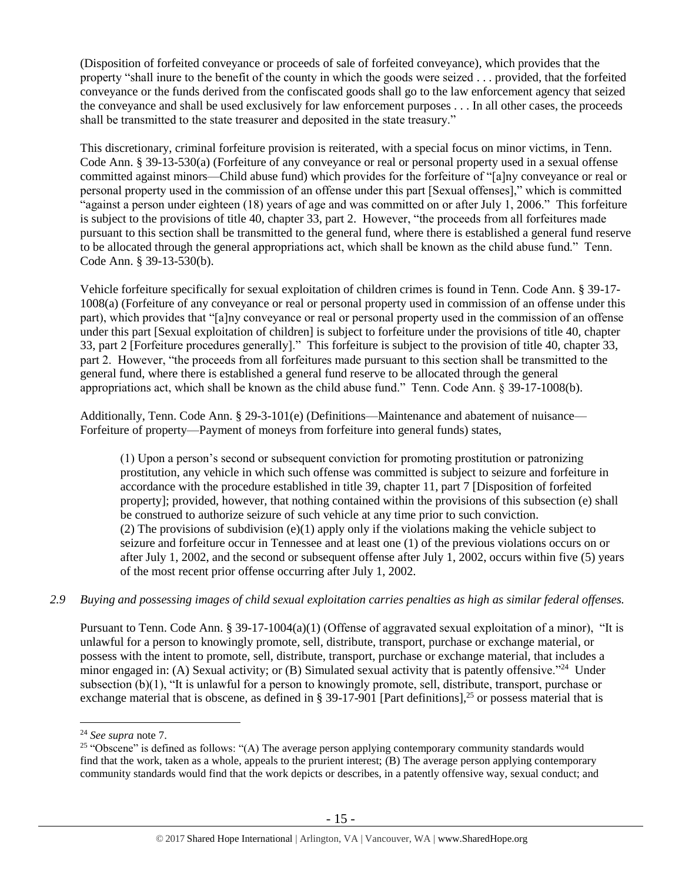(Disposition of forfeited conveyance or proceeds of sale of forfeited conveyance), which provides that the property "shall inure to the benefit of the county in which the goods were seized . . . provided, that the forfeited conveyance or the funds derived from the confiscated goods shall go to the law enforcement agency that seized the conveyance and shall be used exclusively for law enforcement purposes . . . In all other cases, the proceeds shall be transmitted to the state treasurer and deposited in the state treasury."

This discretionary, criminal forfeiture provision is reiterated, with a special focus on minor victims, in Tenn. Code Ann. § 39-13-530(a) (Forfeiture of any conveyance or real or personal property used in a sexual offense committed against minors—Child abuse fund) which provides for the forfeiture of "[a]ny conveyance or real or personal property used in the commission of an offense under this part [Sexual offenses]," which is committed "against a person under eighteen (18) years of age and was committed on or after July 1, 2006." This forfeiture is subject to the provisions of title 40, chapter 33, part 2. However, "the proceeds from all forfeitures made pursuant to this section shall be transmitted to the general fund, where there is established a general fund reserve to be allocated through the general appropriations act, which shall be known as the child abuse fund." Tenn. Code Ann. § 39-13-530(b).

Vehicle forfeiture specifically for sexual exploitation of children crimes is found in Tenn. Code Ann. § 39-17-1008(a) (Forfeiture of any conveyance or real or personal property used in commission of an offense under this part), which provides that "[a]ny conveyance or real or personal property used in the commission of an offense under this part [Sexual exploitation of children] is subject to forfeiture under the provisions of title 40, chapter 33, part 2 [Forfeiture procedures generally]." This forfeiture is subject to the provision of title 40, chapter 33, part 2. However, "the proceeds from all forfeitures made pursuant to this section shall be transmitted to the general fund, where there is established a general fund reserve to be allocated through the general appropriations act, which shall be known as the child abuse fund." Tenn. Code Ann. § 39-17-1008(b).

Additionally, Tenn. Code Ann. § 29-3-101(e) (Definitions—Maintenance and abatement of nuisance—Forfeiture of property—Payment of moneys from forfeiture into general funds) states,

> (1) Upon a person's second or subsequent conviction for promoting prostitution or patronizing prostitution, any vehicle in which such offense was committed is subject to seizure and forfeiture in accordance with the procedure established in title 39, chapter 11, part 7 [Disposition of forfeited property]; provided, however, that nothing contained within the provisions of this subsection (e) shall be construed to authorize seizure of such vehicle at any time prior to such conviction.
> (2) The provisions of subdivision (e)(1) apply only if the violations making the vehicle subject to seizure and forfeiture occur in Tennessee and at least one (1) of the previous violations occurs on or after July 1, 2002, and the second or subsequent offense after July 1, 2002, occurs within five (5) years of the most recent prior offense occurring after July 1, 2002.

*2.9 Buying and possessing images of child sexual exploitation carries penalties as high as similar federal offenses.*

Pursuant to Tenn. Code Ann. § 39-17-1004(a)(1) (Offense of aggravated sexual exploitation of a minor), "It is unlawful for a person to knowingly promote, sell, distribute, transport, purchase or exchange material, or possess with the intent to promote, sell, distribute, transport, purchase or exchange material, that includes a minor engaged in: (A) Sexual activity; or (B) Simulated sexual activity that is patently offensive."[24] Under subsection (b)(1), "It is unlawful for a person to knowingly promote, sell, distribute, transport, purchase or exchange material that is obscene, as defined in § 39-17-901 [Part definitions],[25] or possess material that is

---

[24] *See supra* note 7.

[25] "Obscene" is defined as follows: "(A) The average person applying contemporary community standards would find that the work, taken as a whole, appeals to the prurient interest; (B) The average person applying contemporary community standards would find that the work depicts or describes, in a patently offensive way, sexual conduct; and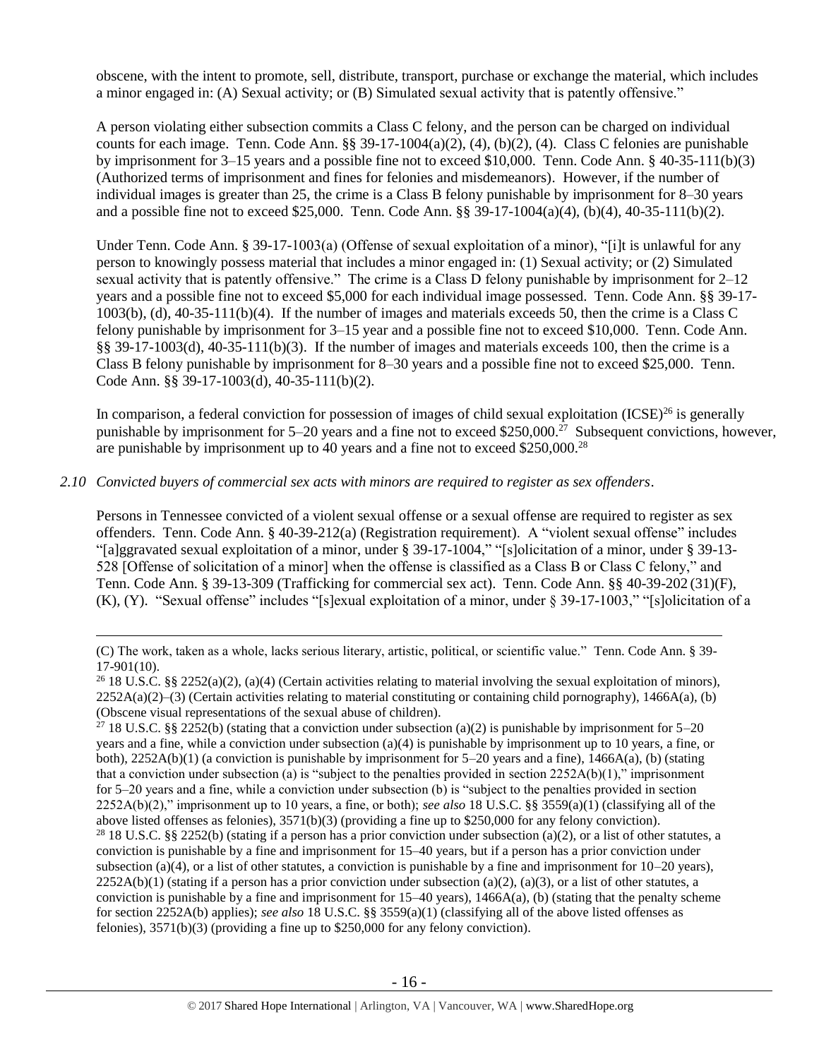obscene, with the intent to promote, sell, distribute, transport, purchase or exchange the material, which includes a minor engaged in: (A) Sexual activity; or (B) Simulated sexual activity that is patently offensive."

A person violating either subsection commits a Class C felony, and the person can be charged on individual counts for each image. Tenn. Code Ann. §§ 39-17-1004(a)(2), (4), (b)(2), (4). Class C felonies are punishable by imprisonment for 3–15 years and a possible fine not to exceed $10,000. Tenn. Code Ann. § 40-35-111(b)(3) (Authorized terms of imprisonment and fines for felonies and misdemeanors). However, if the number of individual images is greater than 25, the crime is a Class B felony punishable by imprisonment for 8–30 years and a possible fine not to exceed $25,000. Tenn. Code Ann. §§ 39-17-1004(a)(4), (b)(4), 40-35-111(b)(2).

Under Tenn. Code Ann. § 39-17-1003(a) (Offense of sexual exploitation of a minor), "[i]t is unlawful for any person to knowingly possess material that includes a minor engaged in: (1) Sexual activity; or (2) Simulated sexual activity that is patently offensive." The crime is a Class D felony punishable by imprisonment for 2–12 years and a possible fine not to exceed $5,000 for each individual image possessed. Tenn. Code Ann. §§ 39-17-1003(b), (d), 40-35-111(b)(4). If the number of images and materials exceeds 50, then the crime is a Class C felony punishable by imprisonment for 3–15 year and a possible fine not to exceed $10,000. Tenn. Code Ann. §§ 39-17-1003(d), 40-35-111(b)(3). If the number of images and materials exceeds 100, then the crime is a Class B felony punishable by imprisonment for 8–30 years and a possible fine not to exceed $25,000. Tenn. Code Ann. §§ 39-17-1003(d), 40-35-111(b)(2).

In comparison, a federal conviction for possession of images of child sexual exploitation (ICSE)[26] is generally punishable by imprisonment for 5–20 years and a fine not to exceed $250,000.[27] Subsequent convictions, however, are punishable by imprisonment up to 40 years and a fine not to exceed $250,000.[28]

*2.10 Convicted buyers of commercial sex acts with minors are required to register as sex offenders.*

Persons in Tennessee convicted of a violent sexual offense or a sexual offense are required to register as sex offenders. Tenn. Code Ann. § 40-39-212(a) (Registration requirement). A "violent sexual offense" includes "[a]ggravated sexual exploitation of a minor, under § 39-17-1004," "[s]olicitation of a minor, under § 39-13-528 [Offense of solicitation of a minor] when the offense is classified as a Class B or Class C felony," and Tenn. Code Ann. § 39-13-309 (Trafficking for commercial sex act). Tenn. Code Ann. §§ 40-39-202 (31)(F), (K), (Y). "Sexual offense" includes "[s]exual exploitation of a minor, under § 39-17-1003," "[s]olicitation of a

---

(C) The work, taken as a whole, lacks serious literary, artistic, political, or scientific value." Tenn. Code Ann. § 39-17-901(10).

[26] 18 U.S.C. §§ 2252(a)(2), (a)(4) (Certain activities relating to material involving the sexual exploitation of minors), 2252A(a)(2)–(3) (Certain activities relating to material constituting or containing child pornography), 1466A(a), (b) (Obscene visual representations of the sexual abuse of children).

[27] 18 U.S.C. §§ 2252(b) (stating that a conviction under subsection (a)(2) is punishable by imprisonment for 5–20 years and a fine, while a conviction under subsection (a)(4) is punishable by imprisonment up to 10 years, a fine, or both), 2252A(b)(1) (a conviction is punishable by imprisonment for 5–20 years and a fine), 1466A(a), (b) (stating that a conviction under subsection (a) is "subject to the penalties provided in section 2252A(b)(1)," imprisonment for 5–20 years and a fine, while a conviction under subsection (b) is "subject to the penalties provided in section 2252A(b)(2)," imprisonment up to 10 years, a fine, or both); *see also* 18 U.S.C. §§ 3559(a)(1) (classifying all of the above listed offenses as felonies), 3571(b)(3) (providing a fine up to $250,000 for any felony conviction).

[28] 18 U.S.C. §§ 2252(b) (stating if a person has a prior conviction under subsection (a)(2), or a list of other statutes, a conviction is punishable by a fine and imprisonment for 15–40 years, but if a person has a prior conviction under subsection (a)(4), or a list of other statutes, a conviction is punishable by a fine and imprisonment for 10–20 years), 2252A(b)(1) (stating if a person has a prior conviction under subsection (a)(2), (a)(3), or a list of other statutes, a conviction is punishable by a fine and imprisonment for 15–40 years), 1466A(a), (b) (stating that the penalty scheme for section 2252A(b) applies); *see also* 18 U.S.C. §§ 3559(a)(1) (classifying all of the above listed offenses as felonies), 3571(b)(3) (providing a fine up to $250,000 for any felony conviction).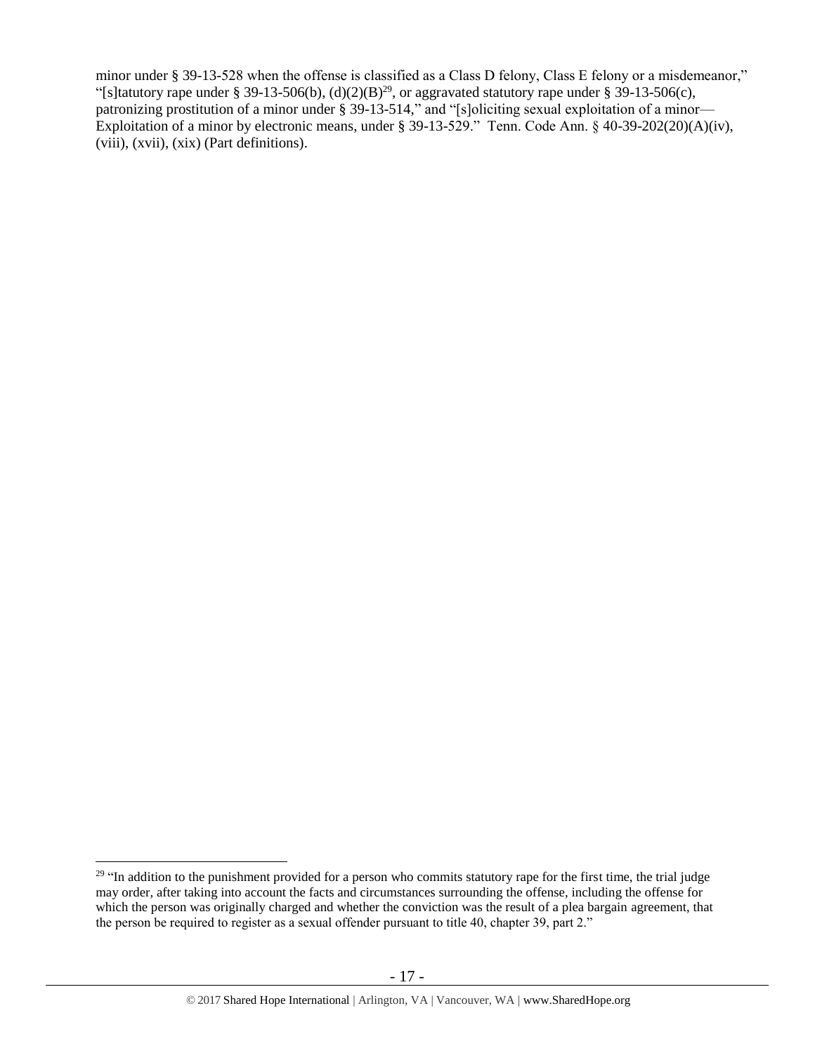minor under § 39-13-528 when the offense is classified as a Class D felony, Class E felony or a misdemeanor," "[s]tatutory rape under § 39-13-506(b), (d)(2)(B)[29], or aggravated statutory rape under § 39-13-506(c), patronizing prostitution of a minor under § 39-13-514," and "[s]oliciting sexual exploitation of a minor—Exploitation of a minor by electronic means, under § 39-13-529." Tenn. Code Ann. § 40-39-202(20)(A)(iv), (viii), (xvii), (xix) (Part definitions).

---

[29] "In addition to the punishment provided for a person who commits statutory rape for the first time, the trial judge may order, after taking into account the facts and circumstances surrounding the offense, including the offense for which the person was originally charged and whether the conviction was the result of a plea bargain agreement, that the person be required to register as a sexual offender pursuant to title 40, chapter 39, part 2."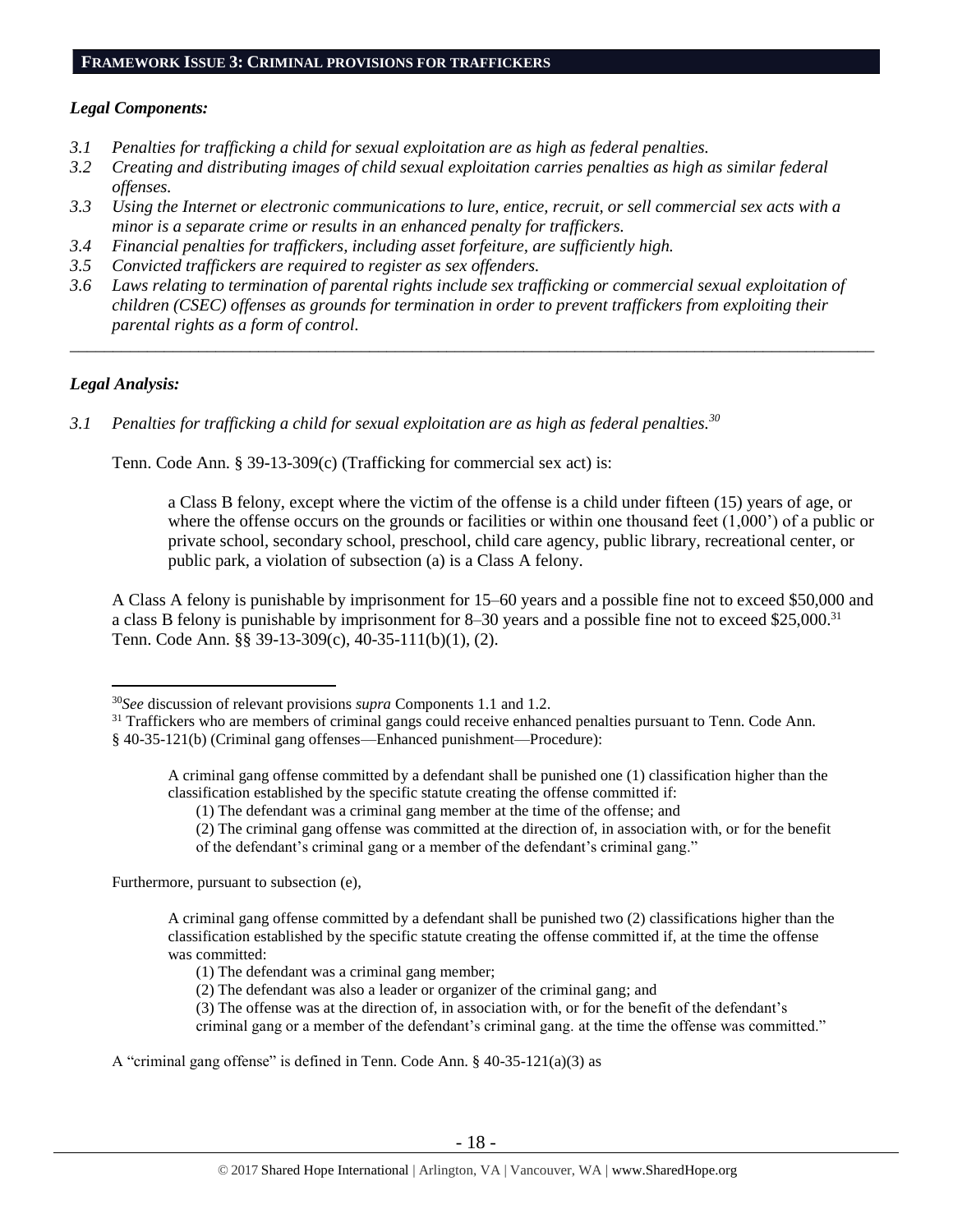## FRAMEWORK ISSUE 3: CRIMINAL PROVISIONS FOR TRAFFICKERS

### *Legal Components:*

*3.1 Penalties for trafficking a child for sexual exploitation are as high as federal penalties.*

*3.2 Creating and distributing images of child sexual exploitation carries penalties as high as similar federal offenses.*

*3.3 Using the Internet or electronic communications to lure, entice, recruit, or sell commercial sex acts with a minor is a separate crime or results in an enhanced penalty for traffickers.*

*3.4 Financial penalties for traffickers, including asset forfeiture, are sufficiently high.*

*3.5 Convicted traffickers are required to register as sex offenders.*

*3.6 Laws relating to termination of parental rights include sex trafficking or commercial sexual exploitation of children (CSEC) offenses as grounds for termination in order to prevent traffickers from exploiting their parental rights as a form of control.*

---

### *Legal Analysis:*

*3.1 Penalties for trafficking a child for sexual exploitation are as high as federal penalties.*[30]

Tenn. Code Ann. § 39-13-309(c) (Trafficking for commercial sex act) is:

> a Class B felony, except where the victim of the offense is a child under fifteen (15) years of age, or where the offense occurs on the grounds or facilities or within one thousand feet (1,000') of a public or private school, secondary school, preschool, child care agency, public library, recreational center, or public park, a violation of subsection (a) is a Class A felony.

A Class A felony is punishable by imprisonment for 15–60 years and a possible fine not to exceed $50,000 and a class B felony is punishable by imprisonment for 8–30 years and a possible fine not to exceed $25,000.[31] Tenn. Code Ann. §§ 39-13-309(c), 40-35-111(b)(1), (2).

---

[30] *See* discussion of relevant provisions *supra* Components 1.1 and 1.2.

[31] Traffickers who are members of criminal gangs could receive enhanced penalties pursuant to Tenn. Code Ann. § 40-35-121(b) (Criminal gang offenses—Enhanced punishment—Procedure):

> A criminal gang offense committed by a defendant shall be punished one (1) classification higher than the classification established by the specific statute creating the offense committed if:
> (1) The defendant was a criminal gang member at the time of the offense; and
> (2) The criminal gang offense was committed at the direction of, in association with, or for the benefit of the defendant's criminal gang or a member of the defendant's criminal gang."

Furthermore, pursuant to subsection (e),

> A criminal gang offense committed by a defendant shall be punished two (2) classifications higher than the classification established by the specific statute creating the offense committed if, at the time the offense was committed:
> (1) The defendant was a criminal gang member;
> (2) The defendant was also a leader or organizer of the criminal gang; and
> (3) The offense was at the direction of, in association with, or for the benefit of the defendant's criminal gang or a member of the defendant's criminal gang. at the time the offense was committed."

A "criminal gang offense" is defined in Tenn. Code Ann. § 40-35-121(a)(3) as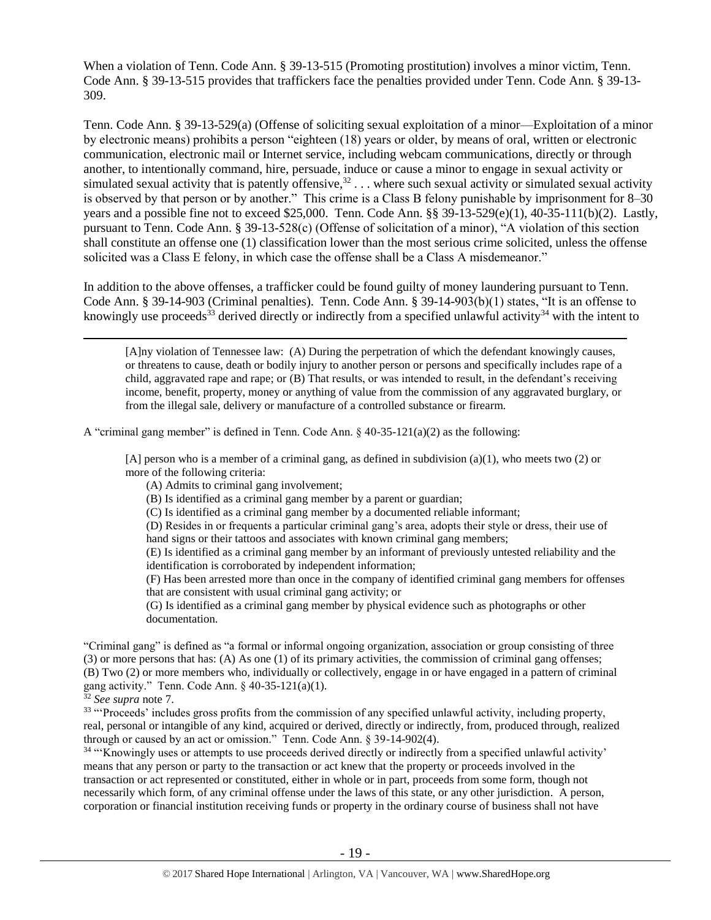When a violation of Tenn. Code Ann. § 39-13-515 (Promoting prostitution) involves a minor victim, Tenn. Code Ann. § 39-13-515 provides that traffickers face the penalties provided under Tenn. Code Ann. § 39-13-309.

Tenn. Code Ann. § 39-13-529(a) (Offense of soliciting sexual exploitation of a minor—Exploitation of a minor by electronic means) prohibits a person "eighteen (18) years or older, by means of oral, written or electronic communication, electronic mail or Internet service, including webcam communications, directly or through another, to intentionally command, hire, persuade, induce or cause a minor to engage in sexual activity or simulated sexual activity that is patently offensive,[32] . . . where such sexual activity or simulated sexual activity is observed by that person or by another." This crime is a Class B felony punishable by imprisonment for 8–30 years and a possible fine not to exceed $25,000. Tenn. Code Ann. §§ 39-13-529(e)(1), 40-35-111(b)(2). Lastly, pursuant to Tenn. Code Ann. § 39-13-528(c) (Offense of solicitation of a minor), "A violation of this section shall constitute an offense one (1) classification lower than the most serious crime solicited, unless the offense solicited was a Class E felony, in which case the offense shall be a Class A misdemeanor."

In addition to the above offenses, a trafficker could be found guilty of money laundering pursuant to Tenn. Code Ann. § 39-14-903 (Criminal penalties). Tenn. Code Ann. § 39-14-903(b)(1) states, "It is an offense to knowingly use proceeds[33] derived directly or indirectly from a specified unlawful activity[34] with the intent to

---

> [A]ny violation of Tennessee law: (A) During the perpetration of which the defendant knowingly causes, or threatens to cause, death or bodily injury to another person or persons and specifically includes rape of a child, aggravated rape and rape; or (B) That results, or was intended to result, in the defendant's receiving income, benefit, property, money or anything of value from the commission of any aggravated burglary, or from the illegal sale, delivery or manufacture of a controlled substance or firearm.

A "criminal gang member" is defined in Tenn. Code Ann. § 40-35-121(a)(2) as the following:

> [A] person who is a member of a criminal gang, as defined in subdivision (a)(1), who meets two (2) or more of the following criteria:
> (A) Admits to criminal gang involvement;
> (B) Is identified as a criminal gang member by a parent or guardian;
> (C) Is identified as a criminal gang member by a documented reliable informant;
> (D) Resides in or frequents a particular criminal gang's area, adopts their style or dress, their use of hand signs or their tattoos and associates with known criminal gang members;
> (E) Is identified as a criminal gang member by an informant of previously untested reliability and the identification is corroborated by independent information;
> (F) Has been arrested more than once in the company of identified criminal gang members for offenses that are consistent with usual criminal gang activity; or
> (G) Is identified as a criminal gang member by physical evidence such as photographs or other documentation.

"Criminal gang" is defined as "a formal or informal ongoing organization, association or group consisting of three (3) or more persons that has: (A) As one (1) of its primary activities, the commission of criminal gang offenses; (B) Two (2) or more members who, individually or collectively, engage in or have engaged in a pattern of criminal gang activity." Tenn. Code Ann. § 40-35-121(a)(1).

[32] *See supra* note 7.

[33] "'Proceeds' includes gross profits from the commission of any specified unlawful activity, including property, real, personal or intangible of any kind, acquired or derived, directly or indirectly, from, produced through, realized through or caused by an act or omission." Tenn. Code Ann. § 39-14-902(4).

[34] "'Knowingly uses or attempts to use proceeds derived directly or indirectly from a specified unlawful activity' means that any person or party to the transaction or act knew that the property or proceeds involved in the transaction or act represented or constituted, either in whole or in part, proceeds from some form, though not necessarily which form, of any criminal offense under the laws of this state, or any other jurisdiction. A person, corporation or financial institution receiving funds or property in the ordinary course of business shall not have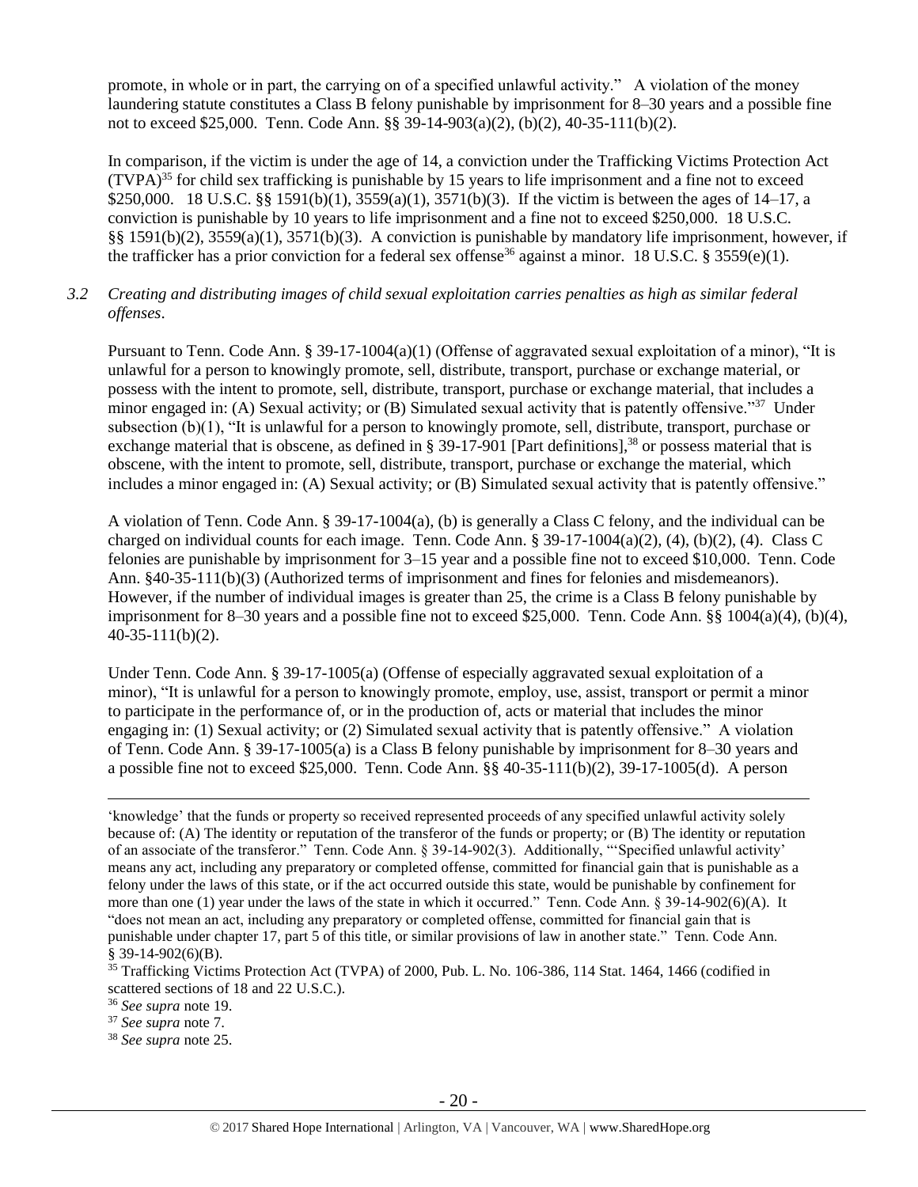promote, in whole or in part, the carrying on of a specified unlawful activity." A violation of the money laundering statute constitutes a Class B felony punishable by imprisonment for 8–30 years and a possible fine not to exceed $25,000. Tenn. Code Ann. §§ 39-14-903(a)(2), (b)(2), 40-35-111(b)(2).

In comparison, if the victim is under the age of 14, a conviction under the Trafficking Victims Protection Act (TVPA)[35] for child sex trafficking is punishable by 15 years to life imprisonment and a fine not to exceed $250,000. 18 U.S.C. §§ 1591(b)(1), 3559(a)(1), 3571(b)(3). If the victim is between the ages of 14–17, a conviction is punishable by 10 years to life imprisonment and a fine not to exceed $250,000. 18 U.S.C. §§ 1591(b)(2), 3559(a)(1), 3571(b)(3). A conviction is punishable by mandatory life imprisonment, however, if the trafficker has a prior conviction for a federal sex offense[36] against a minor. 18 U.S.C. § 3559(e)(1).

*3.2 Creating and distributing images of child sexual exploitation carries penalties as high as similar federal offenses.*

Pursuant to Tenn. Code Ann. § 39-17-1004(a)(1) (Offense of aggravated sexual exploitation of a minor), "It is unlawful for a person to knowingly promote, sell, distribute, transport, purchase or exchange material, or possess with the intent to promote, sell, distribute, transport, purchase or exchange material, that includes a minor engaged in: (A) Sexual activity; or (B) Simulated sexual activity that is patently offensive."[37] Under subsection (b)(1), "It is unlawful for a person to knowingly promote, sell, distribute, transport, purchase or exchange material that is obscene, as defined in § 39-17-901 [Part definitions],[38] or possess material that is obscene, with the intent to promote, sell, distribute, transport, purchase or exchange the material, which includes a minor engaged in: (A) Sexual activity; or (B) Simulated sexual activity that is patently offensive."

A violation of Tenn. Code Ann. § 39-17-1004(a), (b) is generally a Class C felony, and the individual can be charged on individual counts for each image. Tenn. Code Ann. § 39-17-1004(a)(2), (4), (b)(2), (4). Class C felonies are punishable by imprisonment for 3–15 year and a possible fine not to exceed $10,000. Tenn. Code Ann. §40-35-111(b)(3) (Authorized terms of imprisonment and fines for felonies and misdemeanors). However, if the number of individual images is greater than 25, the crime is a Class B felony punishable by imprisonment for 8–30 years and a possible fine not to exceed $25,000. Tenn. Code Ann. §§ 1004(a)(4), (b)(4), 40-35-111(b)(2).

Under Tenn. Code Ann. § 39-17-1005(a) (Offense of especially aggravated sexual exploitation of a minor), "It is unlawful for a person to knowingly promote, employ, use, assist, transport or permit a minor to participate in the performance of, or in the production of, acts or material that includes the minor engaging in: (1) Sexual activity; or (2) Simulated sexual activity that is patently offensive." A violation of Tenn. Code Ann. § 39-17-1005(a) is a Class B felony punishable by imprisonment for 8–30 years and a possible fine not to exceed $25,000. Tenn. Code Ann. §§ 40-35-111(b)(2), 39-17-1005(d). A person

---

'knowledge' that the funds or property so received represented proceeds of any specified unlawful activity solely because of: (A) The identity or reputation of the transferor of the funds or property; or (B) The identity or reputation of an associate of the transferor." Tenn. Code Ann. § 39-14-902(3). Additionally, "'Specified unlawful activity' means any act, including any preparatory or completed offense, committed for financial gain that is punishable as a felony under the laws of this state, or if the act occurred outside this state, would be punishable by confinement for more than one (1) year under the laws of the state in which it occurred." Tenn. Code Ann. § 39-14-902(6)(A). It "does not mean an act, including any preparatory or completed offense, committed for financial gain that is punishable under chapter 17, part 5 of this title, or similar provisions of law in another state." Tenn. Code Ann. § 39-14-902(6)(B).

[35] Trafficking Victims Protection Act (TVPA) of 2000, Pub. L. No. 106-386, 114 Stat. 1464, 1466 (codified in scattered sections of 18 and 22 U.S.C.).

[36] *See supra* note 19.

[37] *See supra* note 7.

[38] *See supra* note 25.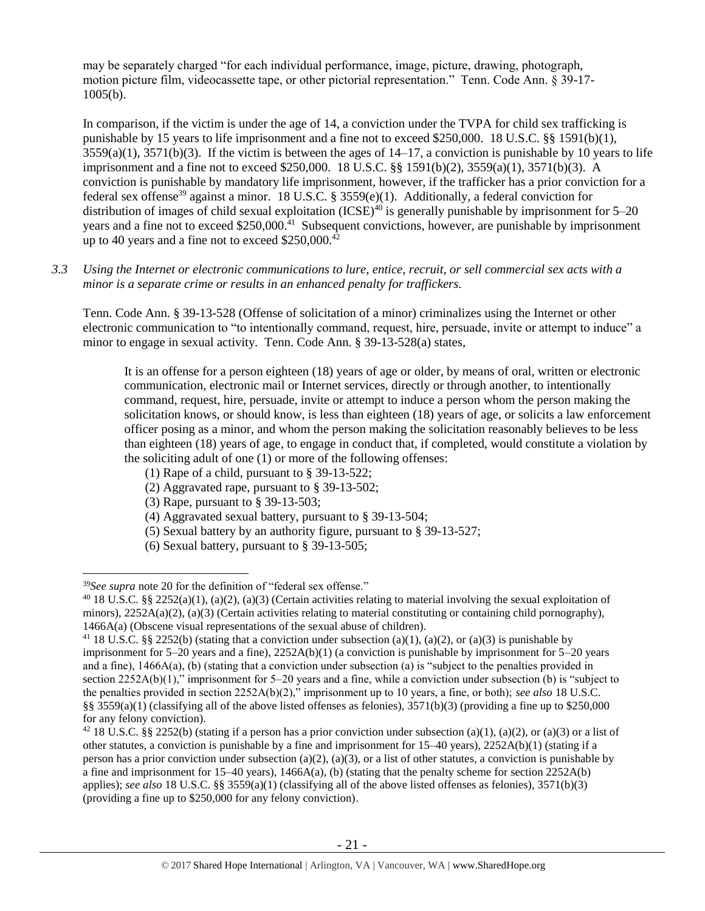may be separately charged "for each individual performance, image, picture, drawing, photograph, motion picture film, videocassette tape, or other pictorial representation." Tenn. Code Ann. § 39-17-1005(b).

In comparison, if the victim is under the age of 14, a conviction under the TVPA for child sex trafficking is punishable by 15 years to life imprisonment and a fine not to exceed $250,000. 18 U.S.C. §§ 1591(b)(1), 3559(a)(1), 3571(b)(3). If the victim is between the ages of 14–17, a conviction is punishable by 10 years to life imprisonment and a fine not to exceed $250,000. 18 U.S.C. §§ 1591(b)(2), 3559(a)(1), 3571(b)(3). A conviction is punishable by mandatory life imprisonment, however, if the trafficker has a prior conviction for a federal sex offense[39] against a minor. 18 U.S.C. § 3559(e)(1). Additionally, a federal conviction for distribution of images of child sexual exploitation (ICSE)[40] is generally punishable by imprisonment for 5–20 years and a fine not to exceed $250,000.[41] Subsequent convictions, however, are punishable by imprisonment up to 40 years and a fine not to exceed $250,000.[42]

*3.3 Using the Internet or electronic communications to lure, entice, recruit, or sell commercial sex acts with a minor is a separate crime or results in an enhanced penalty for traffickers.*

Tenn. Code Ann. § 39-13-528 (Offense of solicitation of a minor) criminalizes using the Internet or other electronic communication to "to intentionally command, request, hire, persuade, invite or attempt to induce" a minor to engage in sexual activity. Tenn. Code Ann. § 39-13-528(a) states,

> It is an offense for a person eighteen (18) years of age or older, by means of oral, written or electronic communication, electronic mail or Internet services, directly or through another, to intentionally command, request, hire, persuade, invite or attempt to induce a person whom the person making the solicitation knows, or should know, is less than eighteen (18) years of age, or solicits a law enforcement officer posing as a minor, and whom the person making the solicitation reasonably believes to be less than eighteen (18) years of age, to engage in conduct that, if completed, would constitute a violation by the soliciting adult of one (1) or more of the following offenses:
>
> (1) Rape of a child, pursuant to § 39-13-522;
> (2) Aggravated rape, pursuant to § 39-13-502;
> (3) Rape, pursuant to § 39-13-503;
> (4) Aggravated sexual battery, pursuant to § 39-13-504;
> (5) Sexual battery by an authority figure, pursuant to § 39-13-527;
> (6) Sexual battery, pursuant to § 39-13-505;

---

[39] *See supra* note 20 for the definition of "federal sex offense."

[40] 18 U.S.C. §§ 2252(a)(1), (a)(2), (a)(3) (Certain activities relating to material involving the sexual exploitation of minors), 2252A(a)(2), (a)(3) (Certain activities relating to material constituting or containing child pornography), 1466A(a) (Obscene visual representations of the sexual abuse of children).

[41] 18 U.S.C. §§ 2252(b) (stating that a conviction under subsection (a)(1), (a)(2), or (a)(3) is punishable by imprisonment for 5–20 years and a fine), 2252A(b)(1) (a conviction is punishable by imprisonment for 5–20 years and a fine), 1466A(a), (b) (stating that a conviction under subsection (a) is "subject to the penalties provided in section 2252A(b)(1)," imprisonment for 5–20 years and a fine, while a conviction under subsection (b) is "subject to the penalties provided in section 2252A(b)(2)," imprisonment up to 10 years, a fine, or both); *see also* 18 U.S.C. §§ 3559(a)(1) (classifying all of the above listed offenses as felonies), 3571(b)(3) (providing a fine up to $250,000 for any felony conviction).

[42] 18 U.S.C. §§ 2252(b) (stating if a person has a prior conviction under subsection (a)(1), (a)(2), or (a)(3) or a list of other statutes, a conviction is punishable by a fine and imprisonment for 15–40 years), 2252A(b)(1) (stating if a person has a prior conviction under subsection (a)(2), (a)(3), or a list of other statutes, a conviction is punishable by a fine and imprisonment for 15–40 years), 1466A(a), (b) (stating that the penalty scheme for section 2252A(b) applies); *see also* 18 U.S.C. §§ 3559(a)(1) (classifying all of the above listed offenses as felonies), 3571(b)(3) (providing a fine up to $250,000 for any felony conviction).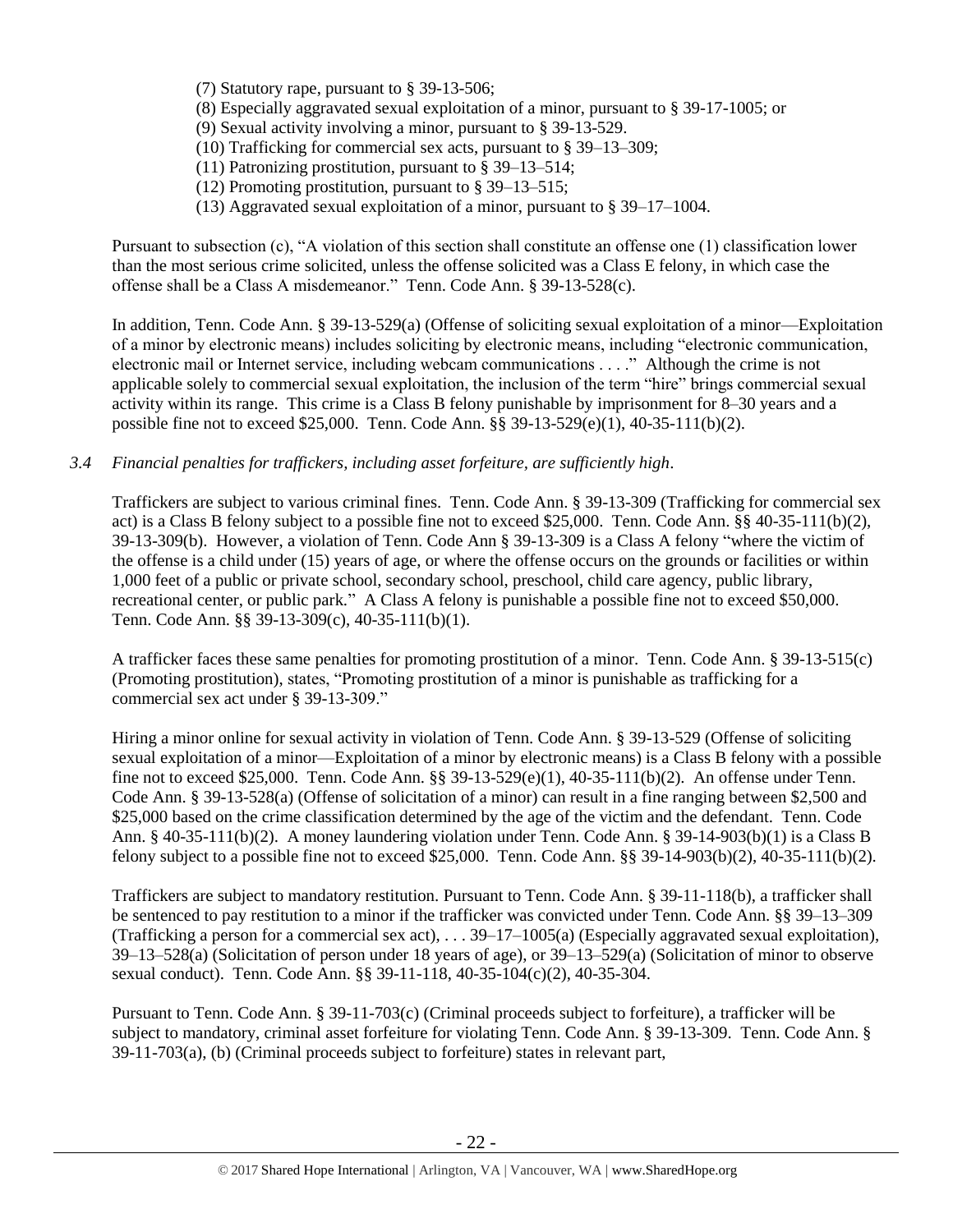(7) Statutory rape, pursuant to § 39-13-506;
(8) Especially aggravated sexual exploitation of a minor, pursuant to § 39-17-1005; or
(9) Sexual activity involving a minor, pursuant to § 39-13-529.
(10) Trafficking for commercial sex acts, pursuant to § 39–13–309;
(11) Patronizing prostitution, pursuant to § 39–13–514;
(12) Promoting prostitution, pursuant to § 39–13–515;
(13) Aggravated sexual exploitation of a minor, pursuant to § 39–17–1004.

Pursuant to subsection (c), "A violation of this section shall constitute an offense one (1) classification lower than the most serious crime solicited, unless the offense solicited was a Class E felony, in which case the offense shall be a Class A misdemeanor." Tenn. Code Ann. § 39-13-528(c).

In addition, Tenn. Code Ann. § 39-13-529(a) (Offense of soliciting sexual exploitation of a minor—Exploitation of a minor by electronic means) includes soliciting by electronic means, including "electronic communication, electronic mail or Internet service, including webcam communications . . . ." Although the crime is not applicable solely to commercial sexual exploitation, the inclusion of the term "hire" brings commercial sexual activity within its range. This crime is a Class B felony punishable by imprisonment for 8–30 years and a possible fine not to exceed $25,000. Tenn. Code Ann. §§ 39-13-529(e)(1), 40-35-111(b)(2).

*3.4 Financial penalties for traffickers, including asset forfeiture, are sufficiently high.*

Traffickers are subject to various criminal fines. Tenn. Code Ann. § 39-13-309 (Trafficking for commercial sex act) is a Class B felony subject to a possible fine not to exceed $25,000. Tenn. Code Ann. §§ 40-35-111(b)(2), 39-13-309(b). However, a violation of Tenn. Code Ann § 39-13-309 is a Class A felony "where the victim of the offense is a child under (15) years of age, or where the offense occurs on the grounds or facilities or within 1,000 feet of a public or private school, secondary school, preschool, child care agency, public library, recreational center, or public park." A Class A felony is punishable a possible fine not to exceed $50,000. Tenn. Code Ann. §§ 39-13-309(c), 40-35-111(b)(1).

A trafficker faces these same penalties for promoting prostitution of a minor. Tenn. Code Ann. § 39-13-515(c) (Promoting prostitution), states, "Promoting prostitution of a minor is punishable as trafficking for a commercial sex act under § 39-13-309."

Hiring a minor online for sexual activity in violation of Tenn. Code Ann. § 39-13-529 (Offense of soliciting sexual exploitation of a minor—Exploitation of a minor by electronic means) is a Class B felony with a possible fine not to exceed $25,000. Tenn. Code Ann. §§ 39-13-529(e)(1), 40-35-111(b)(2). An offense under Tenn. Code Ann. § 39-13-528(a) (Offense of solicitation of a minor) can result in a fine ranging between $2,500 and $25,000 based on the crime classification determined by the age of the victim and the defendant. Tenn. Code Ann. § 40-35-111(b)(2). A money laundering violation under Tenn. Code Ann. § 39-14-903(b)(1) is a Class B felony subject to a possible fine not to exceed $25,000. Tenn. Code Ann. §§ 39-14-903(b)(2), 40-35-111(b)(2).

Traffickers are subject to mandatory restitution. Pursuant to Tenn. Code Ann. § 39-11-118(b), a trafficker shall be sentenced to pay restitution to a minor if the trafficker was convicted under Tenn. Code Ann. §§ 39–13–309 (Trafficking a person for a commercial sex act), . . . 39–17–1005(a) (Especially aggravated sexual exploitation), 39–13–528(a) (Solicitation of person under 18 years of age), or 39–13–529(a) (Solicitation of minor to observe sexual conduct). Tenn. Code Ann. §§ 39-11-118, 40-35-104(c)(2), 40-35-304.

Pursuant to Tenn. Code Ann. § 39-11-703(c) (Criminal proceeds subject to forfeiture), a trafficker will be subject to mandatory, criminal asset forfeiture for violating Tenn. Code Ann. § 39-13-309. Tenn. Code Ann. § 39-11-703(a), (b) (Criminal proceeds subject to forfeiture) states in relevant part,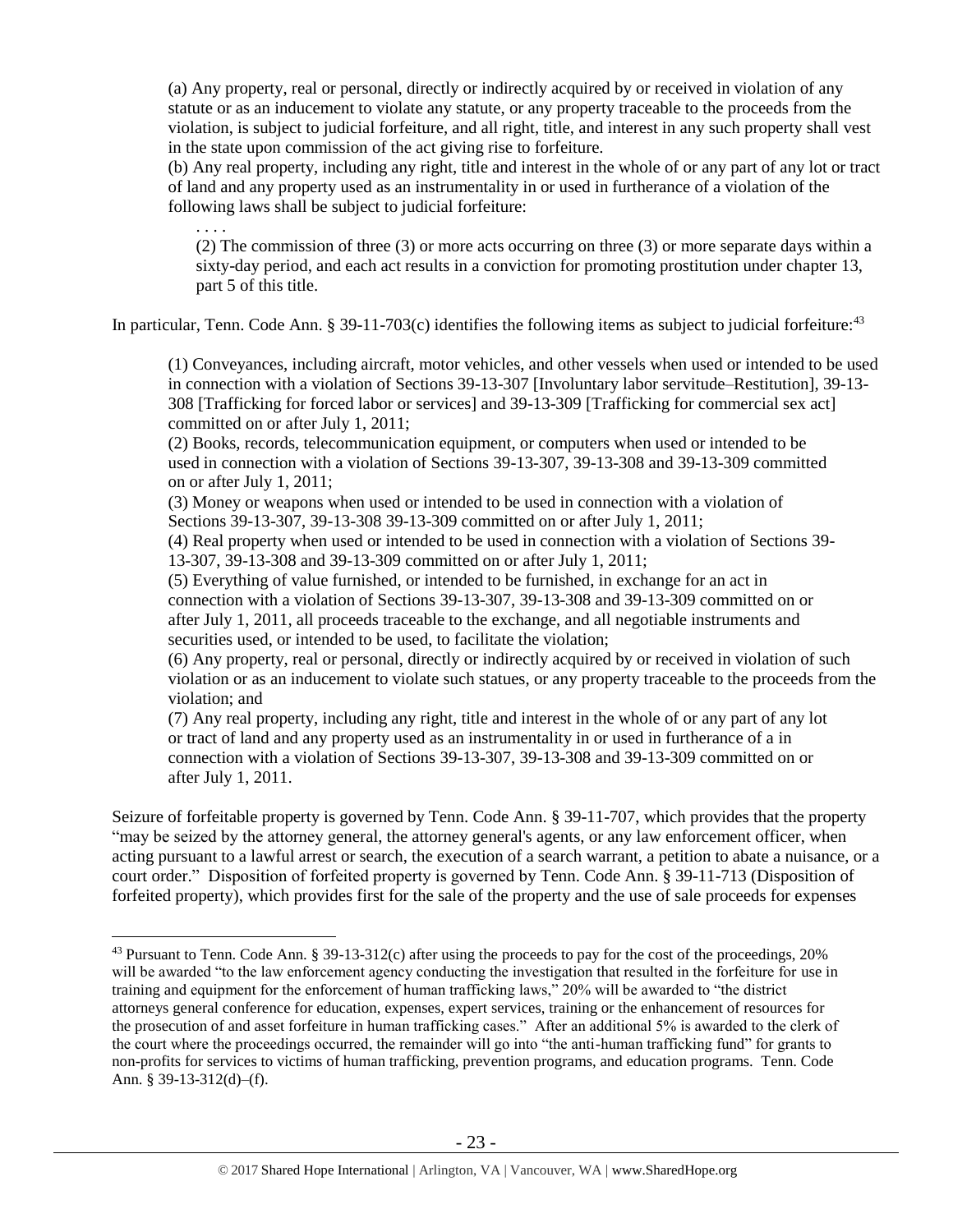> (a) Any property, real or personal, directly or indirectly acquired by or received in violation of any statute or as an inducement to violate any statute, or any property traceable to the proceeds from the violation, is subject to judicial forfeiture, and all right, title, and interest in any such property shall vest in the state upon commission of the act giving rise to forfeiture.
>
> (b) Any real property, including any right, title and interest in the whole of or any part of any lot or tract of land and any property used as an instrumentality in or used in furtherance of a violation of the following laws shall be subject to judicial forfeiture:
>
> . . . .
>
> (2) The commission of three (3) or more acts occurring on three (3) or more separate days within a sixty-day period, and each act results in a conviction for promoting prostitution under chapter 13, part 5 of this title.

In particular, Tenn. Code Ann. § 39-11-703(c) identifies the following items as subject to judicial forfeiture:[43]

> (1) Conveyances, including aircraft, motor vehicles, and other vessels when used or intended to be used in connection with a violation of Sections 39-13-307 [Involuntary labor servitude–Restitution], 39-13-308 [Trafficking for forced labor or services] and 39-13-309 [Trafficking for commercial sex act] committed on or after July 1, 2011;
>
> (2) Books, records, telecommunication equipment, or computers when used or intended to be used in connection with a violation of Sections 39-13-307, 39-13-308 and 39-13-309 committed on or after July 1, 2011;
>
> (3) Money or weapons when used or intended to be used in connection with a violation of Sections 39-13-307, 39-13-308 39-13-309 committed on or after July 1, 2011;
>
> (4) Real property when used or intended to be used in connection with a violation of Sections 39-13-307, 39-13-308 and 39-13-309 committed on or after July 1, 2011;
>
> (5) Everything of value furnished, or intended to be furnished, in exchange for an act in connection with a violation of Sections 39-13-307, 39-13-308 and 39-13-309 committed on or after July 1, 2011, all proceeds traceable to the exchange, and all negotiable instruments and securities used, or intended to be used, to facilitate the violation;
>
> (6) Any property, real or personal, directly or indirectly acquired by or received in violation of such violation or as an inducement to violate such statues, or any property traceable to the proceeds from the violation; and
>
> (7) Any real property, including any right, title and interest in the whole of or any part of any lot or tract of land and any property used as an instrumentality in or used in furtherance of a in connection with a violation of Sections 39-13-307, 39-13-308 and 39-13-309 committed on or after July 1, 2011.

Seizure of forfeitable property is governed by Tenn. Code Ann. § 39-11-707, which provides that the property "may be seized by the attorney general, the attorney general's agents, or any law enforcement officer, when acting pursuant to a lawful arrest or search, the execution of a search warrant, a petition to abate a nuisance, or a court order." Disposition of forfeited property is governed by Tenn. Code Ann. § 39-11-713 (Disposition of forfeited property), which provides first for the sale of the property and the use of sale proceeds for expenses

---

[43] Pursuant to Tenn. Code Ann. § 39-13-312(c) after using the proceeds to pay for the cost of the proceedings, 20% will be awarded "to the law enforcement agency conducting the investigation that resulted in the forfeiture for use in training and equipment for the enforcement of human trafficking laws," 20% will be awarded to "the district attorneys general conference for education, expenses, expert services, training or the enhancement of resources for the prosecution of and asset forfeiture in human trafficking cases." After an additional 5% is awarded to the clerk of the court where the proceedings occurred, the remainder will go into "the anti-human trafficking fund" for grants to non-profits for services to victims of human trafficking, prevention programs, and education programs. Tenn. Code Ann. § 39-13-312(d)–(f).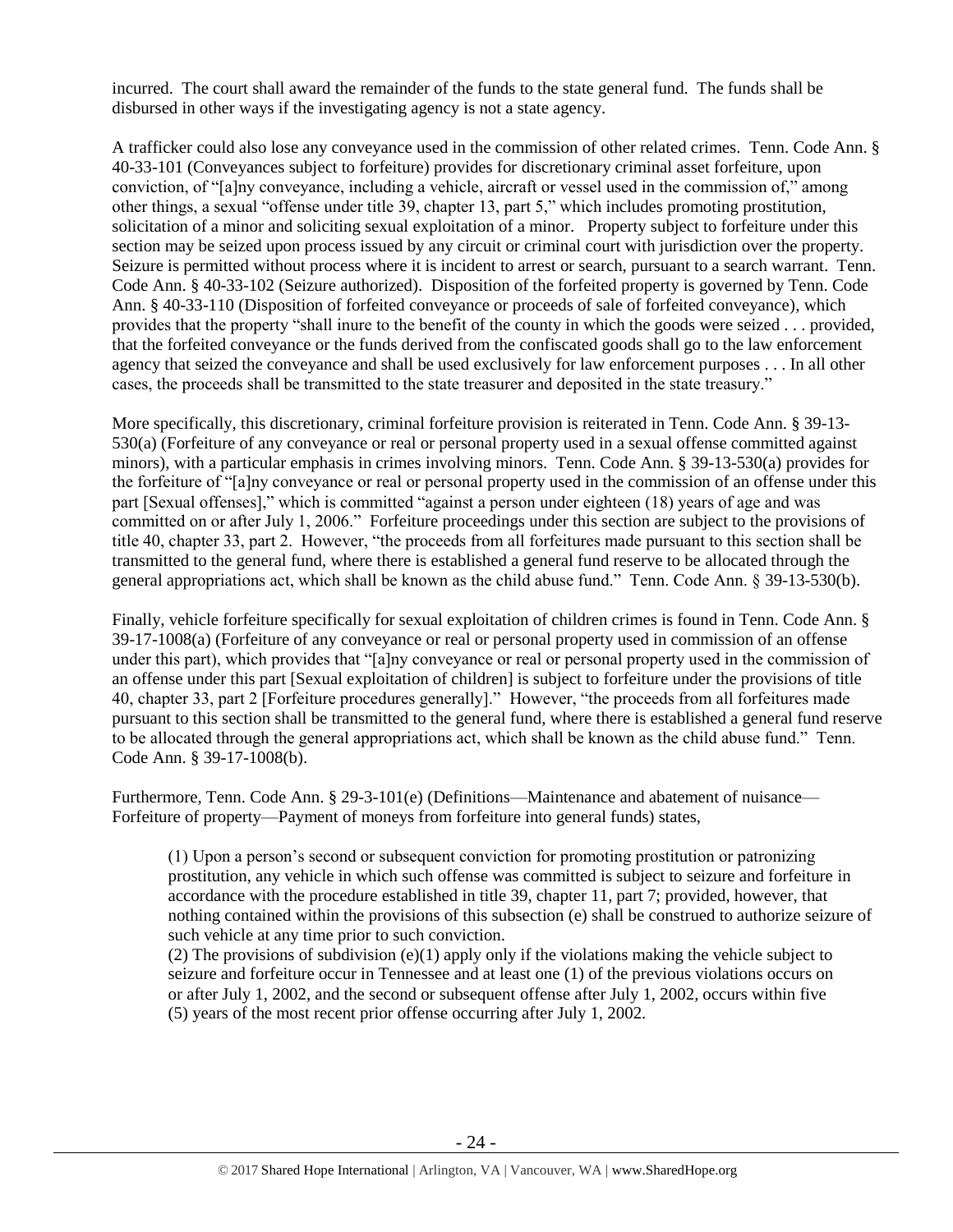incurred. The court shall award the remainder of the funds to the state general fund. The funds shall be disbursed in other ways if the investigating agency is not a state agency.

A trafficker could also lose any conveyance used in the commission of other related crimes. Tenn. Code Ann. § 40-33-101 (Conveyances subject to forfeiture) provides for discretionary criminal asset forfeiture, upon conviction, of "[a]ny conveyance, including a vehicle, aircraft or vessel used in the commission of," among other things, a sexual "offense under title 39, chapter 13, part 5," which includes promoting prostitution, solicitation of a minor and soliciting sexual exploitation of a minor. Property subject to forfeiture under this section may be seized upon process issued by any circuit or criminal court with jurisdiction over the property. Seizure is permitted without process where it is incident to arrest or search, pursuant to a search warrant. Tenn. Code Ann. § 40-33-102 (Seizure authorized). Disposition of the forfeited property is governed by Tenn. Code Ann. § 40-33-110 (Disposition of forfeited conveyance or proceeds of sale of forfeited conveyance), which provides that the property "shall inure to the benefit of the county in which the goods were seized . . . provided, that the forfeited conveyance or the funds derived from the confiscated goods shall go to the law enforcement agency that seized the conveyance and shall be used exclusively for law enforcement purposes . . . In all other cases, the proceeds shall be transmitted to the state treasurer and deposited in the state treasury."

More specifically, this discretionary, criminal forfeiture provision is reiterated in Tenn. Code Ann. § 39-13-530(a) (Forfeiture of any conveyance or real or personal property used in a sexual offense committed against minors), with a particular emphasis in crimes involving minors. Tenn. Code Ann. § 39-13-530(a) provides for the forfeiture of "[a]ny conveyance or real or personal property used in the commission of an offense under this part [Sexual offenses]," which is committed "against a person under eighteen (18) years of age and was committed on or after July 1, 2006." Forfeiture proceedings under this section are subject to the provisions of title 40, chapter 33, part 2. However, "the proceeds from all forfeitures made pursuant to this section shall be transmitted to the general fund, where there is established a general fund reserve to be allocated through the general appropriations act, which shall be known as the child abuse fund." Tenn. Code Ann. § 39-13-530(b).

Finally, vehicle forfeiture specifically for sexual exploitation of children crimes is found in Tenn. Code Ann. § 39-17-1008(a) (Forfeiture of any conveyance or real or personal property used in commission of an offense under this part), which provides that "[a]ny conveyance or real or personal property used in the commission of an offense under this part [Sexual exploitation of children] is subject to forfeiture under the provisions of title 40, chapter 33, part 2 [Forfeiture procedures generally]." However, "the proceeds from all forfeitures made pursuant to this section shall be transmitted to the general fund, where there is established a general fund reserve to be allocated through the general appropriations act, which shall be known as the child abuse fund." Tenn. Code Ann. § 39-17-1008(b).

Furthermore, Tenn. Code Ann. § 29-3-101(e) (Definitions—Maintenance and abatement of nuisance—Forfeiture of property—Payment of moneys from forfeiture into general funds) states,

> (1) Upon a person's second or subsequent conviction for promoting prostitution or patronizing prostitution, any vehicle in which such offense was committed is subject to seizure and forfeiture in accordance with the procedure established in title 39, chapter 11, part 7; provided, however, that nothing contained within the provisions of this subsection (e) shall be construed to authorize seizure of such vehicle at any time prior to such conviction.
>
> (2) The provisions of subdivision (e)(1) apply only if the violations making the vehicle subject to seizure and forfeiture occur in Tennessee and at least one (1) of the previous violations occurs on or after July 1, 2002, and the second or subsequent offense after July 1, 2002, occurs within five (5) years of the most recent prior offense occurring after July 1, 2002.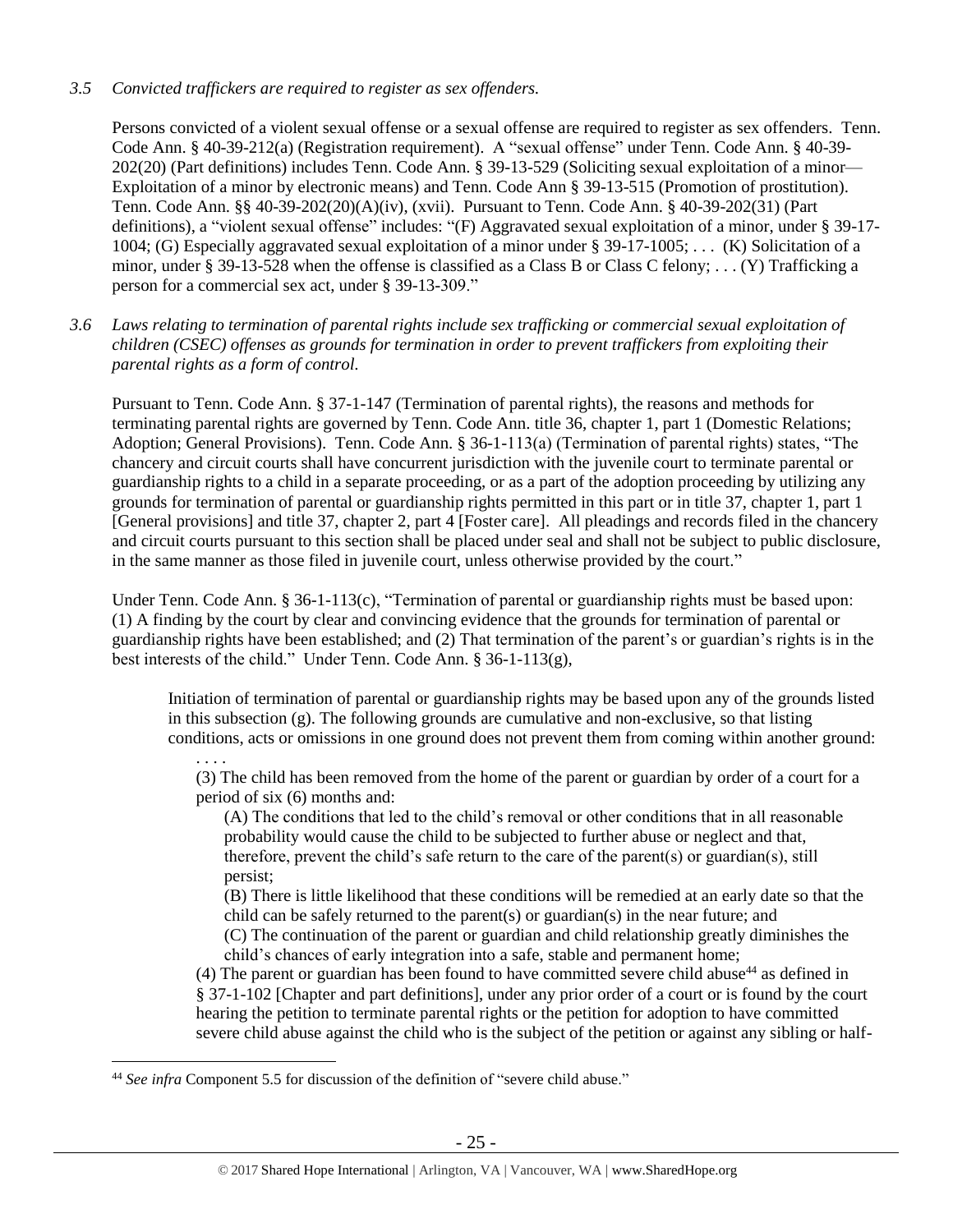*3.5 Convicted traffickers are required to register as sex offenders.*

Persons convicted of a violent sexual offense or a sexual offense are required to register as sex offenders. Tenn. Code Ann. § 40-39-212(a) (Registration requirement). A "sexual offense" under Tenn. Code Ann. § 40-39-202(20) (Part definitions) includes Tenn. Code Ann. § 39-13-529 (Soliciting sexual exploitation of a minor—Exploitation of a minor by electronic means) and Tenn. Code Ann § 39-13-515 (Promotion of prostitution). Tenn. Code Ann. §§ 40-39-202(20)(A)(iv), (xvii). Pursuant to Tenn. Code Ann. § 40-39-202(31) (Part definitions), a "violent sexual offense" includes: "(F) Aggravated sexual exploitation of a minor, under § 39-17-1004; (G) Especially aggravated sexual exploitation of a minor under § 39-17-1005; . . . (K) Solicitation of a minor, under § 39-13-528 when the offense is classified as a Class B or Class C felony; . . . (Y) Trafficking a person for a commercial sex act, under § 39-13-309."

*3.6 Laws relating to termination of parental rights include sex trafficking or commercial sexual exploitation of children (CSEC) offenses as grounds for termination in order to prevent traffickers from exploiting their parental rights as a form of control.*

Pursuant to Tenn. Code Ann. § 37-1-147 (Termination of parental rights), the reasons and methods for terminating parental rights are governed by Tenn. Code Ann. title 36, chapter 1, part 1 (Domestic Relations; Adoption; General Provisions). Tenn. Code Ann. § 36-1-113(a) (Termination of parental rights) states, "The chancery and circuit courts shall have concurrent jurisdiction with the juvenile court to terminate parental or guardianship rights to a child in a separate proceeding, or as a part of the adoption proceeding by utilizing any grounds for termination of parental or guardianship rights permitted in this part or in title 37, chapter 1, part 1 [General provisions] and title 37, chapter 2, part 4 [Foster care]. All pleadings and records filed in the chancery and circuit courts pursuant to this section shall be placed under seal and shall not be subject to public disclosure, in the same manner as those filed in juvenile court, unless otherwise provided by the court."

Under Tenn. Code Ann. § 36-1-113(c), "Termination of parental or guardianship rights must be based upon: (1) A finding by the court by clear and convincing evidence that the grounds for termination of parental or guardianship rights have been established; and (2) That termination of the parent's or guardian's rights is in the best interests of the child." Under Tenn. Code Ann. § 36-1-113(g),

> Initiation of termination of parental or guardianship rights may be based upon any of the grounds listed in this subsection (g). The following grounds are cumulative and non-exclusive, so that listing conditions, acts or omissions in one ground does not prevent them from coming within another ground:
>
> . . . .
>
> (3) The child has been removed from the home of the parent or guardian by order of a court for a period of six (6) months and:
>
> (A) The conditions that led to the child's removal or other conditions that in all reasonable probability would cause the child to be subjected to further abuse or neglect and that, therefore, prevent the child's safe return to the care of the parent(s) or guardian(s), still persist;
>
> (B) There is little likelihood that these conditions will be remedied at an early date so that the child can be safely returned to the parent(s) or guardian(s) in the near future; and
>
> (C) The continuation of the parent or guardian and child relationship greatly diminishes the child's chances of early integration into a safe, stable and permanent home;
>
> (4) The parent or guardian has been found to have committed severe child abuse[44] as defined in § 37-1-102 [Chapter and part definitions], under any prior order of a court or is found by the court hearing the petition to terminate parental rights or the petition for adoption to have committed severe child abuse against the child who is the subject of the petition or against any sibling or half-

[44] *See infra* Component 5.5 for discussion of the definition of "severe child abuse."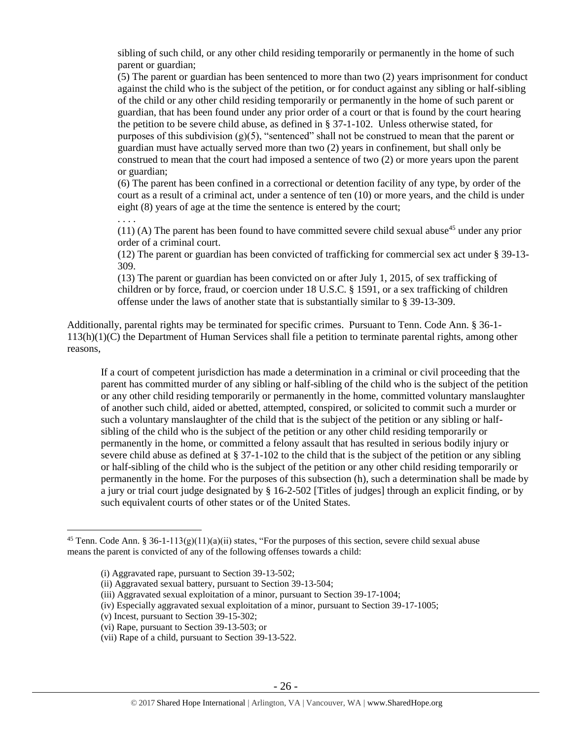sibling of such child, or any other child residing temporarily or permanently in the home of such parent or guardian;

(5) The parent or guardian has been sentenced to more than two (2) years imprisonment for conduct against the child who is the subject of the petition, or for conduct against any sibling or half-sibling of the child or any other child residing temporarily or permanently in the home of such parent or guardian, that has been found under any prior order of a court or that is found by the court hearing the petition to be severe child abuse, as defined in § 37-1-102. Unless otherwise stated, for purposes of this subdivision (g)(5), "sentenced" shall not be construed to mean that the parent or guardian must have actually served more than two (2) years in confinement, but shall only be construed to mean that the court had imposed a sentence of two (2) or more years upon the parent or guardian;

(6) The parent has been confined in a correctional or detention facility of any type, by order of the court as a result of a criminal act, under a sentence of ten (10) or more years, and the child is under eight (8) years of age at the time the sentence is entered by the court;

. . . .

(11) (A) The parent has been found to have committed severe child sexual abuse[45] under any prior order of a criminal court.

(12) The parent or guardian has been convicted of trafficking for commercial sex act under § 39-13-309.

(13) The parent or guardian has been convicted on or after July 1, 2015, of sex trafficking of children or by force, fraud, or coercion under 18 U.S.C. § 1591, or a sex trafficking of children offense under the laws of another state that is substantially similar to § 39-13-309.

Additionally, parental rights may be terminated for specific crimes. Pursuant to Tenn. Code Ann. § 36-1-113(h)(1)(C) the Department of Human Services shall file a petition to terminate parental rights, among other reasons,

> If a court of competent jurisdiction has made a determination in a criminal or civil proceeding that the parent has committed murder of any sibling or half-sibling of the child who is the subject of the petition or any other child residing temporarily or permanently in the home, committed voluntary manslaughter of another such child, aided or abetted, attempted, conspired, or solicited to commit such a murder or such a voluntary manslaughter of the child that is the subject of the petition or any sibling or half-sibling of the child who is the subject of the petition or any other child residing temporarily or permanently in the home, or committed a felony assault that has resulted in serious bodily injury or severe child abuse as defined at § 37-1-102 to the child that is the subject of the petition or any sibling or half-sibling of the child who is the subject of the petition or any other child residing temporarily or permanently in the home. For the purposes of this subsection (h), such a determination shall be made by a jury or trial court judge designated by § 16-2-502 [Titles of judges] through an explicit finding, or by such equivalent courts of other states or of the United States.

---

[45] Tenn. Code Ann. § 36-1-113(g)(11)(a)(ii) states, "For the purposes of this section, severe child sexual abuse means the parent is convicted of any of the following offenses towards a child:

> (i) Aggravated rape, pursuant to Section 39-13-502;
> (ii) Aggravated sexual battery, pursuant to Section 39-13-504;
> (iii) Aggravated sexual exploitation of a minor, pursuant to Section 39-17-1004;
> (iv) Especially aggravated sexual exploitation of a minor, pursuant to Section 39-17-1005;
> (v) Incest, pursuant to Section 39-15-302;
> (vi) Rape, pursuant to Section 39-13-503; or
> (vii) Rape of a child, pursuant to Section 39-13-522.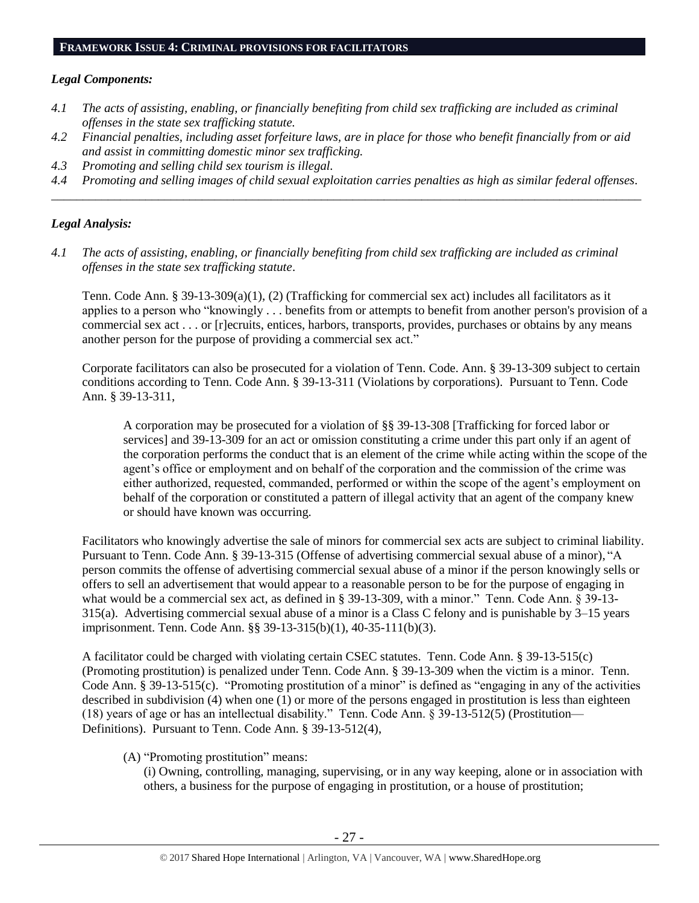**FRAMEWORK ISSUE 4: CRIMINAL PROVISIONS FOR FACILITATORS**

***Legal Components:***

- *4.1 The acts of assisting, enabling, or financially benefiting from child sex trafficking are included as criminal offenses in the state sex trafficking statute.*
- *4.2 Financial penalties, including asset forfeiture laws, are in place for those who benefit financially from or aid and assist in committing domestic minor sex trafficking.*
- *4.3 Promoting and selling child sex tourism is illegal.*
- *4.4 Promoting and selling images of child sexual exploitation carries penalties as high as similar federal offenses.*

---

***Legal Analysis:***

*4.1 The acts of assisting, enabling, or financially benefiting from child sex trafficking are included as criminal offenses in the state sex trafficking statute.*

Tenn. Code Ann. § 39-13-309(a)(1), (2) (Trafficking for commercial sex act) includes all facilitators as it applies to a person who "knowingly . . . benefits from or attempts to benefit from another person's provision of a commercial sex act . . . or [r]ecruits, entices, harbors, transports, provides, purchases or obtains by any means another person for the purpose of providing a commercial sex act."

Corporate facilitators can also be prosecuted for a violation of Tenn. Code. Ann. § 39-13-309 subject to certain conditions according to Tenn. Code Ann. § 39-13-311 (Violations by corporations). Pursuant to Tenn. Code Ann. § 39-13-311,

> A corporation may be prosecuted for a violation of §§ 39-13-308 [Trafficking for forced labor or services] and 39-13-309 for an act or omission constituting a crime under this part only if an agent of the corporation performs the conduct that is an element of the crime while acting within the scope of the agent's office or employment and on behalf of the corporation and the commission of the crime was either authorized, requested, commanded, performed or within the scope of the agent's employment on behalf of the corporation or constituted a pattern of illegal activity that an agent of the company knew or should have known was occurring.

Facilitators who knowingly advertise the sale of minors for commercial sex acts are subject to criminal liability. Pursuant to Tenn. Code Ann. § 39-13-315 (Offense of advertising commercial sexual abuse of a minor), "A person commits the offense of advertising commercial sexual abuse of a minor if the person knowingly sells or offers to sell an advertisement that would appear to a reasonable person to be for the purpose of engaging in what would be a commercial sex act, as defined in § 39-13-309, with a minor." Tenn. Code Ann. § 39-13-315(a). Advertising commercial sexual abuse of a minor is a Class C felony and is punishable by 3–15 years imprisonment. Tenn. Code Ann. §§ 39-13-315(b)(1), 40-35-111(b)(3).

A facilitator could be charged with violating certain CSEC statutes. Tenn. Code Ann. § 39-13-515(c) (Promoting prostitution) is penalized under Tenn. Code Ann. § 39-13-309 when the victim is a minor. Tenn. Code Ann. § 39-13-515(c). "Promoting prostitution of a minor" is defined as "engaging in any of the activities described in subdivision (4) when one (1) or more of the persons engaged in prostitution is less than eighteen (18) years of age or has an intellectual disability." Tenn. Code Ann. § 39-13-512(5) (Prostitution—Definitions). Pursuant to Tenn. Code Ann. § 39-13-512(4),

> (A) "Promoting prostitution" means:
>
> (i) Owning, controlling, managing, supervising, or in any way keeping, alone or in association with others, a business for the purpose of engaging in prostitution, or a house of prostitution;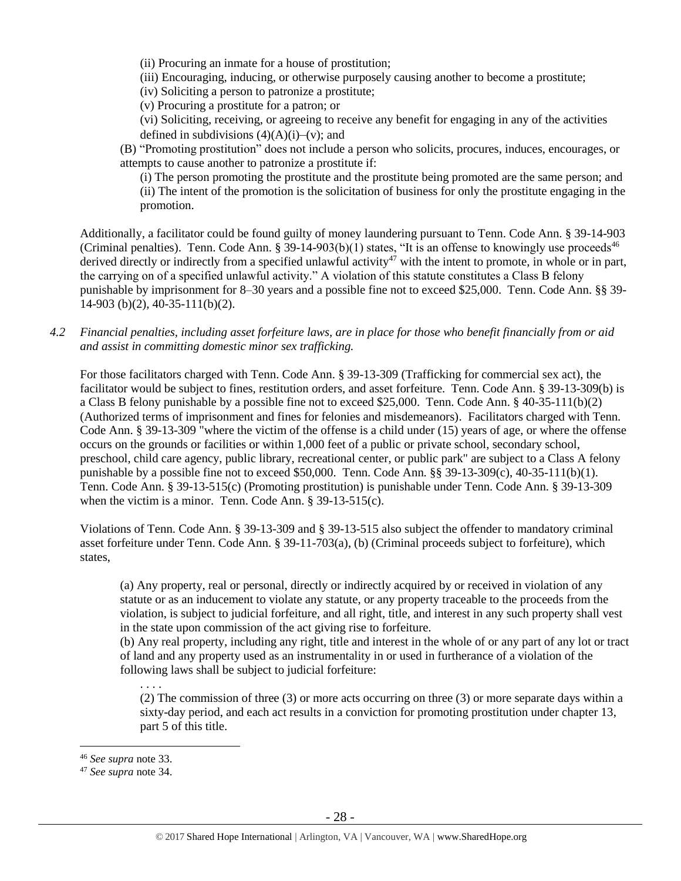(ii) Procuring an inmate for a house of prostitution;

(iii) Encouraging, inducing, or otherwise purposely causing another to become a prostitute;

(iv) Soliciting a person to patronize a prostitute;

(v) Procuring a prostitute for a patron; or

(vi) Soliciting, receiving, or agreeing to receive any benefit for engaging in any of the activities defined in subdivisions (4)(A)(i)–(v); and

(B) "Promoting prostitution" does not include a person who solicits, procures, induces, encourages, or attempts to cause another to patronize a prostitute if:

(i) The person promoting the prostitute and the prostitute being promoted are the same person; and

(ii) The intent of the promotion is the solicitation of business for only the prostitute engaging in the promotion.

Additionally, a facilitator could be found guilty of money laundering pursuant to Tenn. Code Ann. § 39-14-903 (Criminal penalties). Tenn. Code Ann. § 39-14-903(b)(1) states, "It is an offense to knowingly use proceeds[46] derived directly or indirectly from a specified unlawful activity[47] with the intent to promote, in whole or in part, the carrying on of a specified unlawful activity." A violation of this statute constitutes a Class B felony punishable by imprisonment for 8–30 years and a possible fine not to exceed $25,000. Tenn. Code Ann. §§ 39-14-903 (b)(2), 40-35-111(b)(2).

*4.2 Financial penalties, including asset forfeiture laws, are in place for those who benefit financially from or aid and assist in committing domestic minor sex trafficking.*

For those facilitators charged with Tenn. Code Ann. § 39-13-309 (Trafficking for commercial sex act), the facilitator would be subject to fines, restitution orders, and asset forfeiture. Tenn. Code Ann. § 39-13-309(b) is a Class B felony punishable by a possible fine not to exceed $25,000. Tenn. Code Ann. § 40-35-111(b)(2) (Authorized terms of imprisonment and fines for felonies and misdemeanors). Facilitators charged with Tenn. Code Ann. § 39-13-309 "where the victim of the offense is a child under (15) years of age, or where the offense occurs on the grounds or facilities or within 1,000 feet of a public or private school, secondary school, preschool, child care agency, public library, recreational center, or public park" are subject to a Class A felony punishable by a possible fine not to exceed $50,000. Tenn. Code Ann. §§ 39-13-309(c), 40-35-111(b)(1). Tenn. Code Ann. § 39-13-515(c) (Promoting prostitution) is punishable under Tenn. Code Ann. § 39-13-309 when the victim is a minor. Tenn. Code Ann. § 39-13-515(c).

Violations of Tenn. Code Ann. § 39-13-309 and § 39-13-515 also subject the offender to mandatory criminal asset forfeiture under Tenn. Code Ann. § 39-11-703(a), (b) (Criminal proceeds subject to forfeiture), which states,

> (a) Any property, real or personal, directly or indirectly acquired by or received in violation of any statute or as an inducement to violate any statute, or any property traceable to the proceeds from the violation, is subject to judicial forfeiture, and all right, title, and interest in any such property shall vest in the state upon commission of the act giving rise to forfeiture.
>
> (b) Any real property, including any right, title and interest in the whole of or any part of any lot or tract of land and any property used as an instrumentality in or used in furtherance of a violation of the following laws shall be subject to judicial forfeiture:
>
> . . . .
>
> (2) The commission of three (3) or more acts occurring on three (3) or more separate days within a sixty-day period, and each act results in a conviction for promoting prostitution under chapter 13, part 5 of this title.

---

[46] *See supra* note 33.

[47] *See supra* note 34.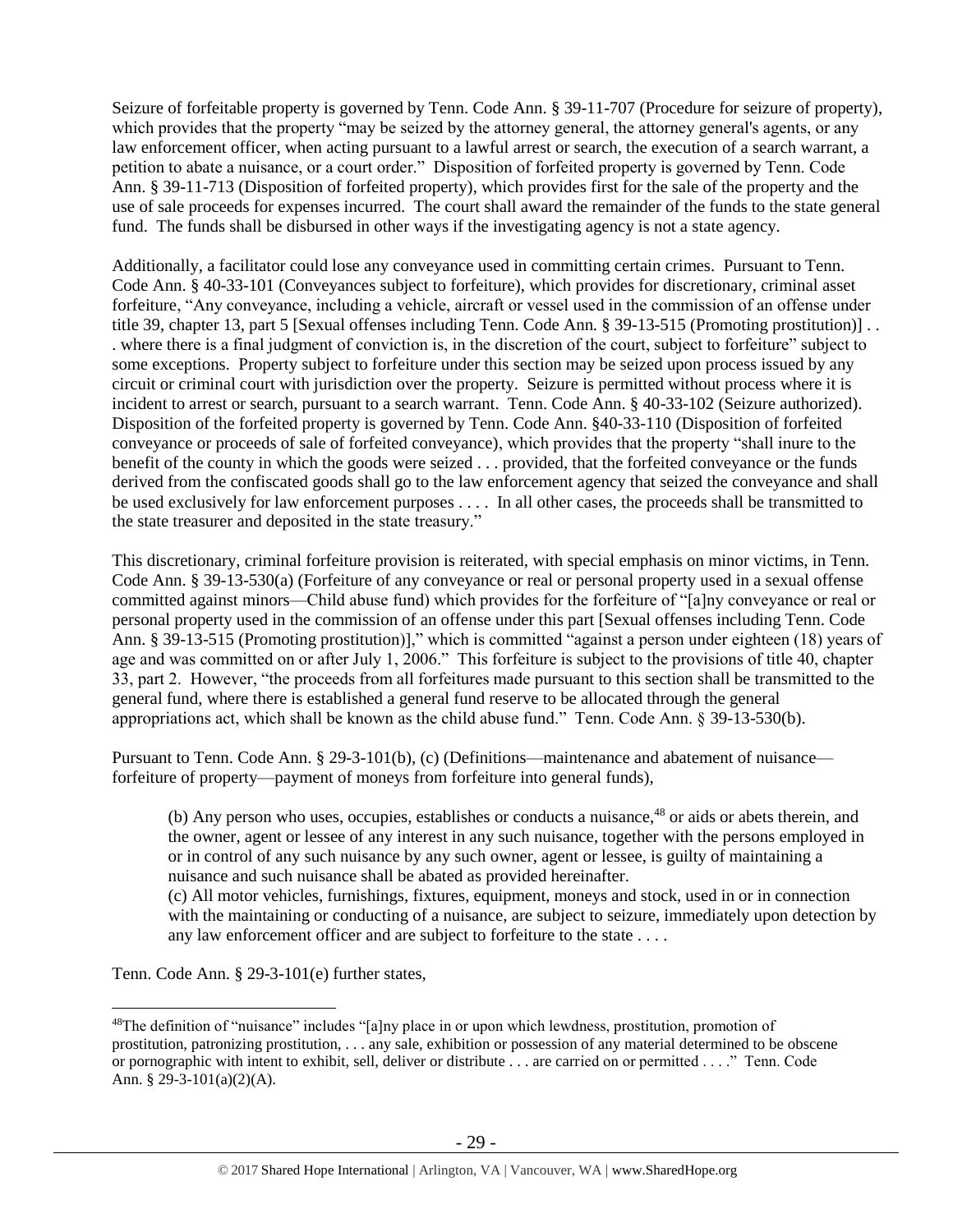Seizure of forfeitable property is governed by Tenn. Code Ann. § 39-11-707 (Procedure for seizure of property), which provides that the property "may be seized by the attorney general, the attorney general's agents, or any law enforcement officer, when acting pursuant to a lawful arrest or search, the execution of a search warrant, a petition to abate a nuisance, or a court order." Disposition of forfeited property is governed by Tenn. Code Ann. § 39-11-713 (Disposition of forfeited property), which provides first for the sale of the property and the use of sale proceeds for expenses incurred. The court shall award the remainder of the funds to the state general fund. The funds shall be disbursed in other ways if the investigating agency is not a state agency.

Additionally, a facilitator could lose any conveyance used in committing certain crimes. Pursuant to Tenn. Code Ann. § 40-33-101 (Conveyances subject to forfeiture), which provides for discretionary, criminal asset forfeiture, "Any conveyance, including a vehicle, aircraft or vessel used in the commission of an offense under title 39, chapter 13, part 5 [Sexual offenses including Tenn. Code Ann. § 39-13-515 (Promoting prostitution)] . . . where there is a final judgment of conviction is, in the discretion of the court, subject to forfeiture" subject to some exceptions. Property subject to forfeiture under this section may be seized upon process issued by any circuit or criminal court with jurisdiction over the property. Seizure is permitted without process where it is incident to arrest or search, pursuant to a search warrant. Tenn. Code Ann. § 40-33-102 (Seizure authorized). Disposition of the forfeited property is governed by Tenn. Code Ann. §40-33-110 (Disposition of forfeited conveyance or proceeds of sale of forfeited conveyance), which provides that the property "shall inure to the benefit of the county in which the goods were seized . . . provided, that the forfeited conveyance or the funds derived from the confiscated goods shall go to the law enforcement agency that seized the conveyance and shall be used exclusively for law enforcement purposes . . . . In all other cases, the proceeds shall be transmitted to the state treasurer and deposited in the state treasury."

This discretionary, criminal forfeiture provision is reiterated, with special emphasis on minor victims, in Tenn. Code Ann. § 39-13-530(a) (Forfeiture of any conveyance or real or personal property used in a sexual offense committed against minors—Child abuse fund) which provides for the forfeiture of "[a]ny conveyance or real or personal property used in the commission of an offense under this part [Sexual offenses including Tenn. Code Ann. § 39-13-515 (Promoting prostitution)]," which is committed "against a person under eighteen (18) years of age and was committed on or after July 1, 2006." This forfeiture is subject to the provisions of title 40, chapter 33, part 2. However, "the proceeds from all forfeitures made pursuant to this section shall be transmitted to the general fund, where there is established a general fund reserve to be allocated through the general appropriations act, which shall be known as the child abuse fund." Tenn. Code Ann. § 39-13-530(b).

Pursuant to Tenn. Code Ann. § 29-3-101(b), (c) (Definitions—maintenance and abatement of nuisance—forfeiture of property—payment of moneys from forfeiture into general funds),

> (b) Any person who uses, occupies, establishes or conducts a nuisance,[48] or aids or abets therein, and the owner, agent or lessee of any interest in any such nuisance, together with the persons employed in or in control of any such nuisance by any such owner, agent or lessee, is guilty of maintaining a nuisance and such nuisance shall be abated as provided hereinafter.
> (c) All motor vehicles, furnishings, fixtures, equipment, moneys and stock, used in or in connection with the maintaining or conducting of a nuisance, are subject to seizure, immediately upon detection by any law enforcement officer and are subject to forfeiture to the state . . . .

Tenn. Code Ann. § 29-3-101(e) further states,

---

[48]The definition of "nuisance" includes "[a]ny place in or upon which lewdness, prostitution, promotion of prostitution, patronizing prostitution, . . . any sale, exhibition or possession of any material determined to be obscene or pornographic with intent to exhibit, sell, deliver or distribute . . . are carried on or permitted . . . ." Tenn. Code Ann. § 29-3-101(a)(2)(A).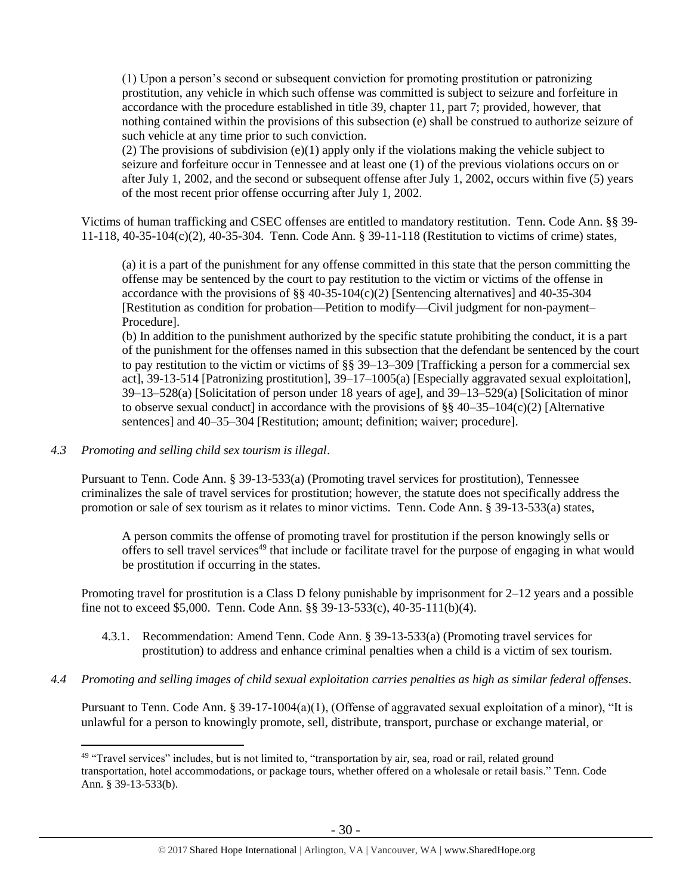(1) Upon a person's second or subsequent conviction for promoting prostitution or patronizing prostitution, any vehicle in which such offense was committed is subject to seizure and forfeiture in accordance with the procedure established in title 39, chapter 11, part 7; provided, however, that nothing contained within the provisions of this subsection (e) shall be construed to authorize seizure of such vehicle at any time prior to such conviction.

(2) The provisions of subdivision (e)(1) apply only if the violations making the vehicle subject to seizure and forfeiture occur in Tennessee and at least one (1) of the previous violations occurs on or after July 1, 2002, and the second or subsequent offense after July 1, 2002, occurs within five (5) years of the most recent prior offense occurring after July 1, 2002.

Victims of human trafficking and CSEC offenses are entitled to mandatory restitution. Tenn. Code Ann. §§ 39-11-118, 40-35-104(c)(2), 40-35-304. Tenn. Code Ann. § 39-11-118 (Restitution to victims of crime) states,

> (a) it is a part of the punishment for any offense committed in this state that the person committing the offense may be sentenced by the court to pay restitution to the victim or victims of the offense in accordance with the provisions of §§ 40-35-104(c)(2) [Sentencing alternatives] and 40-35-304 [Restitution as condition for probation—Petition to modify—Civil judgment for non-payment–Procedure].
>
> (b) In addition to the punishment authorized by the specific statute prohibiting the conduct, it is a part of the punishment for the offenses named in this subsection that the defendant be sentenced by the court to pay restitution to the victim or victims of §§ 39–13–309 [Trafficking a person for a commercial sex act], 39-13-514 [Patronizing prostitution], 39–17–1005(a) [Especially aggravated sexual exploitation], 39–13–528(a) [Solicitation of person under 18 years of age], and 39–13–529(a) [Solicitation of minor to observe sexual conduct] in accordance with the provisions of §§ 40–35–104(c)(2) [Alternative sentences] and 40–35–304 [Restitution; amount; definition; waiver; procedure].

*4.3 Promoting and selling child sex tourism is illegal*.

Pursuant to Tenn. Code Ann. § 39-13-533(a) (Promoting travel services for prostitution), Tennessee criminalizes the sale of travel services for prostitution; however, the statute does not specifically address the promotion or sale of sex tourism as it relates to minor victims. Tenn. Code Ann. § 39-13-533(a) states,

> A person commits the offense of promoting travel for prostitution if the person knowingly sells or offers to sell travel services[49] that include or facilitate travel for the purpose of engaging in what would be prostitution if occurring in the states.

Promoting travel for prostitution is a Class D felony punishable by imprisonment for 2–12 years and a possible fine not to exceed $5,000. Tenn. Code Ann. §§ 39-13-533(c), 40-35-111(b)(4).

4.3.1. Recommendation: Amend Tenn. Code Ann. § 39-13-533(a) (Promoting travel services for prostitution) to address and enhance criminal penalties when a child is a victim of sex tourism.

*4.4 Promoting and selling images of child sexual exploitation carries penalties as high as similar federal offenses*.

Pursuant to Tenn. Code Ann. § 39-17-1004(a)(1), (Offense of aggravated sexual exploitation of a minor), "It is unlawful for a person to knowingly promote, sell, distribute, transport, purchase or exchange material, or

---

[49] "Travel services" includes, but is not limited to, "transportation by air, sea, road or rail, related ground transportation, hotel accommodations, or package tours, whether offered on a wholesale or retail basis." Tenn. Code Ann. § 39-13-533(b).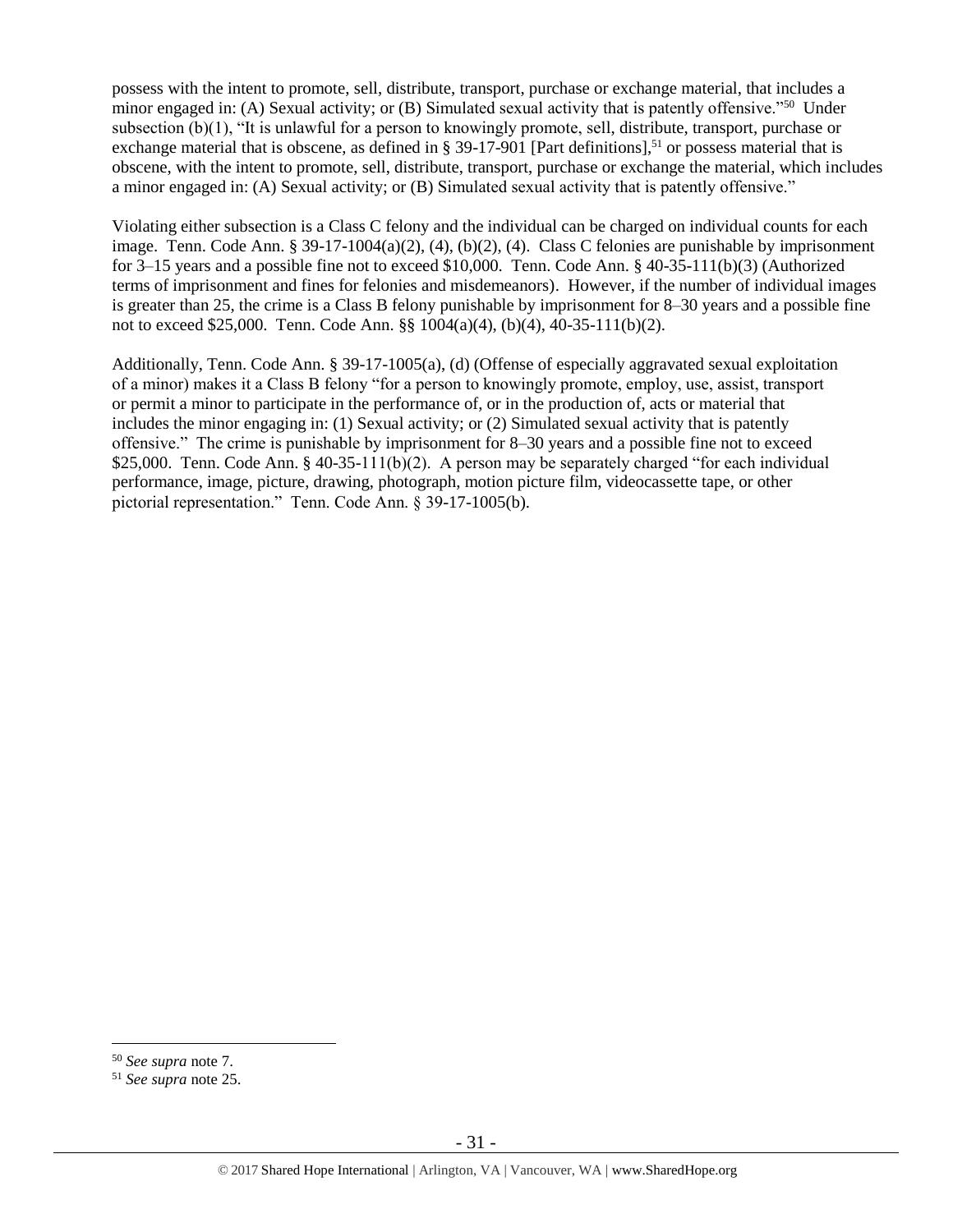possess with the intent to promote, sell, distribute, transport, purchase or exchange material, that includes a minor engaged in: (A) Sexual activity; or (B) Simulated sexual activity that is patently offensive."[50] Under subsection (b)(1), "It is unlawful for a person to knowingly promote, sell, distribute, transport, purchase or exchange material that is obscene, as defined in § 39-17-901 [Part definitions],[51] or possess material that is obscene, with the intent to promote, sell, distribute, transport, purchase or exchange the material, which includes a minor engaged in: (A) Sexual activity; or (B) Simulated sexual activity that is patently offensive."

Violating either subsection is a Class C felony and the individual can be charged on individual counts for each image. Tenn. Code Ann. § 39-17-1004(a)(2), (4), (b)(2), (4). Class C felonies are punishable by imprisonment for 3–15 years and a possible fine not to exceed $10,000. Tenn. Code Ann. § 40-35-111(b)(3) (Authorized terms of imprisonment and fines for felonies and misdemeanors). However, if the number of individual images is greater than 25, the crime is a Class B felony punishable by imprisonment for 8–30 years and a possible fine not to exceed $25,000. Tenn. Code Ann. §§ 1004(a)(4), (b)(4), 40-35-111(b)(2).

Additionally, Tenn. Code Ann. § 39-17-1005(a), (d) (Offense of especially aggravated sexual exploitation of a minor) makes it a Class B felony "for a person to knowingly promote, employ, use, assist, transport or permit a minor to participate in the performance of, or in the production of, acts or material that includes the minor engaging in: (1) Sexual activity; or (2) Simulated sexual activity that is patently offensive." The crime is punishable by imprisonment for 8–30 years and a possible fine not to exceed $25,000. Tenn. Code Ann. § 40-35-111(b)(2). A person may be separately charged "for each individual performance, image, picture, drawing, photograph, motion picture film, videocassette tape, or other pictorial representation." Tenn. Code Ann. § 39-17-1005(b).

---

[50] *See supra* note 7.

[51] *See supra* note 25.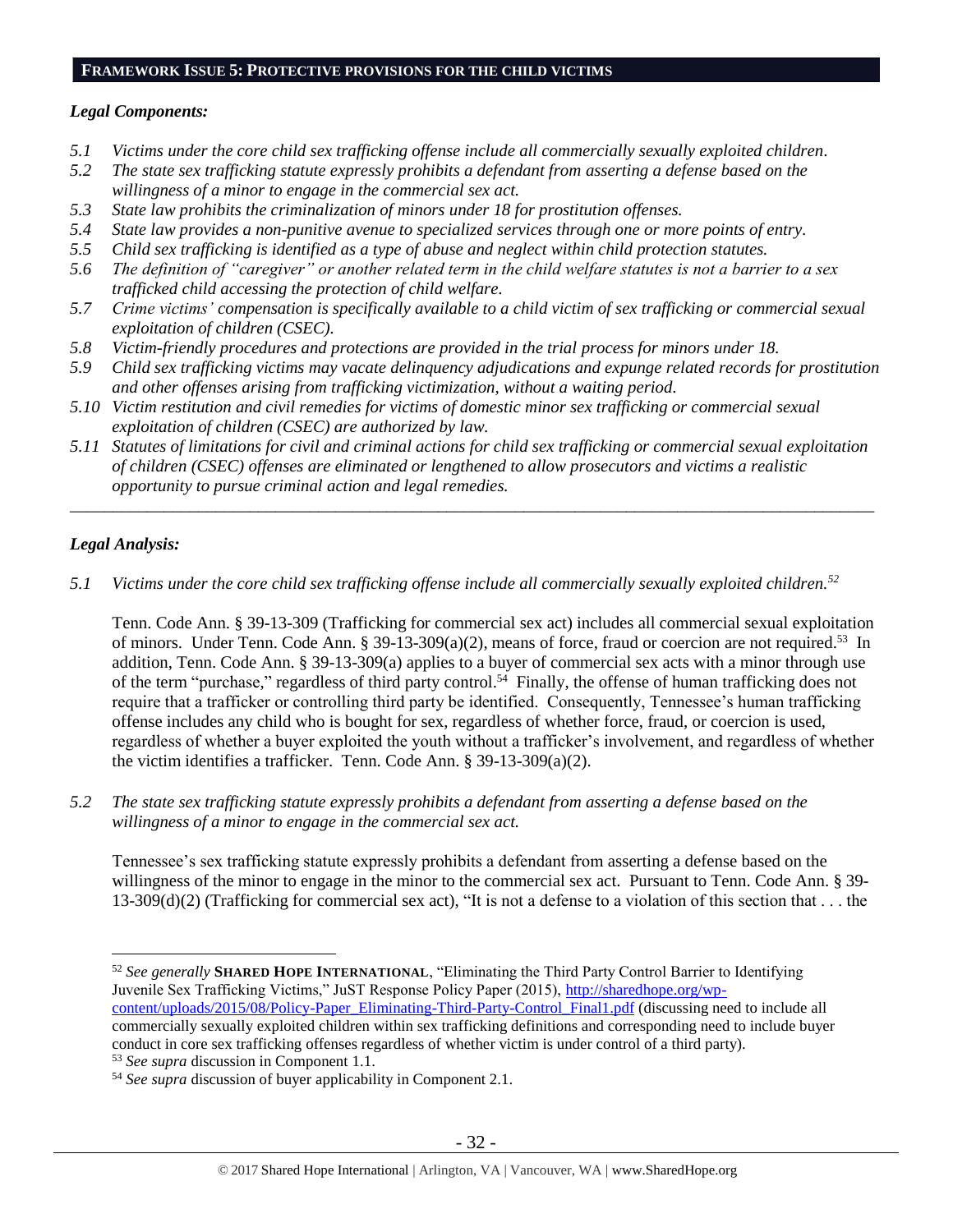## FRAMEWORK ISSUE 5: PROTECTIVE PROVISIONS FOR THE CHILD VICTIMS

### *Legal Components:*

*5.1 Victims under the core child sex trafficking offense include all commercially sexually exploited children.*

*5.2 The state sex trafficking statute expressly prohibits a defendant from asserting a defense based on the willingness of a minor to engage in the commercial sex act.*

*5.3 State law prohibits the criminalization of minors under 18 for prostitution offenses.*

*5.4 State law provides a non-punitive avenue to specialized services through one or more points of entry.*

*5.5 Child sex trafficking is identified as a type of abuse and neglect within child protection statutes.*

*5.6 The definition of "caregiver" or another related term in the child welfare statutes is not a barrier to a sex trafficked child accessing the protection of child welfare.*

*5.7 Crime victims' compensation is specifically available to a child victim of sex trafficking or commercial sexual exploitation of children (CSEC).*

*5.8 Victim-friendly procedures and protections are provided in the trial process for minors under 18.*

*5.9 Child sex trafficking victims may vacate delinquency adjudications and expunge related records for prostitution and other offenses arising from trafficking victimization, without a waiting period.*

*5.10 Victim restitution and civil remedies for victims of domestic minor sex trafficking or commercial sexual exploitation of children (CSEC) are authorized by law.*

*5.11 Statutes of limitations for civil and criminal actions for child sex trafficking or commercial sexual exploitation of children (CSEC) offenses are eliminated or lengthened to allow prosecutors and victims a realistic opportunity to pursue criminal action and legal remedies.*

---

### *Legal Analysis:*

*5.1 Victims under the core child sex trafficking offense include all commercially sexually exploited children.*[52]

Tenn. Code Ann. § 39-13-309 (Trafficking for commercial sex act) includes all commercial sexual exploitation of minors. Under Tenn. Code Ann. § 39-13-309(a)(2), means of force, fraud or coercion are not required.[53] In addition, Tenn. Code Ann. § 39-13-309(a) applies to a buyer of commercial sex acts with a minor through use of the term "purchase," regardless of third party control.[54] Finally, the offense of human trafficking does not require that a trafficker or controlling third party be identified. Consequently, Tennessee's human trafficking offense includes any child who is bought for sex, regardless of whether force, fraud, or coercion is used, regardless of whether a buyer exploited the youth without a trafficker's involvement, and regardless of whether the victim identifies a trafficker. Tenn. Code Ann. § 39-13-309(a)(2).

*5.2 The state sex trafficking statute expressly prohibits a defendant from asserting a defense based on the willingness of a minor to engage in the commercial sex act.*

Tennessee's sex trafficking statute expressly prohibits a defendant from asserting a defense based on the willingness of the minor to engage in the minor to the commercial sex act. Pursuant to Tenn. Code Ann. § 39-13-309(d)(2) (Trafficking for commercial sex act), "It is not a defense to a violation of this section that . . . the

---

[52] *See generally* **SHARED HOPE INTERNATIONAL**, "Eliminating the Third Party Control Barrier to Identifying Juvenile Sex Trafficking Victims," JuST Response Policy Paper (2015), http://sharedhope.org/wp-content/uploads/2015/08/Policy-Paper_Eliminating-Third-Party-Control_Final1.pdf (discussing need to include all commercially sexually exploited children within sex trafficking definitions and corresponding need to include buyer conduct in core sex trafficking offenses regardless of whether victim is under control of a third party).

[53] *See supra* discussion in Component 1.1.

[54] *See supra* discussion of buyer applicability in Component 2.1.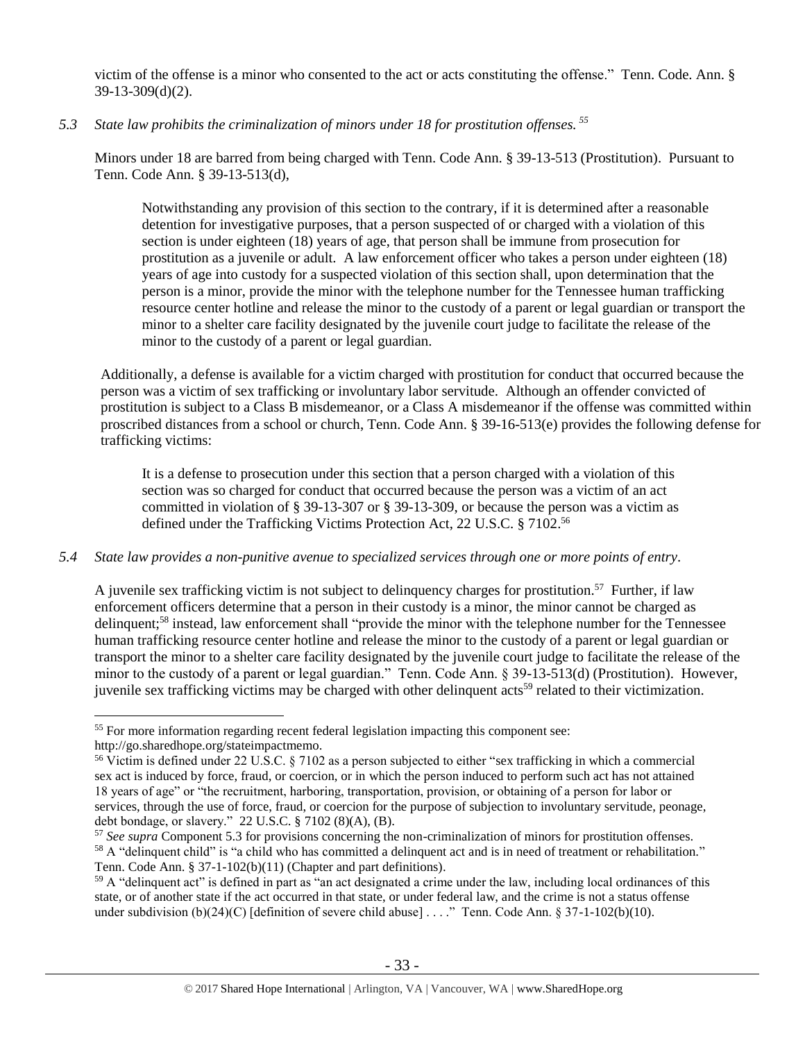victim of the offense is a minor who consented to the act or acts constituting the offense." Tenn. Code. Ann. § 39-13-309(d)(2).

*5.3 State law prohibits the criminalization of minors under 18 for prostitution offenses.* [55]

Minors under 18 are barred from being charged with Tenn. Code Ann. § 39-13-513 (Prostitution). Pursuant to Tenn. Code Ann. § 39-13-513(d),

> Notwithstanding any provision of this section to the contrary, if it is determined after a reasonable detention for investigative purposes, that a person suspected of or charged with a violation of this section is under eighteen (18) years of age, that person shall be immune from prosecution for prostitution as a juvenile or adult. A law enforcement officer who takes a person under eighteen (18) years of age into custody for a suspected violation of this section shall, upon determination that the person is a minor, provide the minor with the telephone number for the Tennessee human trafficking resource center hotline and release the minor to the custody of a parent or legal guardian or transport the minor to a shelter care facility designated by the juvenile court judge to facilitate the release of the minor to the custody of a parent or legal guardian.

Additionally, a defense is available for a victim charged with prostitution for conduct that occurred because the person was a victim of sex trafficking or involuntary labor servitude. Although an offender convicted of prostitution is subject to a Class B misdemeanor, or a Class A misdemeanor if the offense was committed within proscribed distances from a school or church, Tenn. Code Ann. § 39-16-513(e) provides the following defense for trafficking victims:

> It is a defense to prosecution under this section that a person charged with a violation of this section was so charged for conduct that occurred because the person was a victim of an act committed in violation of § 39-13-307 or § 39-13-309, or because the person was a victim as defined under the Trafficking Victims Protection Act, 22 U.S.C. § 7102.[56]

*5.4 State law provides a non-punitive avenue to specialized services through one or more points of entry.*

A juvenile sex trafficking victim is not subject to delinquency charges for prostitution.[57] Further, if law enforcement officers determine that a person in their custody is a minor, the minor cannot be charged as delinquent;[58] instead, law enforcement shall "provide the minor with the telephone number for the Tennessee human trafficking resource center hotline and release the minor to the custody of a parent or legal guardian or transport the minor to a shelter care facility designated by the juvenile court judge to facilitate the release of the minor to the custody of a parent or legal guardian." Tenn. Code Ann. § 39-13-513(d) (Prostitution). However, juvenile sex trafficking victims may be charged with other delinquent acts[59] related to their victimization.

---

[55] For more information regarding recent federal legislation impacting this component see: http://go.sharedhope.org/stateimpactmemo.

[56] Victim is defined under 22 U.S.C. § 7102 as a person subjected to either "sex trafficking in which a commercial sex act is induced by force, fraud, or coercion, or in which the person induced to perform such act has not attained 18 years of age" or "the recruitment, harboring, transportation, provision, or obtaining of a person for labor or services, through the use of force, fraud, or coercion for the purpose of subjection to involuntary servitude, peonage, debt bondage, or slavery." 22 U.S.C. § 7102 (8)(A), (B).

[57] *See supra* Component 5.3 for provisions concerning the non-criminalization of minors for prostitution offenses.

[58] A "delinquent child" is "a child who has committed a delinquent act and is in need of treatment or rehabilitation." Tenn. Code Ann. § 37-1-102(b)(11) (Chapter and part definitions).

[59] A "delinquent act" is defined in part as "an act designated a crime under the law, including local ordinances of this state, or of another state if the act occurred in that state, or under federal law, and the crime is not a status offense under subdivision (b)(24)(C) [definition of severe child abuse] . . . ." Tenn. Code Ann. § 37-1-102(b)(10).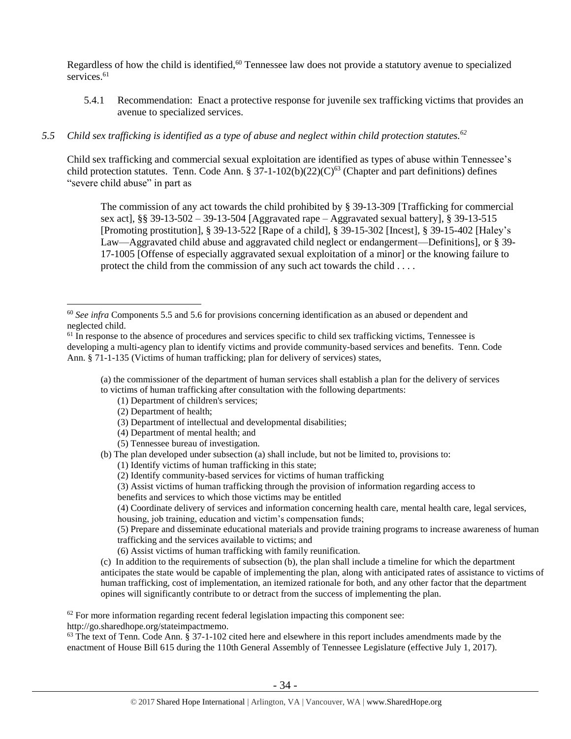Regardless of how the child is identified,[60] Tennessee law does not provide a statutory avenue to specialized services.[61]

5.4.1 Recommendation: Enact a protective response for juvenile sex trafficking victims that provides an avenue to specialized services.

*5.5 Child sex trafficking is identified as a type of abuse and neglect within child protection statutes.*[62]

Child sex trafficking and commercial sexual exploitation are identified as types of abuse within Tennessee's child protection statutes. Tenn. Code Ann. § 37-1-102(b)(22)(C)[63] (Chapter and part definitions) defines "severe child abuse" in part as

> The commission of any act towards the child prohibited by § 39-13-309 [Trafficking for commercial sex act], §§ 39-13-502 – 39-13-504 [Aggravated rape – Aggravated sexual battery], § 39-13-515 [Promoting prostitution], § 39-13-522 [Rape of a child], § 39-15-302 [Incest], § 39-15-402 [Haley's Law—Aggravated child abuse and aggravated child neglect or endangerment—Definitions], or § 39-17-1005 [Offense of especially aggravated sexual exploitation of a minor] or the knowing failure to protect the child from the commission of any such act towards the child . . . .

---

[60] *See infra* Components 5.5 and 5.6 for provisions concerning identification as an abused or dependent and neglected child.

[61] In response to the absence of procedures and services specific to child sex trafficking victims, Tennessee is developing a multi-agency plan to identify victims and provide community-based services and benefits. Tenn. Code Ann. § 71-1-135 (Victims of human trafficking; plan for delivery of services) states,

> (a) the commissioner of the department of human services shall establish a plan for the delivery of services to victims of human trafficking after consultation with the following departments:
> (1) Department of children's services;
> (2) Department of health;
> (3) Department of intellectual and developmental disabilities;
> (4) Department of mental health; and
> (5) Tennessee bureau of investigation.
> (b) The plan developed under subsection (a) shall include, but not be limited to, provisions to:
> (1) Identify victims of human trafficking in this state;
> (2) Identify community-based services for victims of human trafficking
> (3) Assist victims of human trafficking through the provision of information regarding access to benefits and services to which those victims may be entitled
> (4) Coordinate delivery of services and information concerning health care, mental health care, legal services, housing, job training, education and victim's compensation funds;
> (5) Prepare and disseminate educational materials and provide training programs to increase awareness of human trafficking and the services available to victims; and
> (6) Assist victims of human trafficking with family reunification.
> (c) In addition to the requirements of subsection (b), the plan shall include a timeline for which the department anticipates the state would be capable of implementing the plan, along with anticipated rates of assistance to victims of human trafficking, cost of implementation, an itemized rationale for both, and any other factor that the department opines will significantly contribute to or detract from the success of implementing the plan.

[62] For more information regarding recent federal legislation impacting this component see: http://go.sharedhope.org/stateimpactmemo.

[63] The text of Tenn. Code Ann. § 37-1-102 cited here and elsewhere in this report includes amendments made by the enactment of House Bill 615 during the 110th General Assembly of Tennessee Legislature (effective July 1, 2017).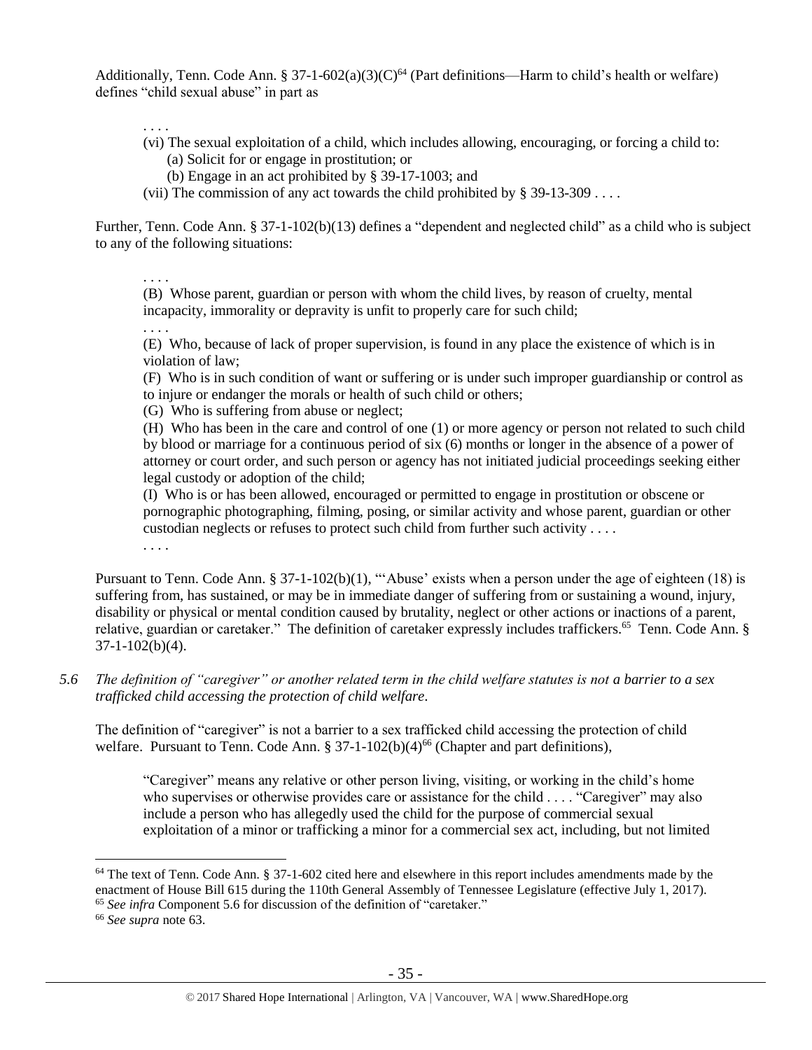Additionally, Tenn. Code Ann. § 37-1-602(a)(3)(C)[64] (Part definitions—Harm to child's health or welfare) defines "child sexual abuse" in part as

> . . . .
>
> (vi) The sexual exploitation of a child, which includes allowing, encouraging, or forcing a child to:
>
> (a) Solicit for or engage in prostitution; or
>
> (b) Engage in an act prohibited by § 39-17-1003; and
>
> (vii) The commission of any act towards the child prohibited by § 39-13-309 . . . .

Further, Tenn. Code Ann. § 37-1-102(b)(13) defines a "dependent and neglected child" as a child who is subject to any of the following situations:

> . . . .
>
> (B) Whose parent, guardian or person with whom the child lives, by reason of cruelty, mental incapacity, immorality or depravity is unfit to properly care for such child;
>
> . . . .
>
> (E) Who, because of lack of proper supervision, is found in any place the existence of which is in violation of law;
>
> (F) Who is in such condition of want or suffering or is under such improper guardianship or control as to injure or endanger the morals or health of such child or others;
>
> (G) Who is suffering from abuse or neglect;
>
> (H) Who has been in the care and control of one (1) or more agency or person not related to such child by blood or marriage for a continuous period of six (6) months or longer in the absence of a power of attorney or court order, and such person or agency has not initiated judicial proceedings seeking either legal custody or adoption of the child;
>
> (I) Who is or has been allowed, encouraged or permitted to engage in prostitution or obscene or pornographic photographing, filming, posing, or similar activity and whose parent, guardian or other custodian neglects or refuses to protect such child from further such activity . . . .
>
> . . . .

Pursuant to Tenn. Code Ann. § 37-1-102(b)(1), "'Abuse' exists when a person under the age of eighteen (18) is suffering from, has sustained, or may be in immediate danger of suffering from or sustaining a wound, injury, disability or physical or mental condition caused by brutality, neglect or other actions or inactions of a parent, relative, guardian or caretaker." The definition of caretaker expressly includes traffickers.[65] Tenn. Code Ann. § 37-1-102(b)(4).

*5.6 The definition of "caregiver" or another related term in the child welfare statutes is not a barrier to a sex trafficked child accessing the protection of child welfare.*

The definition of "caregiver" is not a barrier to a sex trafficked child accessing the protection of child welfare. Pursuant to Tenn. Code Ann. § 37-1-102(b)(4)[66] (Chapter and part definitions),

> "Caregiver" means any relative or other person living, visiting, or working in the child's home who supervises or otherwise provides care or assistance for the child . . . . "Caregiver" may also include a person who has allegedly used the child for the purpose of commercial sexual exploitation of a minor or trafficking a minor for a commercial sex act, including, but not limited

[64] The text of Tenn. Code Ann. § 37-1-602 cited here and elsewhere in this report includes amendments made by the enactment of House Bill 615 during the 110th General Assembly of Tennessee Legislature (effective July 1, 2017).

[65] *See infra* Component 5.6 for discussion of the definition of "caretaker."

[66] *See supra* note 63.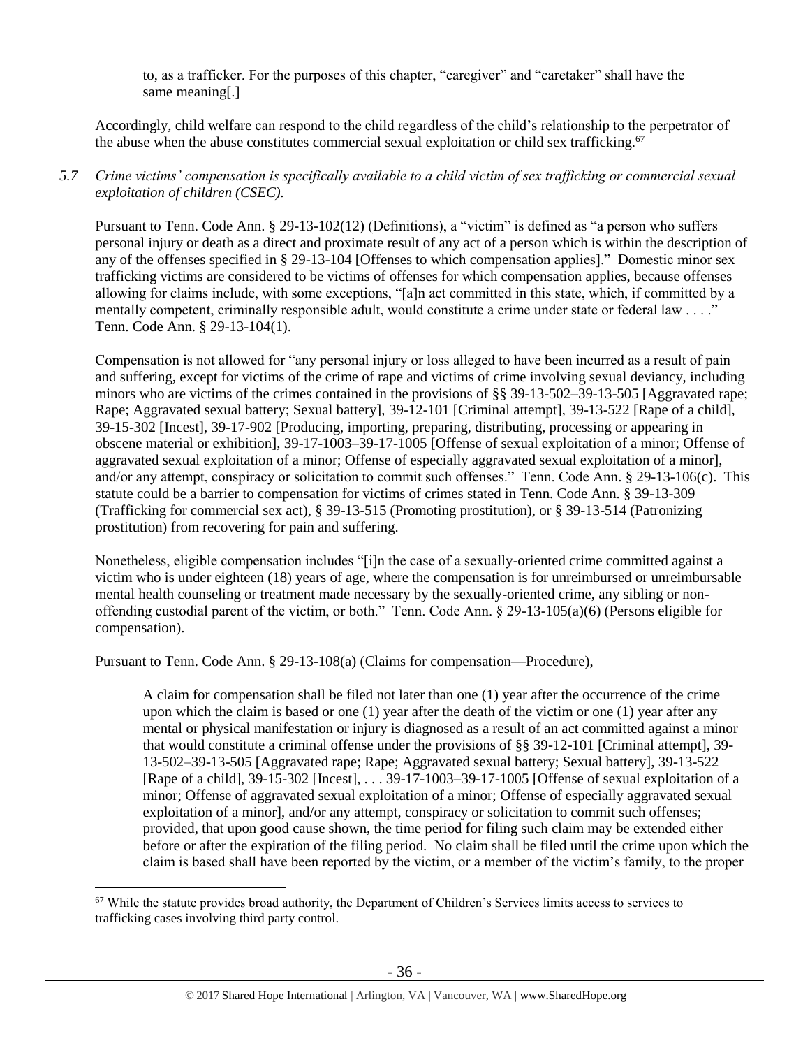> to, as a trafficker. For the purposes of this chapter, "caregiver" and "caretaker" shall have the same meaning[.]

Accordingly, child welfare can respond to the child regardless of the child's relationship to the perpetrator of the abuse when the abuse constitutes commercial sexual exploitation or child sex trafficking.[67]

*5.7 Crime victims' compensation is specifically available to a child victim of sex trafficking or commercial sexual exploitation of children (CSEC).*

Pursuant to Tenn. Code Ann. § 29-13-102(12) (Definitions), a "victim" is defined as "a person who suffers personal injury or death as a direct and proximate result of any act of a person which is within the description of any of the offenses specified in § 29-13-104 [Offenses to which compensation applies]." Domestic minor sex trafficking victims are considered to be victims of offenses for which compensation applies, because offenses allowing for claims include, with some exceptions, "[a]n act committed in this state, which, if committed by a mentally competent, criminally responsible adult, would constitute a crime under state or federal law . . . ." Tenn. Code Ann. § 29-13-104(1).

Compensation is not allowed for "any personal injury or loss alleged to have been incurred as a result of pain and suffering, except for victims of the crime of rape and victims of crime involving sexual deviancy, including minors who are victims of the crimes contained in the provisions of §§ 39-13-502–39-13-505 [Aggravated rape; Rape; Aggravated sexual battery; Sexual battery], 39-12-101 [Criminal attempt], 39-13-522 [Rape of a child], 39-15-302 [Incest], 39-17-902 [Producing, importing, preparing, distributing, processing or appearing in obscene material or exhibition], 39-17-1003–39-17-1005 [Offense of sexual exploitation of a minor; Offense of aggravated sexual exploitation of a minor; Offense of especially aggravated sexual exploitation of a minor], and/or any attempt, conspiracy or solicitation to commit such offenses." Tenn. Code Ann. § 29-13-106(c). This statute could be a barrier to compensation for victims of crimes stated in Tenn. Code Ann. § 39-13-309 (Trafficking for commercial sex act), § 39-13-515 (Promoting prostitution), or § 39-13-514 (Patronizing prostitution) from recovering for pain and suffering.

Nonetheless, eligible compensation includes "[i]n the case of a sexually-oriented crime committed against a victim who is under eighteen (18) years of age, where the compensation is for unreimbursed or unreimbursable mental health counseling or treatment made necessary by the sexually-oriented crime, any sibling or non-offending custodial parent of the victim, or both." Tenn. Code Ann. § 29-13-105(a)(6) (Persons eligible for compensation).

Pursuant to Tenn. Code Ann. § 29-13-108(a) (Claims for compensation—Procedure),

> A claim for compensation shall be filed not later than one (1) year after the occurrence of the crime upon which the claim is based or one (1) year after the death of the victim or one (1) year after any mental or physical manifestation or injury is diagnosed as a result of an act committed against a minor that would constitute a criminal offense under the provisions of §§ 39-12-101 [Criminal attempt], 39-13-502–39-13-505 [Aggravated rape; Rape; Aggravated sexual battery; Sexual battery], 39-13-522 [Rape of a child], 39-15-302 [Incest], . . . 39-17-1003–39-17-1005 [Offense of sexual exploitation of a minor; Offense of aggravated sexual exploitation of a minor; Offense of especially aggravated sexual exploitation of a minor], and/or any attempt, conspiracy or solicitation to commit such offenses; provided, that upon good cause shown, the time period for filing such claim may be extended either before or after the expiration of the filing period. No claim shall be filed until the crime upon which the claim is based shall have been reported by the victim, or a member of the victim's family, to the proper

[67] While the statute provides broad authority, the Department of Children's Services limits access to services to trafficking cases involving third party control.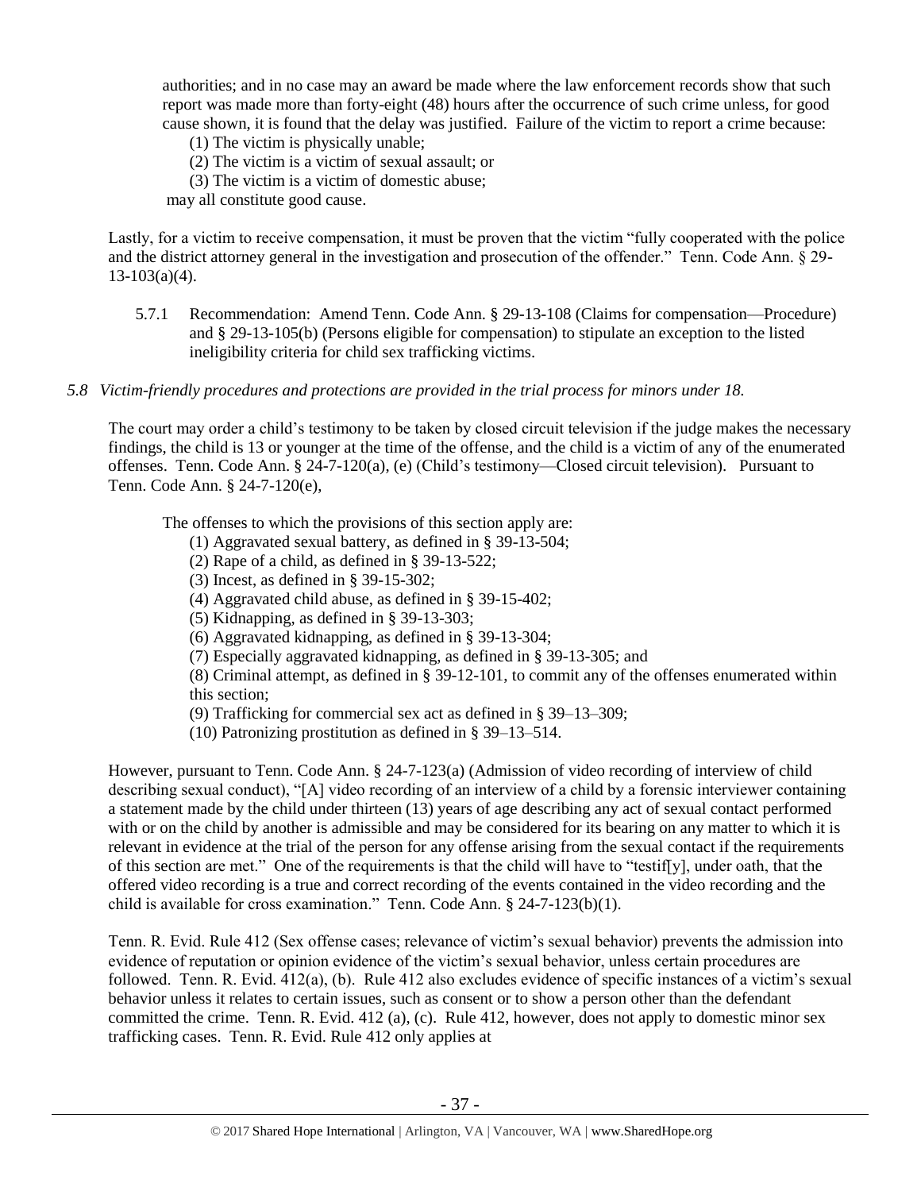> authorities; and in no case may an award be made where the law enforcement records show that such report was made more than forty-eight (48) hours after the occurrence of such crime unless, for good cause shown, it is found that the delay was justified. Failure of the victim to report a crime because:
>
> (1) The victim is physically unable;
>
> (2) The victim is a victim of sexual assault; or
>
> (3) The victim is a victim of domestic abuse;
>
> may all constitute good cause.

Lastly, for a victim to receive compensation, it must be proven that the victim "fully cooperated with the police and the district attorney general in the investigation and prosecution of the offender." Tenn. Code Ann. § 29-13-103(a)(4).

5.7.1 Recommendation: Amend Tenn. Code Ann. § 29-13-108 (Claims for compensation—Procedure) and § 29-13-105(b) (Persons eligible for compensation) to stipulate an exception to the listed ineligibility criteria for child sex trafficking victims.

*5.8 Victim-friendly procedures and protections are provided in the trial process for minors under 18.*

The court may order a child's testimony to be taken by closed circuit television if the judge makes the necessary findings, the child is 13 or younger at the time of the offense, and the child is a victim of any of the enumerated offenses. Tenn. Code Ann. § 24-7-120(a), (e) (Child's testimony—Closed circuit television). Pursuant to Tenn. Code Ann. § 24-7-120(e),

> The offenses to which the provisions of this section apply are:
>
> (1) Aggravated sexual battery, as defined in § 39-13-504;
>
> (2) Rape of a child, as defined in § 39-13-522;
>
> (3) Incest, as defined in § 39-15-302;
>
> (4) Aggravated child abuse, as defined in § 39-15-402;
>
> (5) Kidnapping, as defined in § 39-13-303;
>
> (6) Aggravated kidnapping, as defined in § 39-13-304;
>
> (7) Especially aggravated kidnapping, as defined in § 39-13-305; and
>
> (8) Criminal attempt, as defined in § 39-12-101, to commit any of the offenses enumerated within this section;
>
> (9) Trafficking for commercial sex act as defined in § 39–13–309;
>
> (10) Patronizing prostitution as defined in § 39–13–514.

However, pursuant to Tenn. Code Ann. § 24-7-123(a) (Admission of video recording of interview of child describing sexual conduct), "[A] video recording of an interview of a child by a forensic interviewer containing a statement made by the child under thirteen (13) years of age describing any act of sexual contact performed with or on the child by another is admissible and may be considered for its bearing on any matter to which it is relevant in evidence at the trial of the person for any offense arising from the sexual contact if the requirements of this section are met." One of the requirements is that the child will have to "testif[y], under oath, that the offered video recording is a true and correct recording of the events contained in the video recording and the child is available for cross examination." Tenn. Code Ann. § 24-7-123(b)(1).

Tenn. R. Evid. Rule 412 (Sex offense cases; relevance of victim's sexual behavior) prevents the admission into evidence of reputation or opinion evidence of the victim's sexual behavior, unless certain procedures are followed. Tenn. R. Evid. 412(a), (b). Rule 412 also excludes evidence of specific instances of a victim's sexual behavior unless it relates to certain issues, such as consent or to show a person other than the defendant committed the crime. Tenn. R. Evid. 412 (a), (c). Rule 412, however, does not apply to domestic minor sex trafficking cases. Tenn. R. Evid. Rule 412 only applies at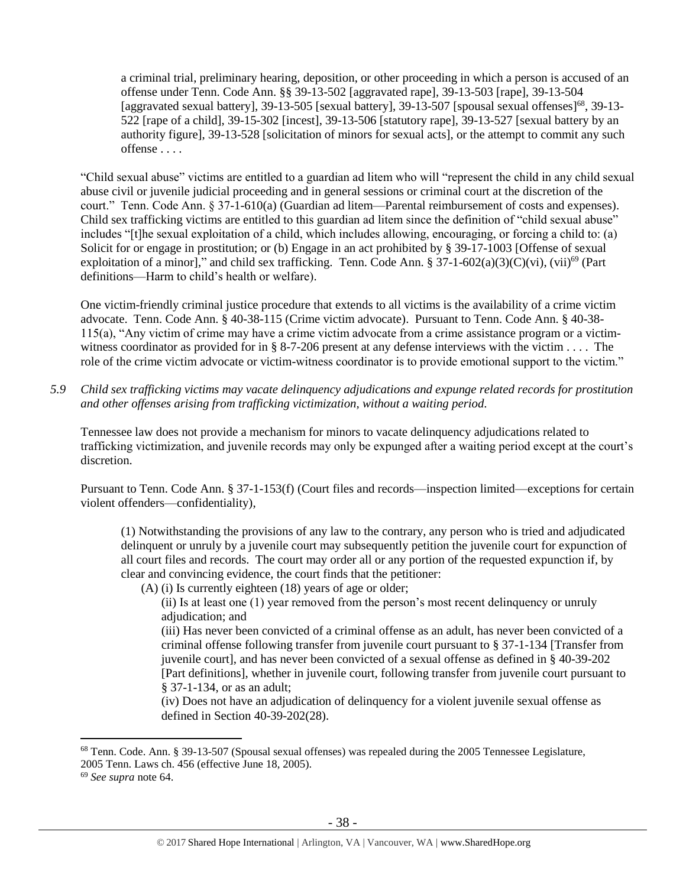> a criminal trial, preliminary hearing, deposition, or other proceeding in which a person is accused of an offense under Tenn. Code Ann. §§ 39-13-502 [aggravated rape], 39-13-503 [rape], 39-13-504 [aggravated sexual battery], 39-13-505 [sexual battery], 39-13-507 [spousal sexual offenses][68], 39-13-522 [rape of a child], 39-15-302 [incest], 39-13-506 [statutory rape], 39-13-527 [sexual battery by an authority figure], 39-13-528 [solicitation of minors for sexual acts], or the attempt to commit any such offense . . . .

"Child sexual abuse" victims are entitled to a guardian ad litem who will "represent the child in any child sexual abuse civil or juvenile judicial proceeding and in general sessions or criminal court at the discretion of the court." Tenn. Code Ann. § 37-1-610(a) (Guardian ad litem—Parental reimbursement of costs and expenses). Child sex trafficking victims are entitled to this guardian ad litem since the definition of "child sexual abuse" includes "[t]he sexual exploitation of a child, which includes allowing, encouraging, or forcing a child to: (a) Solicit for or engage in prostitution; or (b) Engage in an act prohibited by § 39-17-1003 [Offense of sexual exploitation of a minor]," and child sex trafficking. Tenn. Code Ann. § 37-1-602(a)(3)(C)(vi), (vii)[69] (Part definitions—Harm to child's health or welfare).

One victim-friendly criminal justice procedure that extends to all victims is the availability of a crime victim advocate. Tenn. Code Ann. § 40-38-115 (Crime victim advocate). Pursuant to Tenn. Code Ann. § 40-38-115(a), "Any victim of crime may have a crime victim advocate from a crime assistance program or a victim-witness coordinator as provided for in § 8-7-206 present at any defense interviews with the victim . . . . The role of the crime victim advocate or victim-witness coordinator is to provide emotional support to the victim."

*5.9 Child sex trafficking victims may vacate delinquency adjudications and expunge related records for prostitution and other offenses arising from trafficking victimization, without a waiting period.*

Tennessee law does not provide a mechanism for minors to vacate delinquency adjudications related to trafficking victimization, and juvenile records may only be expunged after a waiting period except at the court's discretion.

Pursuant to Tenn. Code Ann. § 37-1-153(f) (Court files and records—inspection limited—exceptions for certain violent offenders—confidentiality),

> (1) Notwithstanding the provisions of any law to the contrary, any person who is tried and adjudicated delinquent or unruly by a juvenile court may subsequently petition the juvenile court for expunction of all court files and records. The court may order all or any portion of the requested expunction if, by clear and convincing evidence, the court finds that the petitioner:
>
> (A) (i) Is currently eighteen (18) years of age or older;
>
> (ii) Is at least one (1) year removed from the person's most recent delinquency or unruly adjudication; and
>
> (iii) Has never been convicted of a criminal offense as an adult, has never been convicted of a criminal offense following transfer from juvenile court pursuant to § 37-1-134 [Transfer from juvenile court], and has never been convicted of a sexual offense as defined in § 40-39-202 [Part definitions], whether in juvenile court, following transfer from juvenile court pursuant to § 37-1-134, or as an adult;
>
> (iv) Does not have an adjudication of delinquency for a violent juvenile sexual offense as defined in Section 40-39-202(28).

---

[68] Tenn. Code. Ann. § 39-13-507 (Spousal sexual offenses) was repealed during the 2005 Tennessee Legislature, 2005 Tenn. Laws ch. 456 (effective June 18, 2005).

[69] *See supra* note 64.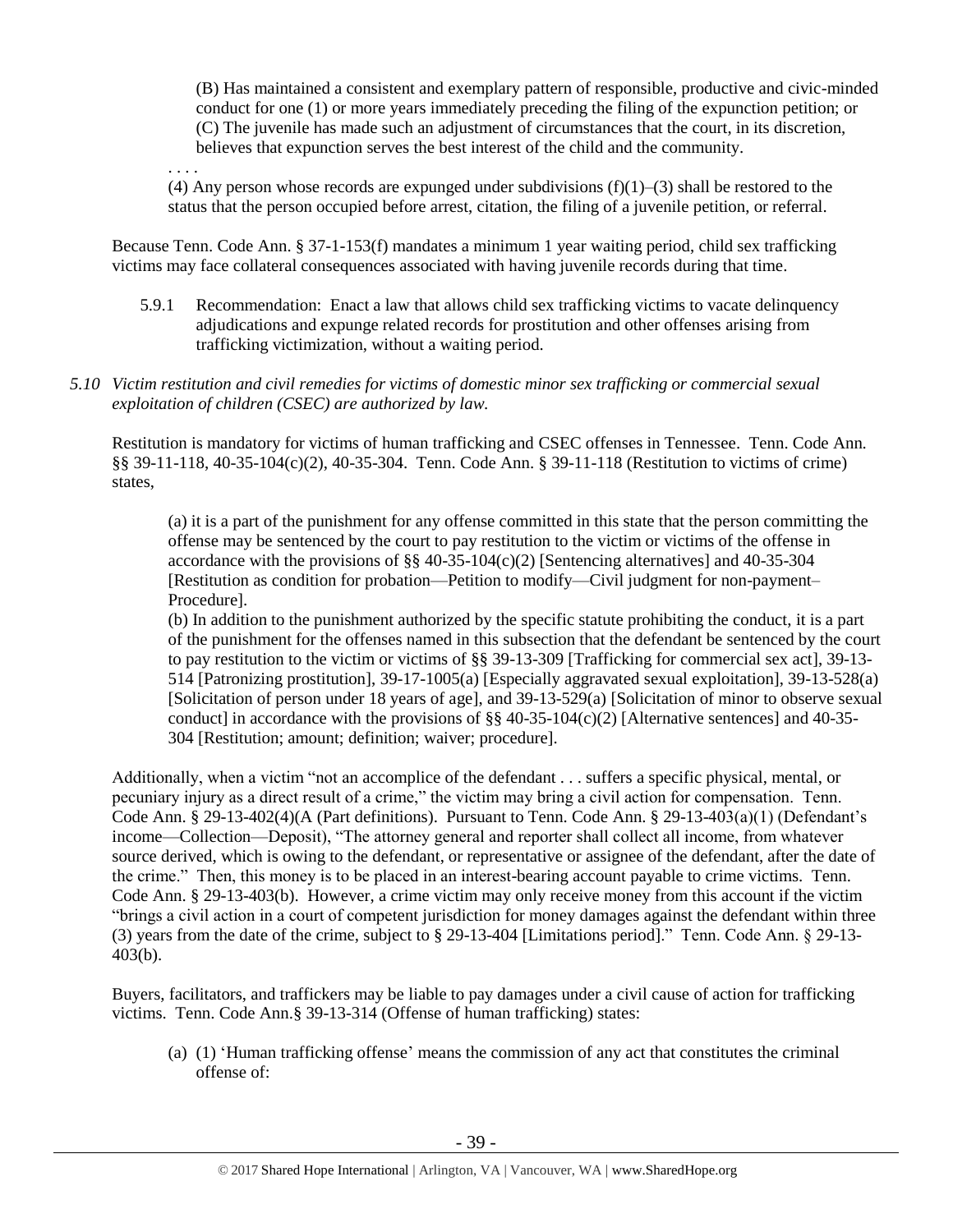(B) Has maintained a consistent and exemplary pattern of responsible, productive and civic-minded conduct for one (1) or more years immediately preceding the filing of the expunction petition; or
(C) The juvenile has made such an adjustment of circumstances that the court, in its discretion, believes that expunction serves the best interest of the child and the community.

. . . .

(4) Any person whose records are expunged under subdivisions (f)(1)–(3) shall be restored to the status that the person occupied before arrest, citation, the filing of a juvenile petition, or referral.

Because Tenn. Code Ann. § 37-1-153(f) mandates a minimum 1 year waiting period, child sex trafficking victims may face collateral consequences associated with having juvenile records during that time.

5.9.1 Recommendation: Enact a law that allows child sex trafficking victims to vacate delinquency adjudications and expunge related records for prostitution and other offenses arising from trafficking victimization, without a waiting period.

*5.10 Victim restitution and civil remedies for victims of domestic minor sex trafficking or commercial sexual exploitation of children (CSEC) are authorized by law.*

Restitution is mandatory for victims of human trafficking and CSEC offenses in Tennessee. Tenn. Code Ann. §§ 39-11-118, 40-35-104(c)(2), 40-35-304. Tenn. Code Ann. § 39-11-118 (Restitution to victims of crime) states,

> (a) it is a part of the punishment for any offense committed in this state that the person committing the offense may be sentenced by the court to pay restitution to the victim or victims of the offense in accordance with the provisions of §§ 40-35-104(c)(2) [Sentencing alternatives] and 40-35-304 [Restitution as condition for probation—Petition to modify—Civil judgment for non-payment–Procedure].
>
> (b) In addition to the punishment authorized by the specific statute prohibiting the conduct, it is a part of the punishment for the offenses named in this subsection that the defendant be sentenced by the court to pay restitution to the victim or victims of §§ 39-13-309 [Trafficking for commercial sex act], 39-13-514 [Patronizing prostitution], 39-17-1005(a) [Especially aggravated sexual exploitation], 39-13-528(a) [Solicitation of person under 18 years of age], and 39-13-529(a) [Solicitation of minor to observe sexual conduct] in accordance with the provisions of §§ 40-35-104(c)(2) [Alternative sentences] and 40-35-304 [Restitution; amount; definition; waiver; procedure].

Additionally, when a victim "not an accomplice of the defendant . . . suffers a specific physical, mental, or pecuniary injury as a direct result of a crime," the victim may bring a civil action for compensation. Tenn. Code Ann. § 29-13-402(4)(A (Part definitions). Pursuant to Tenn. Code Ann. § 29-13-403(a)(1) (Defendant's income—Collection—Deposit), "The attorney general and reporter shall collect all income, from whatever source derived, which is owing to the defendant, or representative or assignee of the defendant, after the date of the crime." Then, this money is to be placed in an interest-bearing account payable to crime victims. Tenn. Code Ann. § 29-13-403(b). However, a crime victim may only receive money from this account if the victim "brings a civil action in a court of competent jurisdiction for money damages against the defendant within three (3) years from the date of the crime, subject to § 29-13-404 [Limitations period]." Tenn. Code Ann. § 29-13-403(b).

Buyers, facilitators, and traffickers may be liable to pay damages under a civil cause of action for trafficking victims. Tenn. Code Ann.§ 39-13-314 (Offense of human trafficking) states:

> (a) (1) 'Human trafficking offense' means the commission of any act that constitutes the criminal offense of: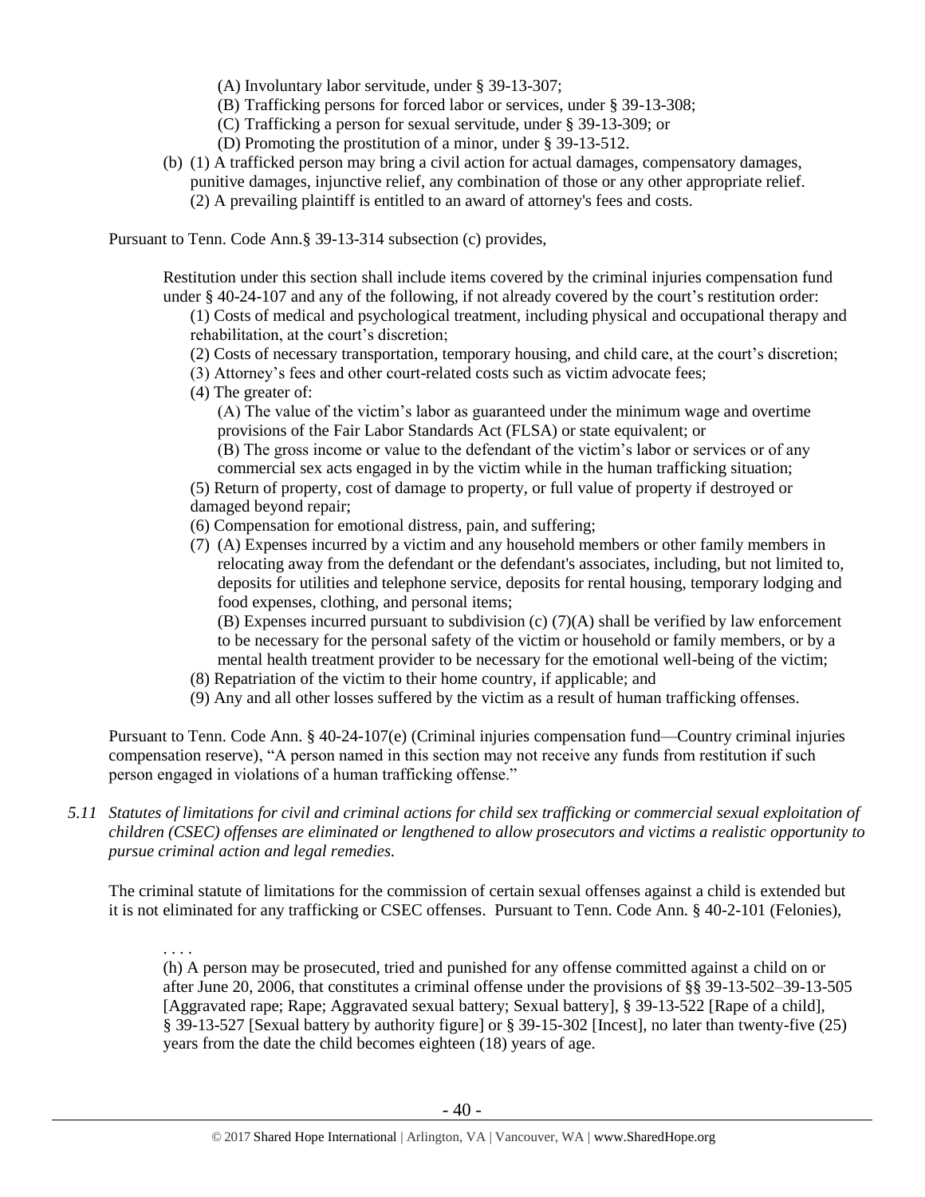(A) Involuntary labor servitude, under § 39-13-307;
(B) Trafficking persons for forced labor or services, under § 39-13-308;
(C) Trafficking a person for sexual servitude, under § 39-13-309; or
(D) Promoting the prostitution of a minor, under § 39-13-512.

(b) (1) A trafficked person may bring a civil action for actual damages, compensatory damages, punitive damages, injunctive relief, any combination of those or any other appropriate relief.
(2) A prevailing plaintiff is entitled to an award of attorney's fees and costs.

Pursuant to Tenn. Code Ann.§ 39-13-314 subsection (c) provides,

> Restitution under this section shall include items covered by the criminal injuries compensation fund under § 40-24-107 and any of the following, if not already covered by the court's restitution order:
> (1) Costs of medical and psychological treatment, including physical and occupational therapy and rehabilitation, at the court's discretion;
> (2) Costs of necessary transportation, temporary housing, and child care, at the court's discretion;
> (3) Attorney's fees and other court-related costs such as victim advocate fees;
> (4) The greater of:
> (A) The value of the victim's labor as guaranteed under the minimum wage and overtime provisions of the Fair Labor Standards Act (FLSA) or state equivalent; or
> (B) The gross income or value to the defendant of the victim's labor or services or of any commercial sex acts engaged in by the victim while in the human trafficking situation;
> (5) Return of property, cost of damage to property, or full value of property if destroyed or damaged beyond repair;
> (6) Compensation for emotional distress, pain, and suffering;
> (7) (A) Expenses incurred by a victim and any household members or other family members in relocating away from the defendant or the defendant's associates, including, but not limited to, deposits for utilities and telephone service, deposits for rental housing, temporary lodging and food expenses, clothing, and personal items;
> (B) Expenses incurred pursuant to subdivision (c) (7)(A) shall be verified by law enforcement to be necessary for the personal safety of the victim or household or family members, or by a mental health treatment provider to be necessary for the emotional well-being of the victim;
> (8) Repatriation of the victim to their home country, if applicable; and
> (9) Any and all other losses suffered by the victim as a result of human trafficking offenses.

Pursuant to Tenn. Code Ann. § 40-24-107(e) (Criminal injuries compensation fund—Country criminal injuries compensation reserve), "A person named in this section may not receive any funds from restitution if such person engaged in violations of a human trafficking offense."

*5.11 Statutes of limitations for civil and criminal actions for child sex trafficking or commercial sexual exploitation of children (CSEC) offenses are eliminated or lengthened to allow prosecutors and victims a realistic opportunity to pursue criminal action and legal remedies.*

The criminal statute of limitations for the commission of certain sexual offenses against a child is extended but it is not eliminated for any trafficking or CSEC offenses. Pursuant to Tenn. Code Ann. § 40-2-101 (Felonies),

> . . . .
> (h) A person may be prosecuted, tried and punished for any offense committed against a child on or after June 20, 2006, that constitutes a criminal offense under the provisions of §§ 39-13-502–39-13-505 [Aggravated rape; Rape; Aggravated sexual battery; Sexual battery], § 39-13-522 [Rape of a child], § 39-13-527 [Sexual battery by authority figure] or § 39-15-302 [Incest], no later than twenty-five (25) years from the date the child becomes eighteen (18) years of age.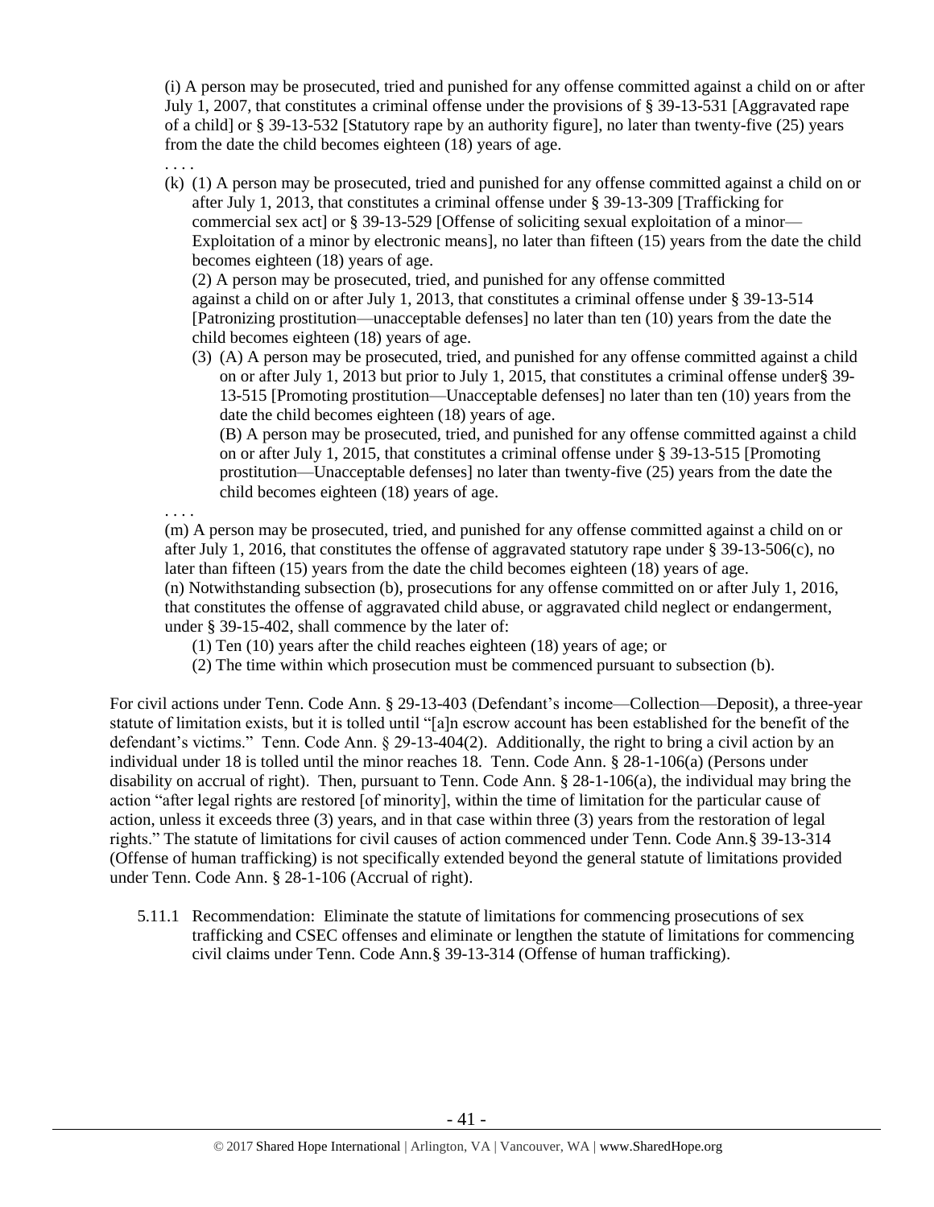(i) A person may be prosecuted, tried and punished for any offense committed against a child on or after July 1, 2007, that constitutes a criminal offense under the provisions of § 39-13-531 [Aggravated rape of a child] or § 39-13-532 [Statutory rape by an authority figure], no later than twenty-five (25) years from the date the child becomes eighteen (18) years of age.

. . . .

(k) (1) A person may be prosecuted, tried and punished for any offense committed against a child on or after July 1, 2013, that constitutes a criminal offense under § 39-13-309 [Trafficking for commercial sex act] or § 39-13-529 [Offense of soliciting sexual exploitation of a minor—Exploitation of a minor by electronic means], no later than fifteen (15) years from the date the child becomes eighteen (18) years of age.

(2) A person may be prosecuted, tried, and punished for any offense committed against a child on or after July 1, 2013, that constitutes a criminal offense under § 39-13-514 [Patronizing prostitution—unacceptable defenses] no later than ten (10) years from the date the child becomes eighteen (18) years of age.

(3) (A) A person may be prosecuted, tried, and punished for any offense committed against a child on or after July 1, 2013 but prior to July 1, 2015, that constitutes a criminal offense under§ 39-13-515 [Promoting prostitution—Unacceptable defenses] no later than ten (10) years from the date the child becomes eighteen (18) years of age.

(B) A person may be prosecuted, tried, and punished for any offense committed against a child on or after July 1, 2015, that constitutes a criminal offense under § 39-13-515 [Promoting prostitution—Unacceptable defenses] no later than twenty-five (25) years from the date the child becomes eighteen (18) years of age.

. . . .

(m) A person may be prosecuted, tried, and punished for any offense committed against a child on or after July 1, 2016, that constitutes the offense of aggravated statutory rape under § 39-13-506(c), no later than fifteen (15) years from the date the child becomes eighteen (18) years of age.

(n) Notwithstanding subsection (b), prosecutions for any offense committed on or after July 1, 2016, that constitutes the offense of aggravated child abuse, or aggravated child neglect or endangerment, under § 39-15-402, shall commence by the later of:

(1) Ten (10) years after the child reaches eighteen (18) years of age; or

(2) The time within which prosecution must be commenced pursuant to subsection (b).

For civil actions under Tenn. Code Ann. § 29-13-403 (Defendant's income—Collection—Deposit), a three-year statute of limitation exists, but it is tolled until "[a]n escrow account has been established for the benefit of the defendant's victims." Tenn. Code Ann. § 29-13-404(2). Additionally, the right to bring a civil action by an individual under 18 is tolled until the minor reaches 18. Tenn. Code Ann. § 28-1-106(a) (Persons under disability on accrual of right). Then, pursuant to Tenn. Code Ann. § 28-1-106(a), the individual may bring the action "after legal rights are restored [of minority], within the time of limitation for the particular cause of action, unless it exceeds three (3) years, and in that case within three (3) years from the restoration of legal rights." The statute of limitations for civil causes of action commenced under Tenn. Code Ann.§ 39-13-314 (Offense of human trafficking) is not specifically extended beyond the general statute of limitations provided under Tenn. Code Ann. § 28-1-106 (Accrual of right).

5.11.1 Recommendation: Eliminate the statute of limitations for commencing prosecutions of sex trafficking and CSEC offenses and eliminate or lengthen the statute of limitations for commencing civil claims under Tenn. Code Ann.§ 39-13-314 (Offense of human trafficking).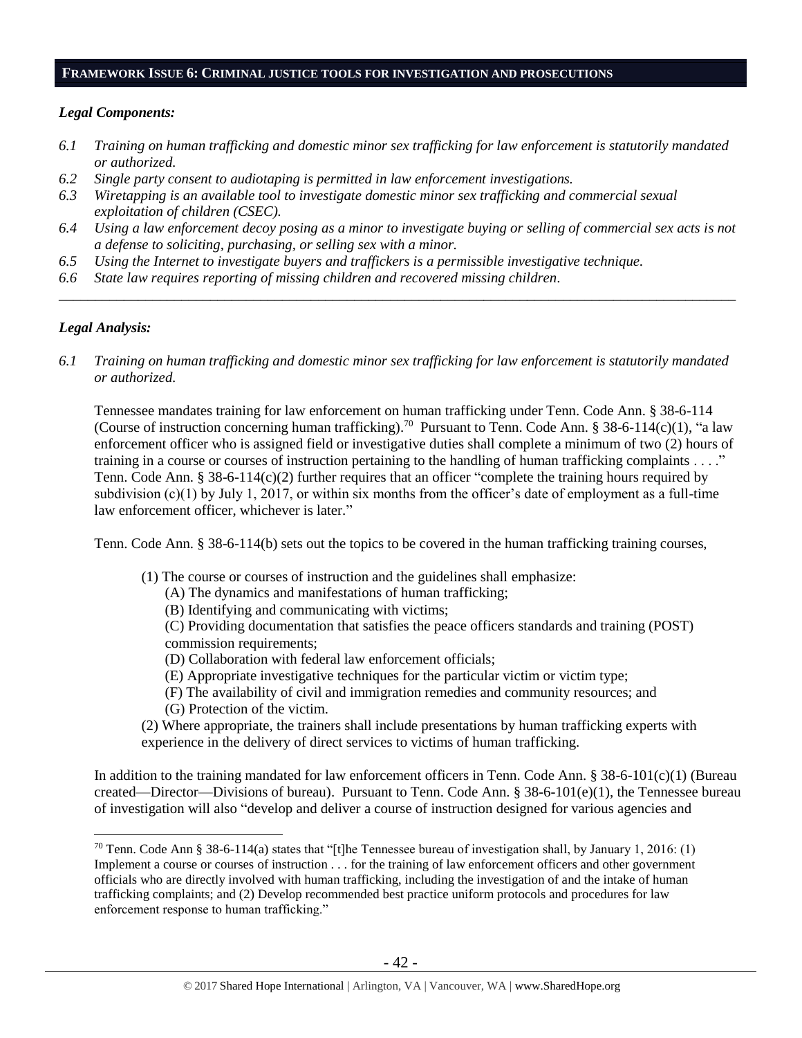## FRAMEWORK ISSUE 6: CRIMINAL JUSTICE TOOLS FOR INVESTIGATION AND PROSECUTIONS

### *Legal Components:*

*6.1 Training on human trafficking and domestic minor sex trafficking for law enforcement is statutorily mandated or authorized.*

*6.2 Single party consent to audiotaping is permitted in law enforcement investigations.*

*6.3 Wiretapping is an available tool to investigate domestic minor sex trafficking and commercial sexual exploitation of children (CSEC).*

*6.4 Using a law enforcement decoy posing as a minor to investigate buying or selling of commercial sex acts is not a defense to soliciting, purchasing, or selling sex with a minor.*

*6.5 Using the Internet to investigate buyers and traffickers is a permissible investigative technique.*

*6.6 State law requires reporting of missing children and recovered missing children.*

---

### *Legal Analysis:*

*6.1 Training on human trafficking and domestic minor sex trafficking for law enforcement is statutorily mandated or authorized.*

Tennessee mandates training for law enforcement on human trafficking under Tenn. Code Ann. § 38-6-114 (Course of instruction concerning human trafficking).[70] Pursuant to Tenn. Code Ann. § 38-6-114(c)(1), "a law enforcement officer who is assigned field or investigative duties shall complete a minimum of two (2) hours of training in a course or courses of instruction pertaining to the handling of human trafficking complaints . . . ." Tenn. Code Ann. § 38-6-114(c)(2) further requires that an officer "complete the training hours required by subdivision (c)(1) by July 1, 2017, or within six months from the officer's date of employment as a full-time law enforcement officer, whichever is later."

Tenn. Code Ann. § 38-6-114(b) sets out the topics to be covered in the human trafficking training courses,

> (1) The course or courses of instruction and the guidelines shall emphasize:
> (A) The dynamics and manifestations of human trafficking;
> (B) Identifying and communicating with victims;
> (C) Providing documentation that satisfies the peace officers standards and training (POST) commission requirements;
> (D) Collaboration with federal law enforcement officials;
> (E) Appropriate investigative techniques for the particular victim or victim type;
> (F) The availability of civil and immigration remedies and community resources; and
> (G) Protection of the victim.
> (2) Where appropriate, the trainers shall include presentations by human trafficking experts with experience in the delivery of direct services to victims of human trafficking.

In addition to the training mandated for law enforcement officers in Tenn. Code Ann. § 38-6-101(c)(1) (Bureau created—Director—Divisions of bureau). Pursuant to Tenn. Code Ann. § 38-6-101(e)(1), the Tennessee bureau of investigation will also "develop and deliver a course of instruction designed for various agencies and

---

[70] Tenn. Code Ann § 38-6-114(a) states that "[t]he Tennessee bureau of investigation shall, by January 1, 2016: (1) Implement a course or courses of instruction . . . for the training of law enforcement officers and other government officials who are directly involved with human trafficking, including the investigation of and the intake of human trafficking complaints; and (2) Develop recommended best practice uniform protocols and procedures for law enforcement response to human trafficking."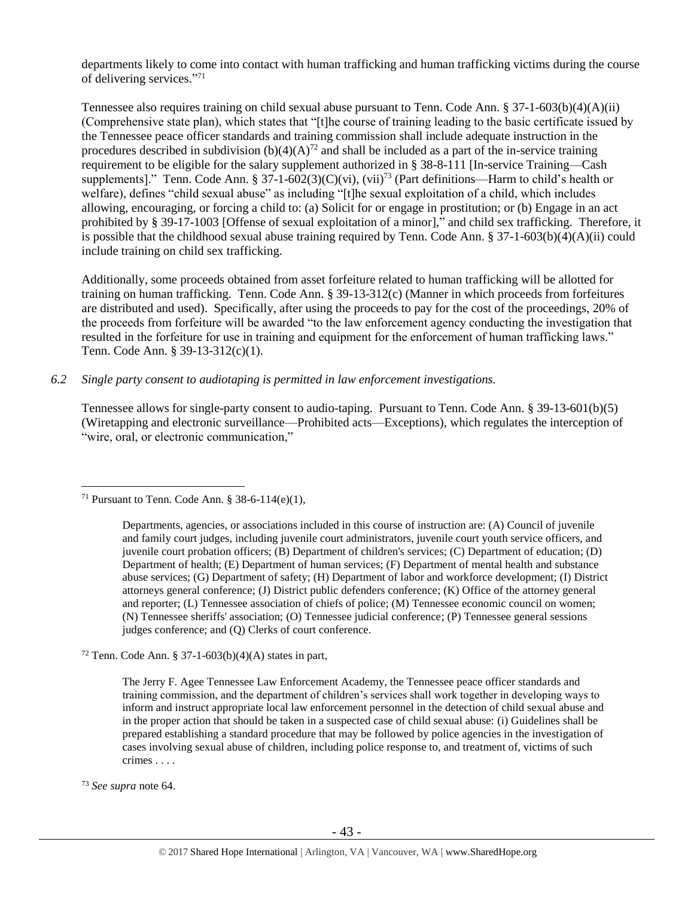departments likely to come into contact with human trafficking and human trafficking victims during the course of delivering services."[71]

Tennessee also requires training on child sexual abuse pursuant to Tenn. Code Ann. § 37-1-603(b)(4)(A)(ii) (Comprehensive state plan), which states that "[t]he course of training leading to the basic certificate issued by the Tennessee peace officer standards and training commission shall include adequate instruction in the procedures described in subdivision (b)(4)(A)[72] and shall be included as a part of the in-service training requirement to be eligible for the salary supplement authorized in § 38-8-111 [In-service Training—Cash supplements]." Tenn. Code Ann. § 37-1-602(3)(C)(vi), (vii)[73] (Part definitions—Harm to child's health or welfare), defines "child sexual abuse" as including "[t]he sexual exploitation of a child, which includes allowing, encouraging, or forcing a child to: (a) Solicit for or engage in prostitution; or (b) Engage in an act prohibited by § 39-17-1003 [Offense of sexual exploitation of a minor]," and child sex trafficking. Therefore, it is possible that the childhood sexual abuse training required by Tenn. Code Ann. § 37-1-603(b)(4)(A)(ii) could include training on child sex trafficking.

Additionally, some proceeds obtained from asset forfeiture related to human trafficking will be allotted for training on human trafficking. Tenn. Code Ann. § 39-13-312(c) (Manner in which proceeds from forfeitures are distributed and used). Specifically, after using the proceeds to pay for the cost of the proceedings, 20% of the proceeds from forfeiture will be awarded "to the law enforcement agency conducting the investigation that resulted in the forfeiture for use in training and equipment for the enforcement of human trafficking laws." Tenn. Code Ann. § 39-13-312(c)(1).

*6.2 Single party consent to audiotaping is permitted in law enforcement investigations.*

Tennessee allows for single-party consent to audio-taping. Pursuant to Tenn. Code Ann. § 39-13-601(b)(5) (Wiretapping and electronic surveillance—Prohibited acts—Exceptions), which regulates the interception of "wire, oral, or electronic communication,"

---

[71] Pursuant to Tenn. Code Ann. § 38-6-114(e)(1),

> Departments, agencies, or associations included in this course of instruction are: (A) Council of juvenile and family court judges, including juvenile court administrators, juvenile court youth service officers, and juvenile court probation officers; (B) Department of children's services; (C) Department of education; (D) Department of health; (E) Department of human services; (F) Department of mental health and substance abuse services; (G) Department of safety; (H) Department of labor and workforce development; (I) District attorneys general conference; (J) District public defenders conference; (K) Office of the attorney general and reporter; (L) Tennessee association of chiefs of police; (M) Tennessee economic council on women; (N) Tennessee sheriffs' association; (O) Tennessee judicial conference; (P) Tennessee general sessions judges conference; and (Q) Clerks of court conference.

[72] Tenn. Code Ann. § 37-1-603(b)(4)(A) states in part,

> The Jerry F. Agee Tennessee Law Enforcement Academy, the Tennessee peace officer standards and training commission, and the department of children's services shall work together in developing ways to inform and instruct appropriate local law enforcement personnel in the detection of child sexual abuse and in the proper action that should be taken in a suspected case of child sexual abuse: (i) Guidelines shall be prepared establishing a standard procedure that may be followed by police agencies in the investigation of cases involving sexual abuse of children, including police response to, and treatment of, victims of such crimes . . . .

[73] *See supra* note 64.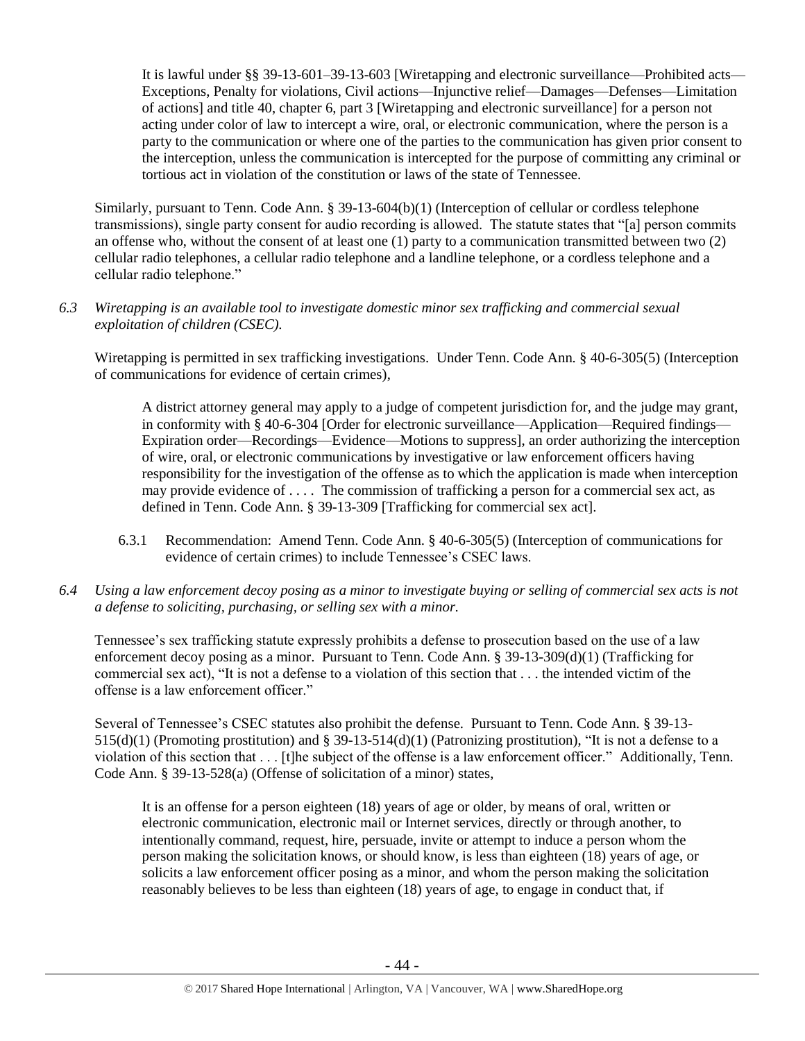> It is lawful under §§ 39-13-601–39-13-603 [Wiretapping and electronic surveillance—Prohibited acts—Exceptions, Penalty for violations, Civil actions—Injunctive relief—Damages—Defenses—Limitation of actions] and title 40, chapter 6, part 3 [Wiretapping and electronic surveillance] for a person not acting under color of law to intercept a wire, oral, or electronic communication, where the person is a party to the communication or where one of the parties to the communication has given prior consent to the interception, unless the communication is intercepted for the purpose of committing any criminal or tortious act in violation of the constitution or laws of the state of Tennessee.

Similarly, pursuant to Tenn. Code Ann. § 39-13-604(b)(1) (Interception of cellular or cordless telephone transmissions), single party consent for audio recording is allowed. The statute states that "[a] person commits an offense who, without the consent of at least one (1) party to a communication transmitted between two (2) cellular radio telephones, a cellular radio telephone and a landline telephone, or a cordless telephone and a cellular radio telephone."

*6.3 Wiretapping is an available tool to investigate domestic minor sex trafficking and commercial sexual exploitation of children (CSEC).*

Wiretapping is permitted in sex trafficking investigations. Under Tenn. Code Ann. § 40-6-305(5) (Interception of communications for evidence of certain crimes),

> A district attorney general may apply to a judge of competent jurisdiction for, and the judge may grant, in conformity with § 40-6-304 [Order for electronic surveillance—Application—Required findings—Expiration order—Recordings—Evidence—Motions to suppress], an order authorizing the interception of wire, oral, or electronic communications by investigative or law enforcement officers having responsibility for the investigation of the offense as to which the application is made when interception may provide evidence of . . . . The commission of trafficking a person for a commercial sex act, as defined in Tenn. Code Ann. § 39-13-309 [Trafficking for commercial sex act].

6.3.1 Recommendation: Amend Tenn. Code Ann. § 40-6-305(5) (Interception of communications for evidence of certain crimes) to include Tennessee's CSEC laws.

*6.4 Using a law enforcement decoy posing as a minor to investigate buying or selling of commercial sex acts is not a defense to soliciting, purchasing, or selling sex with a minor.*

Tennessee's sex trafficking statute expressly prohibits a defense to prosecution based on the use of a law enforcement decoy posing as a minor. Pursuant to Tenn. Code Ann. § 39-13-309(d)(1) (Trafficking for commercial sex act), "It is not a defense to a violation of this section that . . . the intended victim of the offense is a law enforcement officer."

Several of Tennessee's CSEC statutes also prohibit the defense. Pursuant to Tenn. Code Ann. § 39-13-515(d)(1) (Promoting prostitution) and § 39-13-514(d)(1) (Patronizing prostitution), "It is not a defense to a violation of this section that . . . [t]he subject of the offense is a law enforcement officer." Additionally, Tenn. Code Ann. § 39-13-528(a) (Offense of solicitation of a minor) states,

> It is an offense for a person eighteen (18) years of age or older, by means of oral, written or electronic communication, electronic mail or Internet services, directly or through another, to intentionally command, request, hire, persuade, invite or attempt to induce a person whom the person making the solicitation knows, or should know, is less than eighteen (18) years of age, or solicits a law enforcement officer posing as a minor, and whom the person making the solicitation reasonably believes to be less than eighteen (18) years of age, to engage in conduct that, if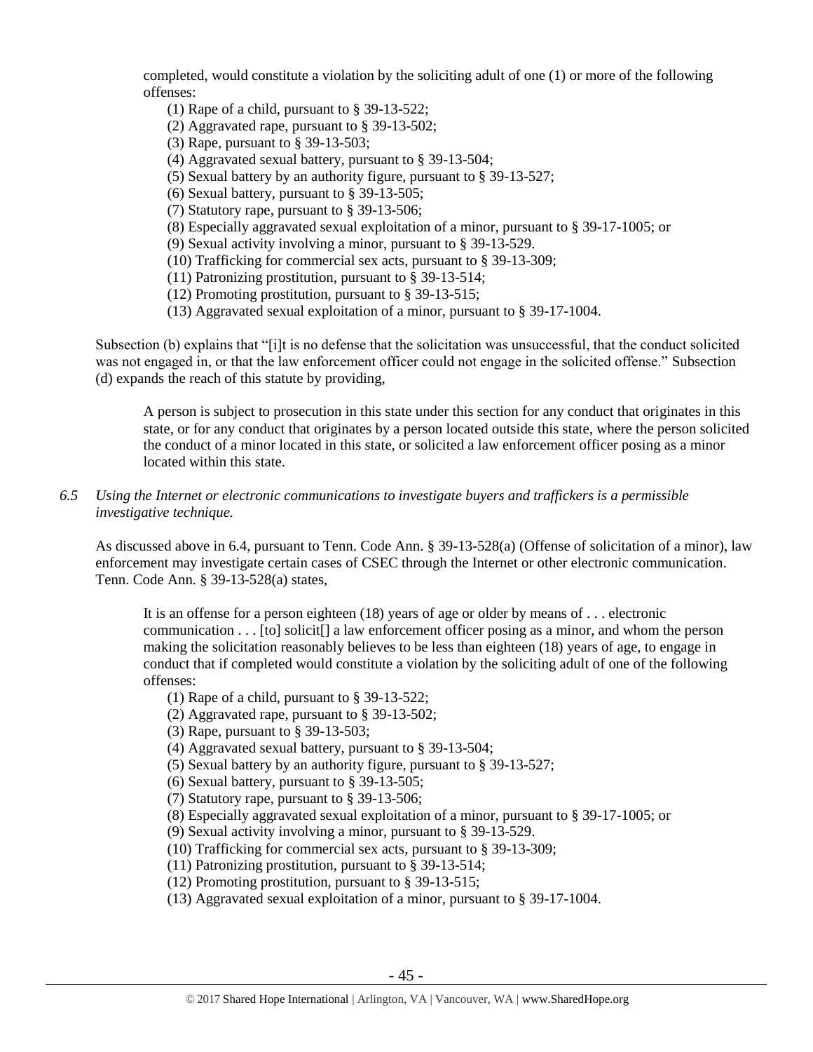completed, would constitute a violation by the soliciting adult of one (1) or more of the following offenses:

(1) Rape of a child, pursuant to § 39-13-522;
(2) Aggravated rape, pursuant to § 39-13-502;
(3) Rape, pursuant to § 39-13-503;
(4) Aggravated sexual battery, pursuant to § 39-13-504;
(5) Sexual battery by an authority figure, pursuant to § 39-13-527;
(6) Sexual battery, pursuant to § 39-13-505;
(7) Statutory rape, pursuant to § 39-13-506;
(8) Especially aggravated sexual exploitation of a minor, pursuant to § 39-17-1005; or
(9) Sexual activity involving a minor, pursuant to § 39-13-529.
(10) Trafficking for commercial sex acts, pursuant to § 39-13-309;
(11) Patronizing prostitution, pursuant to § 39-13-514;
(12) Promoting prostitution, pursuant to § 39-13-515;
(13) Aggravated sexual exploitation of a minor, pursuant to § 39-17-1004.

Subsection (b) explains that "[i]t is no defense that the solicitation was unsuccessful, that the conduct solicited was not engaged in, or that the law enforcement officer could not engage in the solicited offense." Subsection (d) expands the reach of this statute by providing,

> A person is subject to prosecution in this state under this section for any conduct that originates in this state, or for any conduct that originates by a person located outside this state, where the person solicited the conduct of a minor located in this state, or solicited a law enforcement officer posing as a minor located within this state.

*6.5 Using the Internet or electronic communications to investigate buyers and traffickers is a permissible investigative technique.*

As discussed above in 6.4, pursuant to Tenn. Code Ann. § 39-13-528(a) (Offense of solicitation of a minor), law enforcement may investigate certain cases of CSEC through the Internet or other electronic communication. Tenn. Code Ann. § 39-13-528(a) states,

> It is an offense for a person eighteen (18) years of age or older by means of . . . electronic communication . . . [to] solicit[] a law enforcement officer posing as a minor, and whom the person making the solicitation reasonably believes to be less than eighteen (18) years of age, to engage in conduct that if completed would constitute a violation by the soliciting adult of one of the following offenses:
>
> (1) Rape of a child, pursuant to § 39-13-522;
> (2) Aggravated rape, pursuant to § 39-13-502;
> (3) Rape, pursuant to § 39-13-503;
> (4) Aggravated sexual battery, pursuant to § 39-13-504;
> (5) Sexual battery by an authority figure, pursuant to § 39-13-527;
> (6) Sexual battery, pursuant to § 39-13-505;
> (7) Statutory rape, pursuant to § 39-13-506;
> (8) Especially aggravated sexual exploitation of a minor, pursuant to § 39-17-1005; or
> (9) Sexual activity involving a minor, pursuant to § 39-13-529.
> (10) Trafficking for commercial sex acts, pursuant to § 39-13-309;
> (11) Patronizing prostitution, pursuant to § 39-13-514;
> (12) Promoting prostitution, pursuant to § 39-13-515;
> (13) Aggravated sexual exploitation of a minor, pursuant to § 39-17-1004.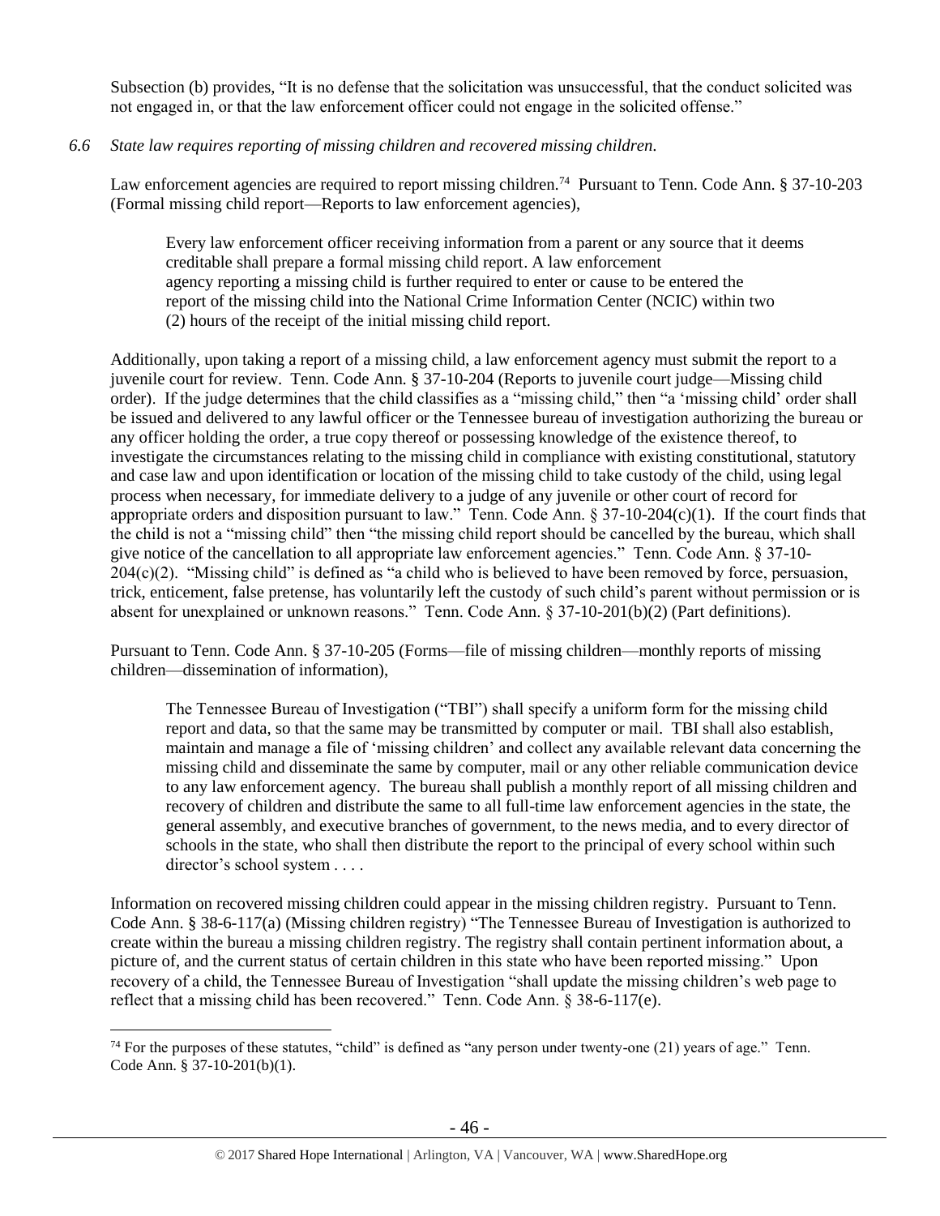Subsection (b) provides, "It is no defense that the solicitation was unsuccessful, that the conduct solicited was not engaged in, or that the law enforcement officer could not engage in the solicited offense."

*6.6 State law requires reporting of missing children and recovered missing children.*

Law enforcement agencies are required to report missing children.[74] Pursuant to Tenn. Code Ann. § 37-10-203 (Formal missing child report—Reports to law enforcement agencies),

> Every law enforcement officer receiving information from a parent or any source that it deems creditable shall prepare a formal missing child report. A law enforcement agency reporting a missing child is further required to enter or cause to be entered the report of the missing child into the National Crime Information Center (NCIC) within two (2) hours of the receipt of the initial missing child report.

Additionally, upon taking a report of a missing child, a law enforcement agency must submit the report to a juvenile court for review. Tenn. Code Ann. § 37-10-204 (Reports to juvenile court judge—Missing child order). If the judge determines that the child classifies as a "missing child," then "a 'missing child' order shall be issued and delivered to any lawful officer or the Tennessee bureau of investigation authorizing the bureau or any officer holding the order, a true copy thereof or possessing knowledge of the existence thereof, to investigate the circumstances relating to the missing child in compliance with existing constitutional, statutory and case law and upon identification or location of the missing child to take custody of the child, using legal process when necessary, for immediate delivery to a judge of any juvenile or other court of record for appropriate orders and disposition pursuant to law." Tenn. Code Ann. § 37-10-204(c)(1). If the court finds that the child is not a "missing child" then "the missing child report should be cancelled by the bureau, which shall give notice of the cancellation to all appropriate law enforcement agencies." Tenn. Code Ann. § 37-10-204(c)(2). "Missing child" is defined as "a child who is believed to have been removed by force, persuasion, trick, enticement, false pretense, has voluntarily left the custody of such child's parent without permission or is absent for unexplained or unknown reasons." Tenn. Code Ann. § 37-10-201(b)(2) (Part definitions).

Pursuant to Tenn. Code Ann. § 37-10-205 (Forms—file of missing children—monthly reports of missing children—dissemination of information),

> The Tennessee Bureau of Investigation ("TBI") shall specify a uniform form for the missing child report and data, so that the same may be transmitted by computer or mail. TBI shall also establish, maintain and manage a file of 'missing children' and collect any available relevant data concerning the missing child and disseminate the same by computer, mail or any other reliable communication device to any law enforcement agency. The bureau shall publish a monthly report of all missing children and recovery of children and distribute the same to all full-time law enforcement agencies in the state, the general assembly, and executive branches of government, to the news media, and to every director of schools in the state, who shall then distribute the report to the principal of every school within such director's school system . . . .

Information on recovered missing children could appear in the missing children registry. Pursuant to Tenn. Code Ann. § 38-6-117(a) (Missing children registry) "The Tennessee Bureau of Investigation is authorized to create within the bureau a missing children registry. The registry shall contain pertinent information about, a picture of, and the current status of certain children in this state who have been reported missing." Upon recovery of a child, the Tennessee Bureau of Investigation "shall update the missing children's web page to reflect that a missing child has been recovered." Tenn. Code Ann. § 38-6-117(e).

---

[74] For the purposes of these statutes, "child" is defined as "any person under twenty-one (21) years of age." Tenn. Code Ann. § 37-10-201(b)(1).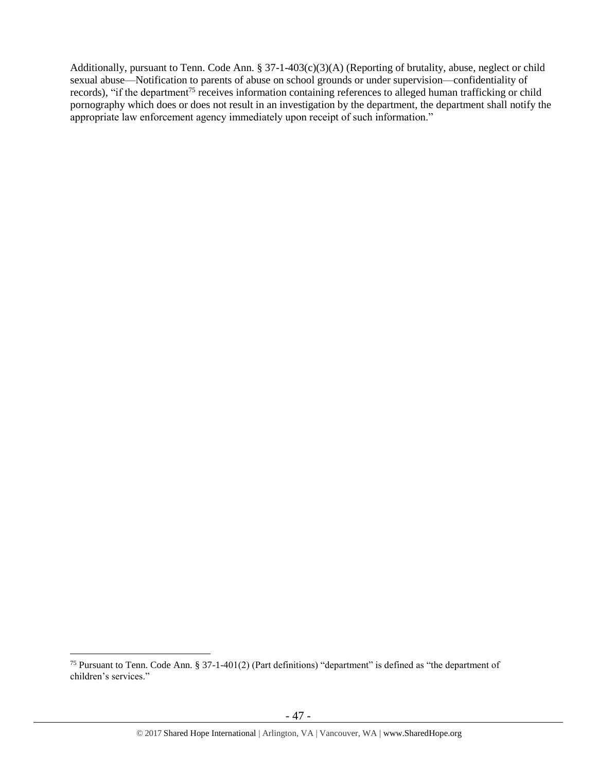Additionally, pursuant to Tenn. Code Ann. § 37-1-403(c)(3)(A) (Reporting of brutality, abuse, neglect or child sexual abuse—Notification to parents of abuse on school grounds or under supervision—confidentiality of records), "if the department[75] receives information containing references to alleged human trafficking or child pornography which does or does not result in an investigation by the department, the department shall notify the appropriate law enforcement agency immediately upon receipt of such information."

---

[75] Pursuant to Tenn. Code Ann. § 37-1-401(2) (Part definitions) "department" is defined as "the department of children's services."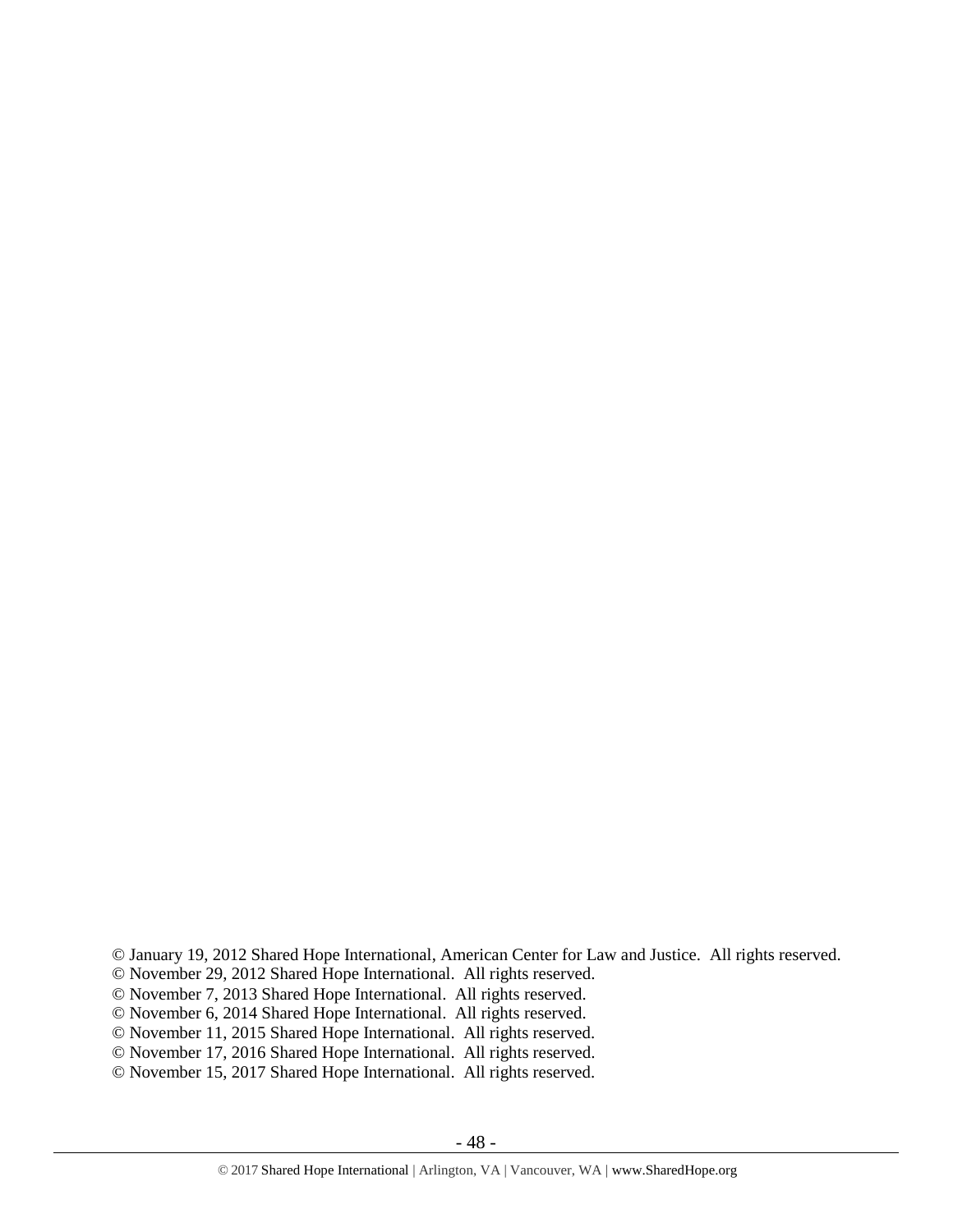© January 19, 2012 Shared Hope International, American Center for Law and Justice. All rights reserved.
© November 29, 2012 Shared Hope International. All rights reserved.
© November 7, 2013 Shared Hope International. All rights reserved.
© November 6, 2014 Shared Hope International. All rights reserved.
© November 11, 2015 Shared Hope International. All rights reserved.
© November 17, 2016 Shared Hope International. All rights reserved.
© November 15, 2017 Shared Hope International. All rights reserved.